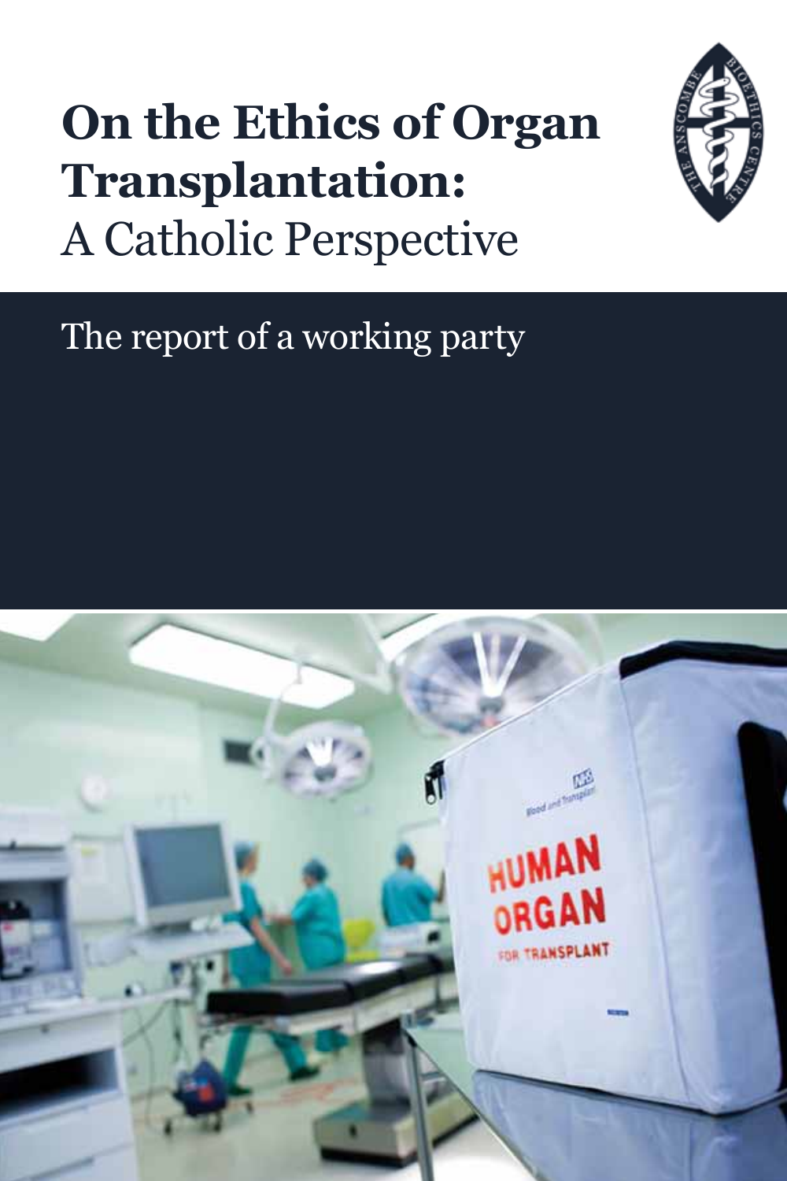# On the Ethics of Organ Transplantation:
## A Catholic Perspective

The report of a working party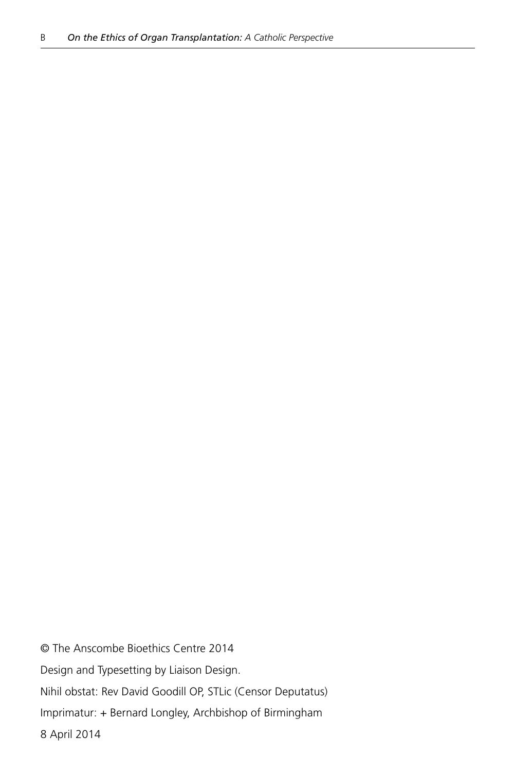© The Anscombe Bioethics Centre 2014

Design and Typesetting by Liaison Design.

Nihil obstat: Rev David Goodill OP, STLic (Censor Deputatus)

Imprimatur: + Bernard Longley, Archbishop of Birmingham

8 April 2014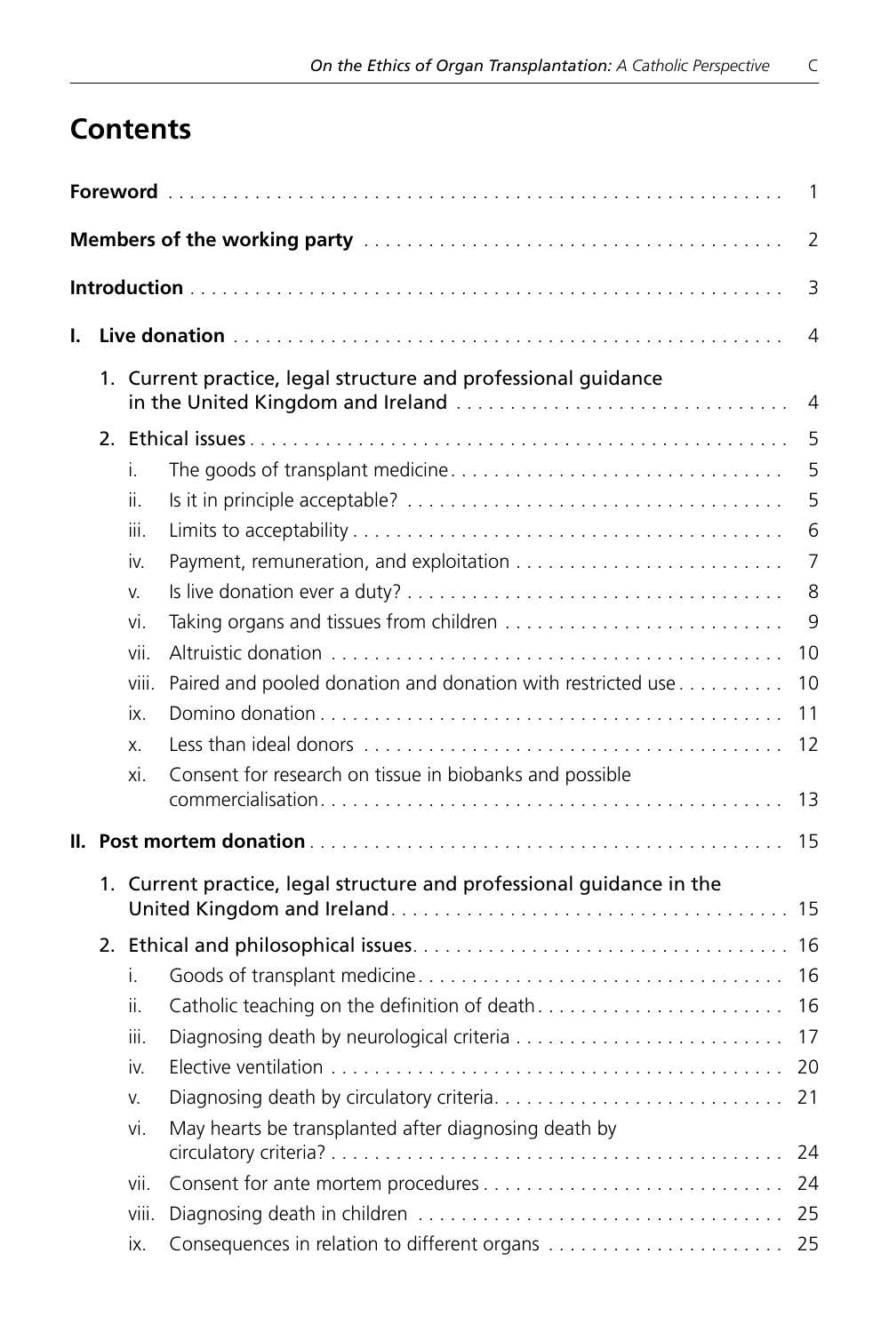# Contents

**Foreword** 1

**Members of the working party** 2

**Introduction** 3

**I. Live donation** 4

1. Current practice, legal structure and professional guidance in the United Kingdom and Ireland 4
2. Ethical issues 5
   - i. The goods of transplant medicine 5
   - ii. Is it in principle acceptable? 5
   - iii. Limits to acceptability 6
   - iv. Payment, remuneration, and exploitation 7
   - v. Is live donation ever a duty? 8
   - vi. Taking organs and tissues from children 9
   - vii. Altruistic donation 10
   - viii. Paired and pooled donation and donation with restricted use 10
   - ix. Domino donation 11
   - x. Less than ideal donors 12
   - xi. Consent for research on tissue in biobanks and possible commercialisation 13

**II. Post mortem donation** 15

1. Current practice, legal structure and professional guidance in the United Kingdom and Ireland 15
2. Ethical and philosophical issues 16
   - i. Goods of transplant medicine 16
   - ii. Catholic teaching on the definition of death 16
   - iii. Diagnosing death by neurological criteria 17
   - iv. Elective ventilation 20
   - v. Diagnosing death by circulatory criteria 21
   - vi. May hearts be transplanted after diagnosing death by circulatory criteria? 24
   - vii. Consent for ante mortem procedures 24
   - viii. Diagnosing death in children 25
   - ix. Consequences in relation to different organs 25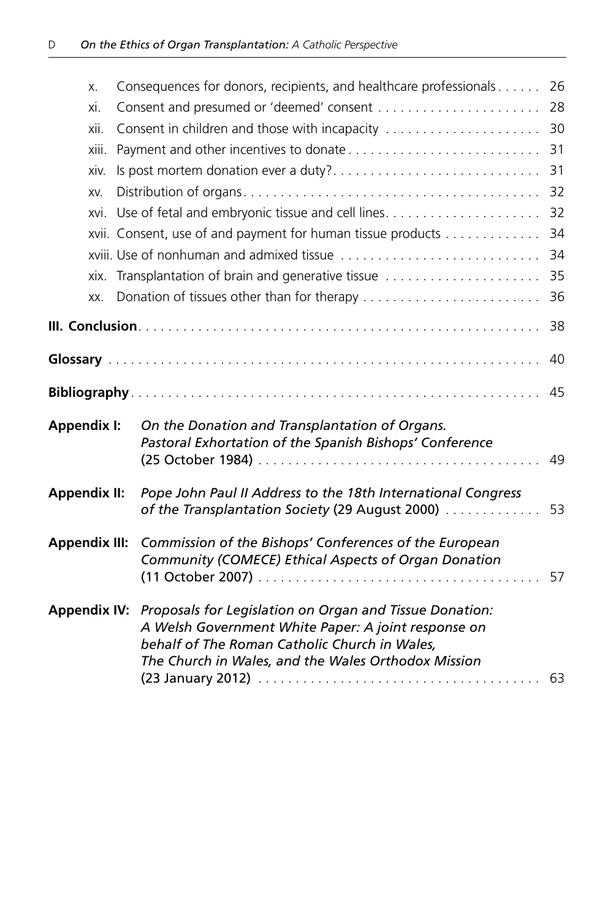x. Consequences for donors, recipients, and healthcare professionals . . . . . . 26

xi. Consent and presumed or 'deemed' consent . . . . . . . . . . . . . . . . . . . . . . 28

xii. Consent in children and those with incapacity . . . . . . . . . . . . . . . . . . . . . 30

xiii. Payment and other incentives to donate . . . . . . . . . . . . . . . . . . . . . . . . . . 31

xiv. Is post mortem donation ever a duty? . . . . . . . . . . . . . . . . . . . . . . . . . . . . 31

xv. Distribution of organs . . . . . . . . . . . . . . . . . . . . . . . . . . . . . . . . . . . . . . . . 32

xvi. Use of fetal and embryonic tissue and cell lines . . . . . . . . . . . . . . . . . . . . . 32

xvii. Consent, use of and payment for human tissue products . . . . . . . . . . . . . 34

xviii. Use of nonhuman and admixed tissue . . . . . . . . . . . . . . . . . . . . . . . . . . . 34

xix. Transplantation of brain and generative tissue . . . . . . . . . . . . . . . . . . . . . 35

xx. Donation of tissues other than for therapy . . . . . . . . . . . . . . . . . . . . . . . . 36

**III. Conclusion** . . . . . . . . . . . . . . . . . . . . . . . . . . . . . . . . . . . . . . . . . . . . . . . . . . . 38

**Glossary** . . . . . . . . . . . . . . . . . . . . . . . . . . . . . . . . . . . . . . . . . . . . . . . . . . . . . . . 40

**Bibliography** . . . . . . . . . . . . . . . . . . . . . . . . . . . . . . . . . . . . . . . . . . . . . . . . . . . . 45

**Appendix I:** *On the Donation and Transplantation of Organs. Pastoral Exhortation of the Spanish Bishops' Conference* (25 October 1984) . . . . . . . . . . . . . . . . . . . . . . . . . . . . . . . . . . . . . . 49

**Appendix II:** *Pope John Paul II Address to the 18th International Congress of the Transplantation Society* (29 August 2000) . . . . . . . . . . . . . 53

**Appendix III:** *Commission of the Bishops' Conferences of the European Community (COMECE) Ethical Aspects of Organ Donation* (11 October 2007) . . . . . . . . . . . . . . . . . . . . . . . . . . . . . . . . . . . . . 57

**Appendix IV:** *Proposals for Legislation on Organ and Tissue Donation: A Welsh Government White Paper: A joint response on behalf of The Roman Catholic Church in Wales, The Church in Wales, and the Wales Orthodox Mission* (23 January 2012) . . . . . . . . . . . . . . . . . . . . . . . . . . . . . . . . . . . . . 63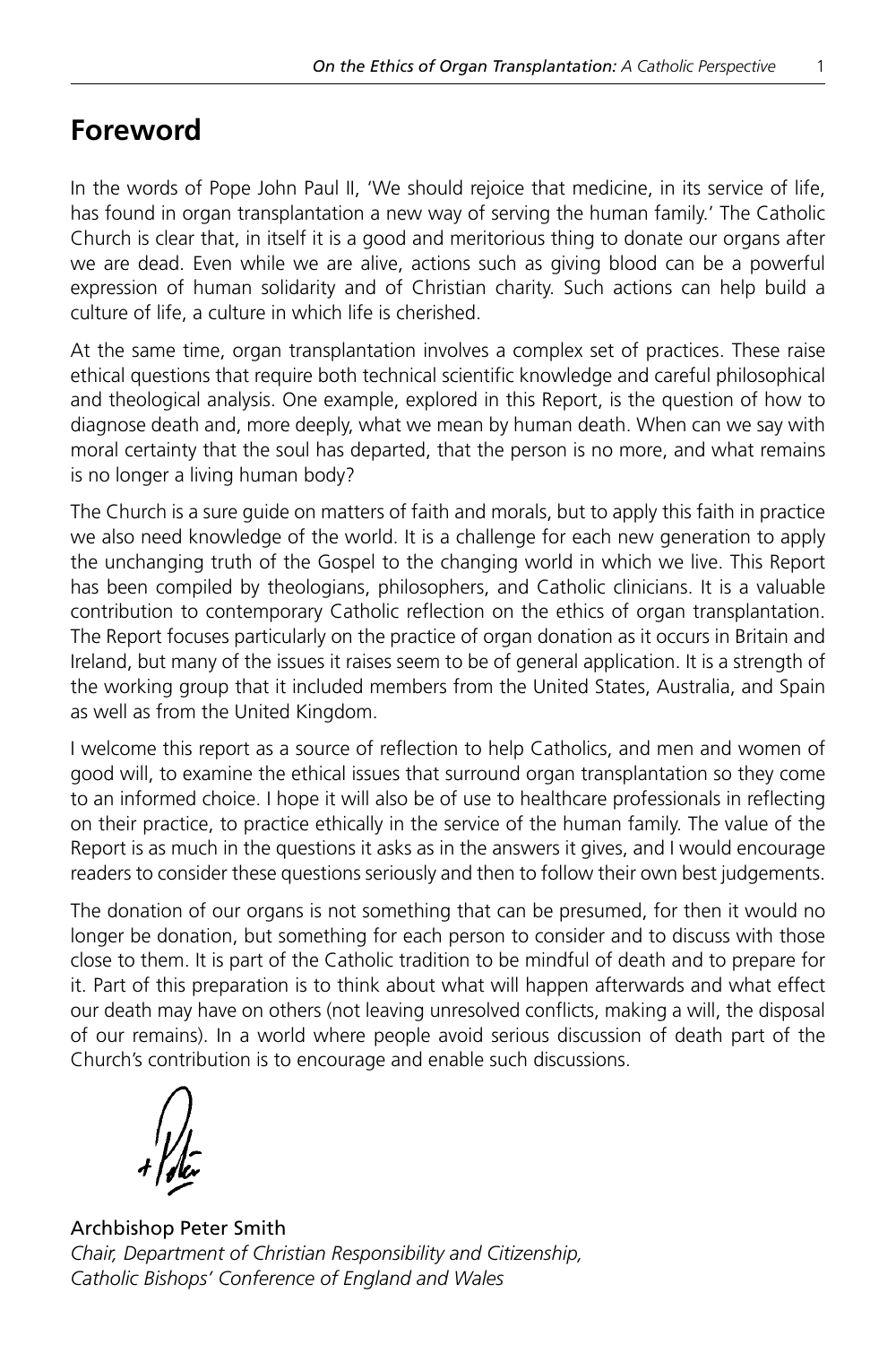## Foreword

In the words of Pope John Paul II, 'We should rejoice that medicine, in its service of life, has found in organ transplantation a new way of serving the human family.' The Catholic Church is clear that, in itself it is a good and meritorious thing to donate our organs after we are dead. Even while we are alive, actions such as giving blood can be a powerful expression of human solidarity and of Christian charity. Such actions can help build a culture of life, a culture in which life is cherished.

At the same time, organ transplantation involves a complex set of practices. These raise ethical questions that require both technical scientific knowledge and careful philosophical and theological analysis. One example, explored in this Report, is the question of how to diagnose death and, more deeply, what we mean by human death. When can we say with moral certainty that the soul has departed, that the person is no more, and what remains is no longer a living human body?

The Church is a sure guide on matters of faith and morals, but to apply this faith in practice we also need knowledge of the world. It is a challenge for each new generation to apply the unchanging truth of the Gospel to the changing world in which we live. This Report has been compiled by theologians, philosophers, and Catholic clinicians. It is a valuable contribution to contemporary Catholic reflection on the ethics of organ transplantation. The Report focuses particularly on the practice of organ donation as it occurs in Britain and Ireland, but many of the issues it raises seem to be of general application. It is a strength of the working group that it included members from the United States, Australia, and Spain as well as from the United Kingdom.

I welcome this report as a source of reflection to help Catholics, and men and women of good will, to examine the ethical issues that surround organ transplantation so they come to an informed choice. I hope it will also be of use to healthcare professionals in reflecting on their practice, to practice ethically in the service of the human family. The value of the Report is as much in the questions it asks as in the answers it gives, and I would encourage readers to consider these questions seriously and then to follow their own best judgements.

The donation of our organs is not something that can be presumed, for then it would no longer be donation, but something for each person to consider and to discuss with those close to them. It is part of the Catholic tradition to be mindful of death and to prepare for it. Part of this preparation is to think about what will happen afterwards and what effect our death may have on others (not leaving unresolved conflicts, making a will, the disposal of our remains). In a world where people avoid serious discussion of death part of the Church's contribution is to encourage and enable such discussions.

+Peter

Archbishop Peter Smith
*Chair, Department of Christian Responsibility and Citizenship,*
*Catholic Bishops' Conference of England and Wales*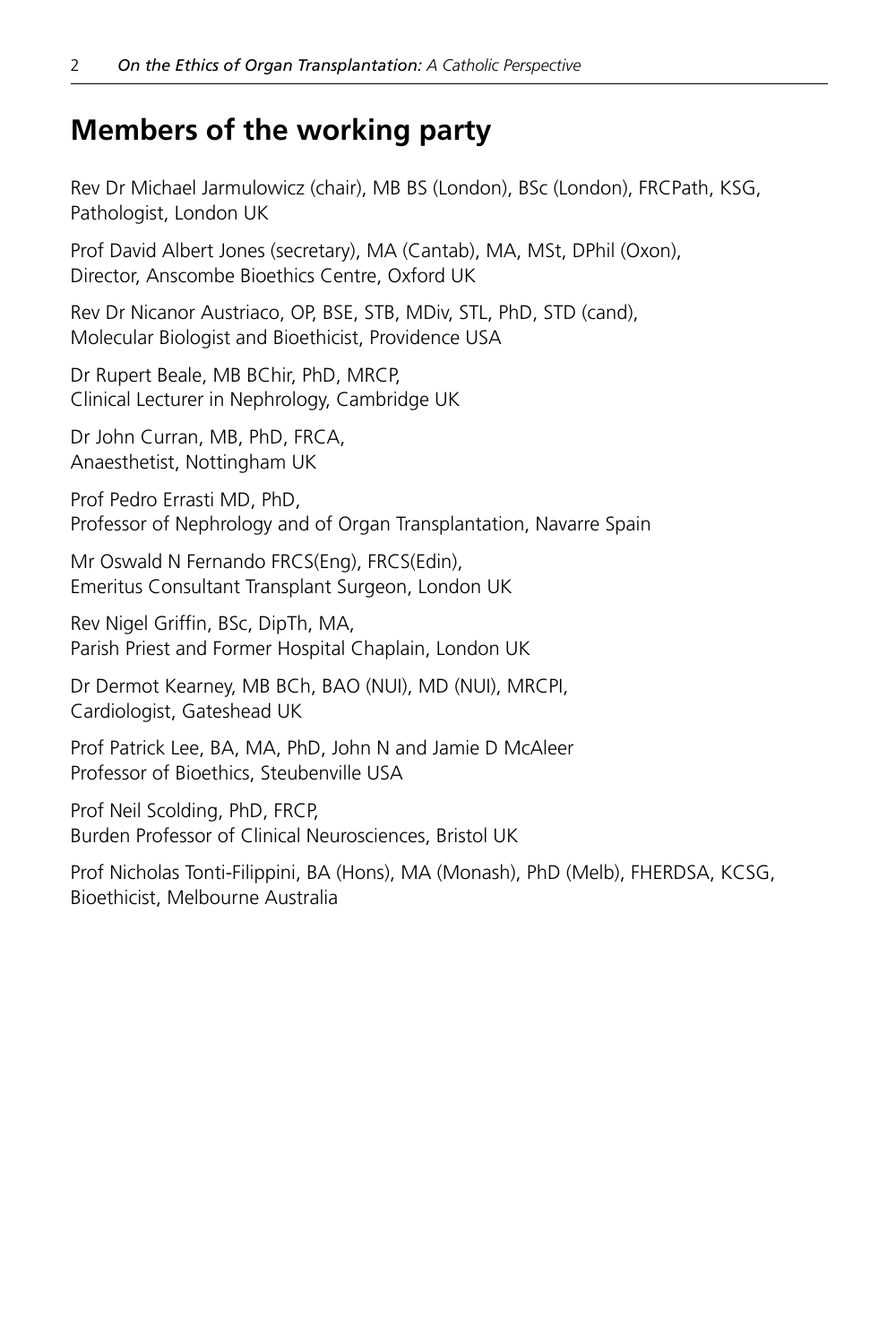## Members of the working party

Rev Dr Michael Jarmulowicz (chair), MB BS (London), BSc (London), FRCPath, KSG,
Pathologist, London UK

Prof David Albert Jones (secretary), MA (Cantab), MA, MSt, DPhil (Oxon),
Director, Anscombe Bioethics Centre, Oxford UK

Rev Dr Nicanor Austriaco, OP, BSE, STB, MDiv, STL, PhD, STD (cand),
Molecular Biologist and Bioethicist, Providence USA

Dr Rupert Beale, MB BChir, PhD, MRCP,
Clinical Lecturer in Nephrology, Cambridge UK

Dr John Curran, MB, PhD, FRCA,
Anaesthetist, Nottingham UK

Prof Pedro Errasti MD, PhD,
Professor of Nephrology and of Organ Transplantation, Navarre Spain

Mr Oswald N Fernando FRCS(Eng), FRCS(Edin),
Emeritus Consultant Transplant Surgeon, London UK

Rev Nigel Griffin, BSc, DipTh, MA,
Parish Priest and Former Hospital Chaplain, London UK

Dr Dermot Kearney, MB BCh, BAO (NUI), MD (NUI), MRCPI,
Cardiologist, Gateshead UK

Prof Patrick Lee, BA, MA, PhD, John N and Jamie D McAleer
Professor of Bioethics, Steubenville USA

Prof Neil Scolding, PhD, FRCP,
Burden Professor of Clinical Neurosciences, Bristol UK

Prof Nicholas Tonti-Filippini, BA (Hons), MA (Monash), PhD (Melb), FHERDSA, KCSG,
Bioethicist, Melbourne Australia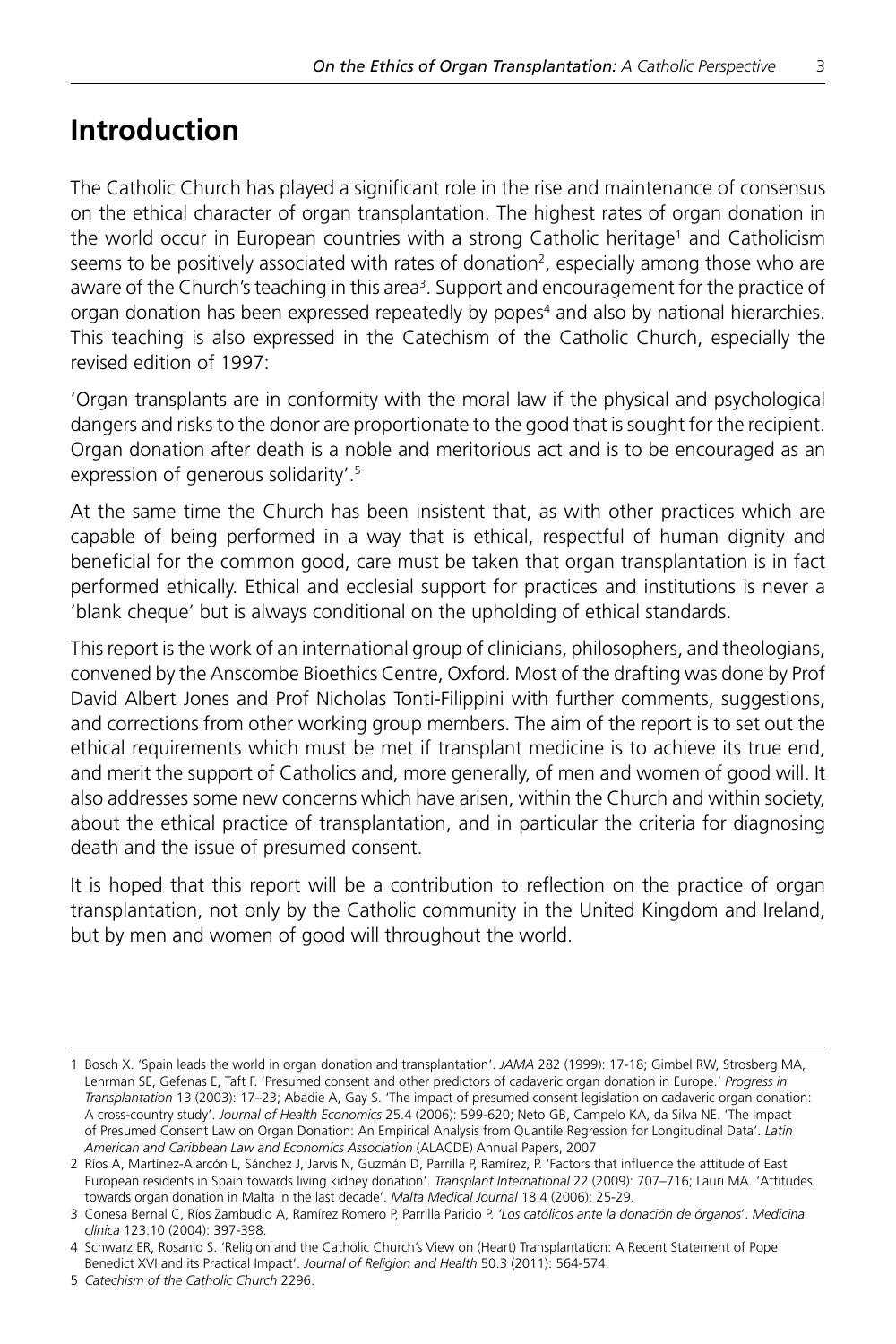# Introduction

The Catholic Church has played a significant role in the rise and maintenance of consensus on the ethical character of organ transplantation. The highest rates of organ donation in the world occur in European countries with a strong Catholic heritage[1] and Catholicism seems to be positively associated with rates of donation[2], especially among those who are aware of the Church's teaching in this area[3]. Support and encouragement for the practice of organ donation has been expressed repeatedly by popes[4] and also by national hierarchies. This teaching is also expressed in the Catechism of the Catholic Church, especially the revised edition of 1997:

'Organ transplants are in conformity with the moral law if the physical and psychological dangers and risks to the donor are proportionate to the good that is sought for the recipient. Organ donation after death is a noble and meritorious act and is to be encouraged as an expression of generous solidarity'.[5]

At the same time the Church has been insistent that, as with other practices which are capable of being performed in a way that is ethical, respectful of human dignity and beneficial for the common good, care must be taken that organ transplantation is in fact performed ethically. Ethical and ecclesial support for practices and institutions is never a 'blank cheque' but is always conditional on the upholding of ethical standards.

This report is the work of an international group of clinicians, philosophers, and theologians, convened by the Anscombe Bioethics Centre, Oxford. Most of the drafting was done by Prof David Albert Jones and Prof Nicholas Tonti-Filippini with further comments, suggestions, and corrections from other working group members. The aim of the report is to set out the ethical requirements which must be met if transplant medicine is to achieve its true end, and merit the support of Catholics and, more generally, of men and women of good will. It also addresses some new concerns which have arisen, within the Church and within society, about the ethical practice of transplantation, and in particular the criteria for diagnosing death and the issue of presumed consent.

It is hoped that this report will be a contribution to reflection on the practice of organ transplantation, not only by the Catholic community in the United Kingdom and Ireland, but by men and women of good will throughout the world.

---

1 Bosch X. 'Spain leads the world in organ donation and transplantation'. *JAMA* 282 (1999): 17-18; Gimbel RW, Strosberg MA, Lehrman SE, Gefenas E, Taft F. 'Presumed consent and other predictors of cadaveric organ donation in Europe.' *Progress in Transplantation* 13 (2003): 17–23; Abadie A, Gay S. 'The impact of presumed consent legislation on cadaveric organ donation: A cross-country study'. *Journal of Health Economics* 25.4 (2006): 599-620; Neto GB, Campelo KA, da Silva NE. 'The Impact of Presumed Consent Law on Organ Donation: An Empirical Analysis from Quantile Regression for Longitudinal Data'. *Latin American and Caribbean Law and Economics Association* (ALACDE) Annual Papers, 2007

2 Ríos A, Martínez-Alarcón L, Sánchez J, Jarvis N, Guzmán D, Parrilla P, Ramírez, P. 'Factors that influence the attitude of East European residents in Spain towards living kidney donation'. *Transplant International* 22 (2009): 707–716; Lauri MA. 'Attitudes towards organ donation in Malta in the last decade'. *Malta Medical Journal* 18.4 (2006): 25-29.

3 Conesa Bernal C, Ríos Zambudio A, Ramírez Romero P, Parrilla Paricio P. *'Los católicos ante la donación de órganos'*. *Medicina clínica* 123.10 (2004): 397-398.

4 Schwarz ER, Rosanio S. 'Religion and the Catholic Church's View on (Heart) Transplantation: A Recent Statement of Pope Benedict XVI and its Practical Impact'. *Journal of Religion and Health* 50.3 (2011): 564-574.

5 *Catechism of the Catholic Church* 2296.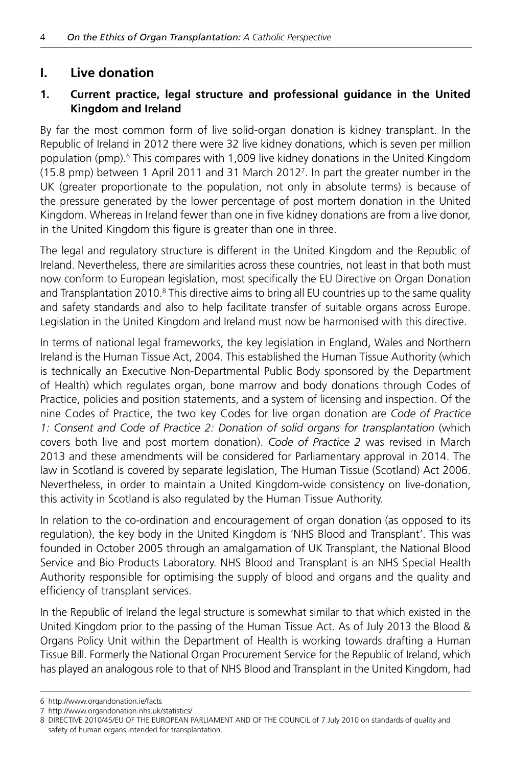## I. Live donation

### 1. Current practice, legal structure and professional guidance in the United Kingdom and Ireland

By far the most common form of live solid-organ donation is kidney transplant. In the Republic of Ireland in 2012 there were 32 live kidney donations, which is seven per million population (pmp).[6] This compares with 1,009 live kidney donations in the United Kingdom (15.8 pmp) between 1 April 2011 and 31 March 2012[7]. In part the greater number in the UK (greater proportionate to the population, not only in absolute terms) is because of the pressure generated by the lower percentage of post mortem donation in the United Kingdom. Whereas in Ireland fewer than one in five kidney donations are from a live donor, in the United Kingdom this figure is greater than one in three.

The legal and regulatory structure is different in the United Kingdom and the Republic of Ireland. Nevertheless, there are similarities across these countries, not least in that both must now conform to European legislation, most specifically the EU Directive on Organ Donation and Transplantation 2010.[8] This directive aims to bring all EU countries up to the same quality and safety standards and also to help facilitate transfer of suitable organs across Europe. Legislation in the United Kingdom and Ireland must now be harmonised with this directive.

In terms of national legal frameworks, the key legislation in England, Wales and Northern Ireland is the Human Tissue Act, 2004. This established the Human Tissue Authority (which is technically an Executive Non-Departmental Public Body sponsored by the Department of Health) which regulates organ, bone marrow and body donations through Codes of Practice, policies and position statements, and a system of licensing and inspection. Of the nine Codes of Practice, the two key Codes for live organ donation are *Code of Practice 1: Consent and Code of Practice 2: Donation of solid organs for transplantation* (which covers both live and post mortem donation). *Code of Practice 2* was revised in March 2013 and these amendments will be considered for Parliamentary approval in 2014. The law in Scotland is covered by separate legislation, The Human Tissue (Scotland) Act 2006. Nevertheless, in order to maintain a United Kingdom-wide consistency on live-donation, this activity in Scotland is also regulated by the Human Tissue Authority.

In relation to the co-ordination and encouragement of organ donation (as opposed to its regulation), the key body in the United Kingdom is 'NHS Blood and Transplant'. This was founded in October 2005 through an amalgamation of UK Transplant, the National Blood Service and Bio Products Laboratory. NHS Blood and Transplant is an NHS Special Health Authority responsible for optimising the supply of blood and organs and the quality and efficiency of transplant services.

In the Republic of Ireland the legal structure is somewhat similar to that which existed in the United Kingdom prior to the passing of the Human Tissue Act. As of July 2013 the Blood & Organs Policy Unit within the Department of Health is working towards drafting a Human Tissue Bill. Formerly the National Organ Procurement Service for the Republic of Ireland, which has played an analogous role to that of NHS Blood and Transplant in the United Kingdom, had

---

6 http://www.organdonation.ie/facts

7 http://www.organdonation.nhs.uk/statistics/

8 DIRECTIVE 2010/45/EU OF THE EUROPEAN PARLIAMENT AND OF THE COUNCIL of 7 July 2010 on standards of quality and safety of human organs intended for transplantation.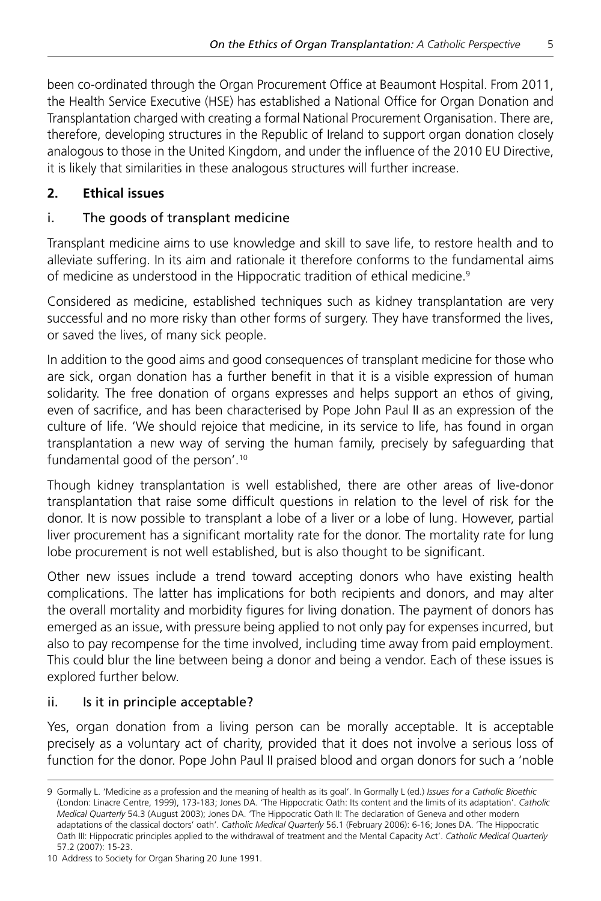been co-ordinated through the Organ Procurement Office at Beaumont Hospital. From 2011, the Health Service Executive (HSE) has established a National Office for Organ Donation and Transplantation charged with creating a formal National Procurement Organisation. There are, therefore, developing structures in the Republic of Ireland to support organ donation closely analogous to those in the United Kingdom, and under the influence of the 2010 EU Directive, it is likely that similarities in these analogous structures will further increase.

## 2. Ethical issues

### i. The goods of transplant medicine

Transplant medicine aims to use knowledge and skill to save life, to restore health and to alleviate suffering. In its aim and rationale it therefore conforms to the fundamental aims of medicine as understood in the Hippocratic tradition of ethical medicine.[9]

Considered as medicine, established techniques such as kidney transplantation are very successful and no more risky than other forms of surgery. They have transformed the lives, or saved the lives, of many sick people.

In addition to the good aims and good consequences of transplant medicine for those who are sick, organ donation has a further benefit in that it is a visible expression of human solidarity. The free donation of organs expresses and helps support an ethos of giving, even of sacrifice, and has been characterised by Pope John Paul II as an expression of the culture of life. 'We should rejoice that medicine, in its service to life, has found in organ transplantation a new way of serving the human family, precisely by safeguarding that fundamental good of the person'.[10]

Though kidney transplantation is well established, there are other areas of live-donor transplantation that raise some difficult questions in relation to the level of risk for the donor. It is now possible to transplant a lobe of a liver or a lobe of lung. However, partial liver procurement has a significant mortality rate for the donor. The mortality rate for lung lobe procurement is not well established, but is also thought to be significant.

Other new issues include a trend toward accepting donors who have existing health complications. The latter has implications for both recipients and donors, and may alter the overall mortality and morbidity figures for living donation. The payment of donors has emerged as an issue, with pressure being applied to not only pay for expenses incurred, but also to pay recompense for the time involved, including time away from paid employment. This could blur the line between being a donor and being a vendor. Each of these issues is explored further below.

### ii. Is it in principle acceptable?

Yes, organ donation from a living person can be morally acceptable. It is acceptable precisely as a voluntary act of charity, provided that it does not involve a serious loss of function for the donor. Pope John Paul II praised blood and organ donors for such a 'noble

---

9 Gormally L. 'Medicine as a profession and the meaning of health as its goal'. In Gormally L (ed.) *Issues for a Catholic Bioethic* (London: Linacre Centre, 1999), 173-183; Jones DA. 'The Hippocratic Oath: Its content and the limits of its adaptation'. *Catholic Medical Quarterly* 54.3 (August 2003); Jones DA. 'The Hippocratic Oath II: The declaration of Geneva and other modern adaptations of the classical doctors' oath'. *Catholic Medical Quarterly* 56.1 (February 2006): 6-16; Jones DA. 'The Hippocratic Oath III: Hippocratic principles applied to the withdrawal of treatment and the Mental Capacity Act'. *Catholic Medical Quarterly* 57.2 (2007): 15-23.

10 Address to Society for Organ Sharing 20 June 1991.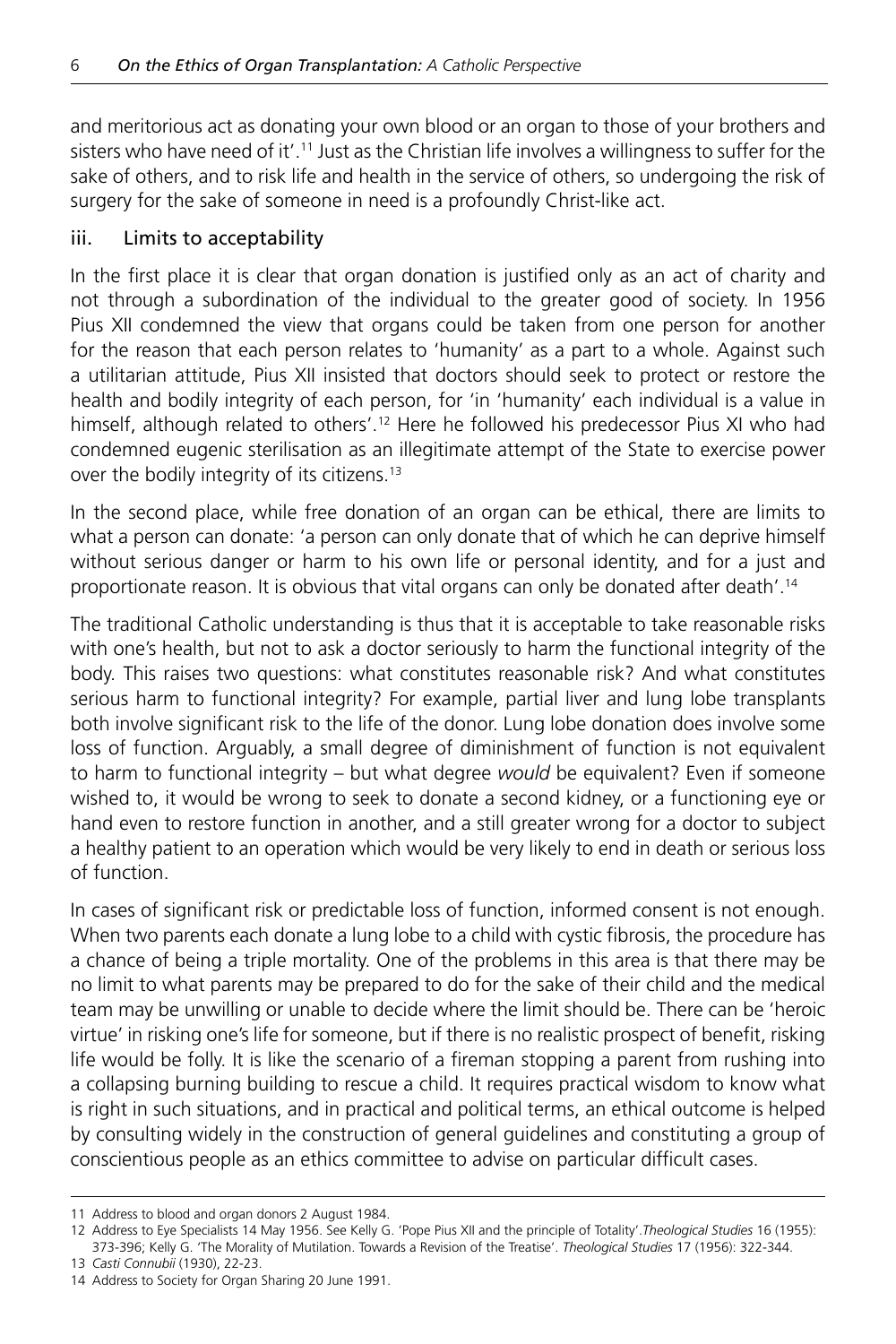and meritorious act as donating your own blood or an organ to those of your brothers and sisters who have need of it'.[11] Just as the Christian life involves a willingness to suffer for the sake of others, and to risk life and health in the service of others, so undergoing the risk of surgery for the sake of someone in need is a profoundly Christ-like act.

### iii. Limits to acceptability

In the first place it is clear that organ donation is justified only as an act of charity and not through a subordination of the individual to the greater good of society. In 1956 Pius XII condemned the view that organs could be taken from one person for another for the reason that each person relates to 'humanity' as a part to a whole. Against such a utilitarian attitude, Pius XII insisted that doctors should seek to protect or restore the health and bodily integrity of each person, for 'in 'humanity' each individual is a value in himself, although related to others'.[12] Here he followed his predecessor Pius XI who had condemned eugenic sterilisation as an illegitimate attempt of the State to exercise power over the bodily integrity of its citizens.[13]

In the second place, while free donation of an organ can be ethical, there are limits to what a person can donate: 'a person can only donate that of which he can deprive himself without serious danger or harm to his own life or personal identity, and for a just and proportionate reason. It is obvious that vital organs can only be donated after death'.[14]

The traditional Catholic understanding is thus that it is acceptable to take reasonable risks with one's health, but not to ask a doctor seriously to harm the functional integrity of the body. This raises two questions: what constitutes reasonable risk? And what constitutes serious harm to functional integrity? For example, partial liver and lung lobe transplants both involve significant risk to the life of the donor. Lung lobe donation does involve some loss of function. Arguably, a small degree of diminishment of function is not equivalent to harm to functional integrity – but what degree *would* be equivalent? Even if someone wished to, it would be wrong to seek to donate a second kidney, or a functioning eye or hand even to restore function in another, and a still greater wrong for a doctor to subject a healthy patient to an operation which would be very likely to end in death or serious loss of function.

In cases of significant risk or predictable loss of function, informed consent is not enough. When two parents each donate a lung lobe to a child with cystic fibrosis, the procedure has a chance of being a triple mortality. One of the problems in this area is that there may be no limit to what parents may be prepared to do for the sake of their child and the medical team may be unwilling or unable to decide where the limit should be. There can be 'heroic virtue' in risking one's life for someone, but if there is no realistic prospect of benefit, risking life would be folly. It is like the scenario of a fireman stopping a parent from rushing into a collapsing burning building to rescue a child. It requires practical wisdom to know what is right in such situations, and in practical and political terms, an ethical outcome is helped by consulting widely in the construction of general guidelines and constituting a group of conscientious people as an ethics committee to advise on particular difficult cases.

---

11 Address to blood and organ donors 2 August 1984.

12 Address to Eye Specialists 14 May 1956. See Kelly G. 'Pope Pius XII and the principle of Totality'. *Theological Studies* 16 (1955): 373-396; Kelly G. 'The Morality of Mutilation. Towards a Revision of the Treatise'. *Theological Studies* 17 (1956): 322-344.

13 *Casti Connubii* (1930), 22-23.

14 Address to Society for Organ Sharing 20 June 1991.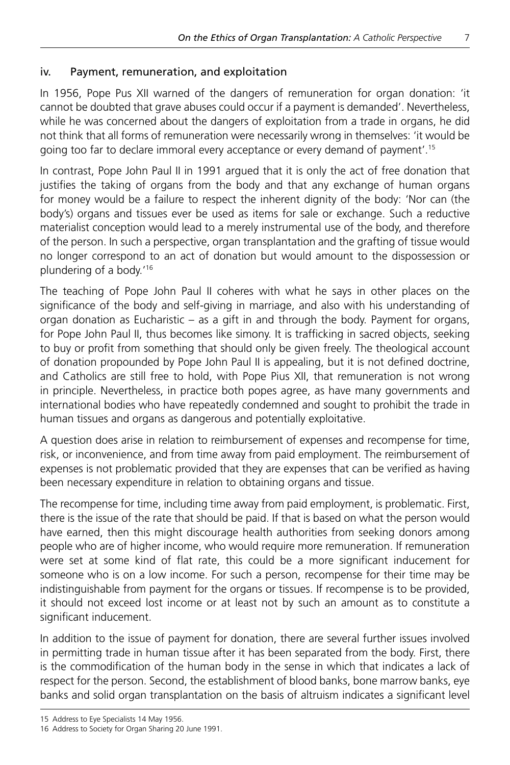### iv. Payment, remuneration, and exploitation

In 1956, Pope Pus XII warned of the dangers of remuneration for organ donation: 'it cannot be doubted that grave abuses could occur if a payment is demanded'. Nevertheless, while he was concerned about the dangers of exploitation from a trade in organs, he did not think that all forms of remuneration were necessarily wrong in themselves: 'it would be going too far to declare immoral every acceptance or every demand of payment'.[15]

In contrast, Pope John Paul II in 1991 argued that it is only the act of free donation that justifies the taking of organs from the body and that any exchange of human organs for money would be a failure to respect the inherent dignity of the body: 'Nor can (the body's) organs and tissues ever be used as items for sale or exchange. Such a reductive materialist conception would lead to a merely instrumental use of the body, and therefore of the person. In such a perspective, organ transplantation and the grafting of tissue would no longer correspond to an act of donation but would amount to the dispossession or plundering of a body.'[16]

The teaching of Pope John Paul II coheres with what he says in other places on the significance of the body and self-giving in marriage, and also with his understanding of organ donation as Eucharistic – as a gift in and through the body. Payment for organs, for Pope John Paul II, thus becomes like simony. It is trafficking in sacred objects, seeking to buy or profit from something that should only be given freely. The theological account of donation propounded by Pope John Paul II is appealing, but it is not defined doctrine, and Catholics are still free to hold, with Pope Pius XII, that remuneration is not wrong in principle. Nevertheless, in practice both popes agree, as have many governments and international bodies who have repeatedly condemned and sought to prohibit the trade in human tissues and organs as dangerous and potentially exploitative.

A question does arise in relation to reimbursement of expenses and recompense for time, risk, or inconvenience, and from time away from paid employment. The reimbursement of expenses is not problematic provided that they are expenses that can be verified as having been necessary expenditure in relation to obtaining organs and tissue.

The recompense for time, including time away from paid employment, is problematic. First, there is the issue of the rate that should be paid. If that is based on what the person would have earned, then this might discourage health authorities from seeking donors among people who are of higher income, who would require more remuneration. If remuneration were set at some kind of flat rate, this could be a more significant inducement for someone who is on a low income. For such a person, recompense for their time may be indistinguishable from payment for the organs or tissues. If recompense is to be provided, it should not exceed lost income or at least not by such an amount as to constitute a significant inducement.

In addition to the issue of payment for donation, there are several further issues involved in permitting trade in human tissue after it has been separated from the body. First, there is the commodification of the human body in the sense in which that indicates a lack of respect for the person. Second, the establishment of blood banks, bone marrow banks, eye banks and solid organ transplantation on the basis of altruism indicates a significant level

15 Address to Eye Specialists 14 May 1956.

16 Address to Society for Organ Sharing 20 June 1991.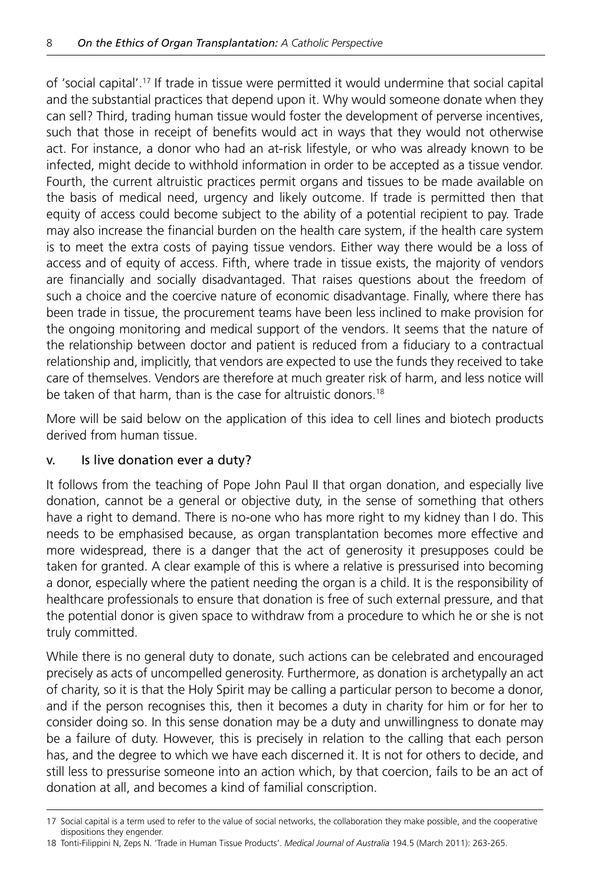of 'social capital'.[17] If trade in tissue were permitted it would undermine that social capital and the substantial practices that depend upon it. Why would someone donate when they can sell? Third, trading human tissue would foster the development of perverse incentives, such that those in receipt of benefits would act in ways that they would not otherwise act. For instance, a donor who had an at-risk lifestyle, or who was already known to be infected, might decide to withhold information in order to be accepted as a tissue vendor. Fourth, the current altruistic practices permit organs and tissues to be made available on the basis of medical need, urgency and likely outcome. If trade is permitted then that equity of access could become subject to the ability of a potential recipient to pay. Trade may also increase the financial burden on the health care system, if the health care system is to meet the extra costs of paying tissue vendors. Either way there would be a loss of access and of equity of access. Fifth, where trade in tissue exists, the majority of vendors are financially and socially disadvantaged. That raises questions about the freedom of such a choice and the coercive nature of economic disadvantage. Finally, where there has been trade in tissue, the procurement teams have been less inclined to make provision for the ongoing monitoring and medical support of the vendors. It seems that the nature of the relationship between doctor and patient is reduced from a fiduciary to a contractual relationship and, implicitly, that vendors are expected to use the funds they received to take care of themselves. Vendors are therefore at much greater risk of harm, and less notice will be taken of that harm, than is the case for altruistic donors.[18]

More will be said below on the application of this idea to cell lines and biotech products derived from human tissue.

### v. Is live donation ever a duty?

It follows from the teaching of Pope John Paul II that organ donation, and especially live donation, cannot be a general or objective duty, in the sense of something that others have a right to demand. There is no-one who has more right to my kidney than I do. This needs to be emphasised because, as organ transplantation becomes more effective and more widespread, there is a danger that the act of generosity it presupposes could be taken for granted. A clear example of this is where a relative is pressurised into becoming a donor, especially where the patient needing the organ is a child. It is the responsibility of healthcare professionals to ensure that donation is free of such external pressure, and that the potential donor is given space to withdraw from a procedure to which he or she is not truly committed.

While there is no general duty to donate, such actions can be celebrated and encouraged precisely as acts of uncompelled generosity. Furthermore, as donation is archetypally an act of charity, so it is that the Holy Spirit may be calling a particular person to become a donor, and if the person recognises this, then it becomes a duty in charity for him or for her to consider doing so. In this sense donation may be a duty and unwillingness to donate may be a failure of duty. However, this is precisely in relation to the calling that each person has, and the degree to which we have each discerned it. It is not for others to decide, and still less to pressurise someone into an action which, by that coercion, fails to be an act of donation at all, and becomes a kind of familial conscription.

---

17 Social capital is a term used to refer to the value of social networks, the collaboration they make possible, and the cooperative dispositions they engender.

18 Tonti-Filippini N, Zeps N. 'Trade in Human Tissue Products'. *Medical Journal of Australia* 194.5 (March 2011): 263-265.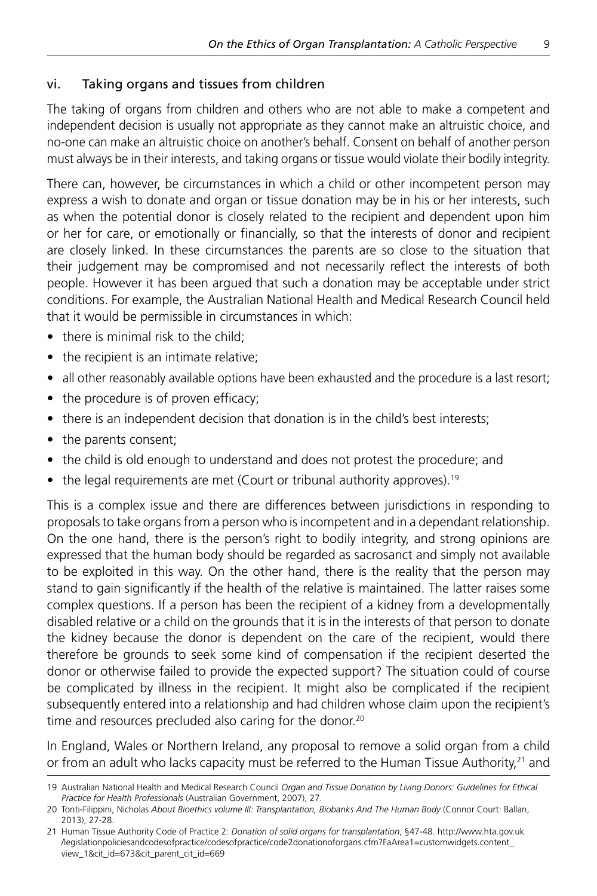### vi. Taking organs and tissues from children

The taking of organs from children and others who are not able to make a competent and independent decision is usually not appropriate as they cannot make an altruistic choice, and no-one can make an altruistic choice on another's behalf. Consent on behalf of another person must always be in their interests, and taking organs or tissue would violate their bodily integrity.

There can, however, be circumstances in which a child or other incompetent person may express a wish to donate and organ or tissue donation may be in his or her interests, such as when the potential donor is closely related to the recipient and dependent upon him or her for care, or emotionally or financially, so that the interests of donor and recipient are closely linked. In these circumstances the parents are so close to the situation that their judgement may be compromised and not necessarily reflect the interests of both people. However it has been argued that such a donation may be acceptable under strict conditions. For example, the Australian National Health and Medical Research Council held that it would be permissible in circumstances in which:

- there is minimal risk to the child;
- the recipient is an intimate relative;
- all other reasonably available options have been exhausted and the procedure is a last resort;
- the procedure is of proven efficacy;
- there is an independent decision that donation is in the child's best interests;
- the parents consent;
- the child is old enough to understand and does not protest the procedure; and
- the legal requirements are met (Court or tribunal authority approves).[19]

This is a complex issue and there are differences between jurisdictions in responding to proposals to take organs from a person who is incompetent and in a dependant relationship. On the one hand, there is the person's right to bodily integrity, and strong opinions are expressed that the human body should be regarded as sacrosanct and simply not available to be exploited in this way. On the other hand, there is the reality that the person may stand to gain significantly if the health of the relative is maintained. The latter raises some complex questions. If a person has been the recipient of a kidney from a developmentally disabled relative or a child on the grounds that it is in the interests of that person to donate the kidney because the donor is dependent on the care of the recipient, would there therefore be grounds to seek some kind of compensation if the recipient deserted the donor or otherwise failed to provide the expected support? The situation could of course be complicated by illness in the recipient. It might also be complicated if the recipient subsequently entered into a relationship and had children whose claim upon the recipient's time and resources precluded also caring for the donor.[20]

In England, Wales or Northern Ireland, any proposal to remove a solid organ from a child or from an adult who lacks capacity must be referred to the Human Tissue Authority,[21] and

---

19 Australian National Health and Medical Research Council *Organ and Tissue Donation by Living Donors: Guidelines for Ethical Practice for Health Professionals* (Australian Government, 2007), 27.

20 Tonti-Filippini, Nicholas *About Bioethics volume III: Transplantation, Biobanks And The Human Body* (Connor Court: Ballan, 2013), 27-28.

21 Human Tissue Authority Code of Practice 2: *Donation of solid organs for transplantation*, §47-48. http://www.hta.gov.uk/legislationpoliciesandcodesofpractice/codesofpractice/code2donationoforgans.cfm?FaArea1=customwidgets.content_view_1&cit_id=673&cit_parent_cit_id=669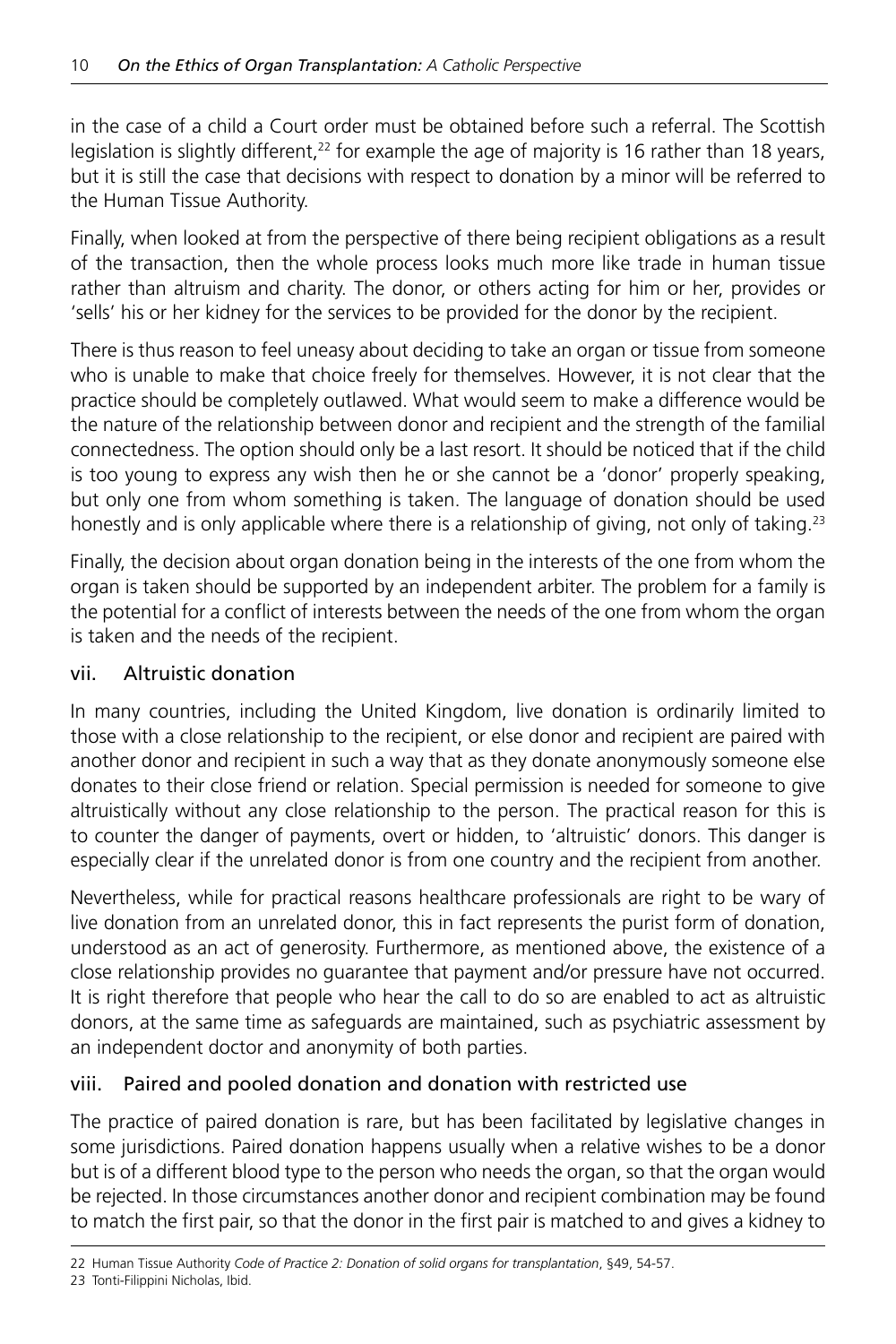in the case of a child a Court order must be obtained before such a referral. The Scottish legislation is slightly different,[22] for example the age of majority is 16 rather than 18 years, but it is still the case that decisions with respect to donation by a minor will be referred to the Human Tissue Authority.

Finally, when looked at from the perspective of there being recipient obligations as a result of the transaction, then the whole process looks much more like trade in human tissue rather than altruism and charity. The donor, or others acting for him or her, provides or 'sells' his or her kidney for the services to be provided for the donor by the recipient.

There is thus reason to feel uneasy about deciding to take an organ or tissue from someone who is unable to make that choice freely for themselves. However, it is not clear that the practice should be completely outlawed. What would seem to make a difference would be the nature of the relationship between donor and recipient and the strength of the familial connectedness. The option should only be a last resort. It should be noticed that if the child is too young to express any wish then he or she cannot be a 'donor' properly speaking, but only one from whom something is taken. The language of donation should be used honestly and is only applicable where there is a relationship of giving, not only of taking.[23]

Finally, the decision about organ donation being in the interests of the one from whom the organ is taken should be supported by an independent arbiter. The problem for a family is the potential for a conflict of interests between the needs of the one from whom the organ is taken and the needs of the recipient.

### vii. Altruistic donation

In many countries, including the United Kingdom, live donation is ordinarily limited to those with a close relationship to the recipient, or else donor and recipient are paired with another donor and recipient in such a way that as they donate anonymously someone else donates to their close friend or relation. Special permission is needed for someone to give altruistically without any close relationship to the person. The practical reason for this is to counter the danger of payments, overt or hidden, to 'altruistic' donors. This danger is especially clear if the unrelated donor is from one country and the recipient from another.

Nevertheless, while for practical reasons healthcare professionals are right to be wary of live donation from an unrelated donor, this in fact represents the purist form of donation, understood as an act of generosity. Furthermore, as mentioned above, the existence of a close relationship provides no guarantee that payment and/or pressure have not occurred. It is right therefore that people who hear the call to do so are enabled to act as altruistic donors, at the same time as safeguards are maintained, such as psychiatric assessment by an independent doctor and anonymity of both parties.

### viii. Paired and pooled donation and donation with restricted use

The practice of paired donation is rare, but has been facilitated by legislative changes in some jurisdictions. Paired donation happens usually when a relative wishes to be a donor but is of a different blood type to the person who needs the organ, so that the organ would be rejected. In those circumstances another donor and recipient combination may be found to match the first pair, so that the donor in the first pair is matched to and gives a kidney to

---

22 Human Tissue Authority *Code of Practice 2: Donation of solid organs for transplantation*, §49, 54-57.

23 Tonti-Filippini Nicholas, Ibid.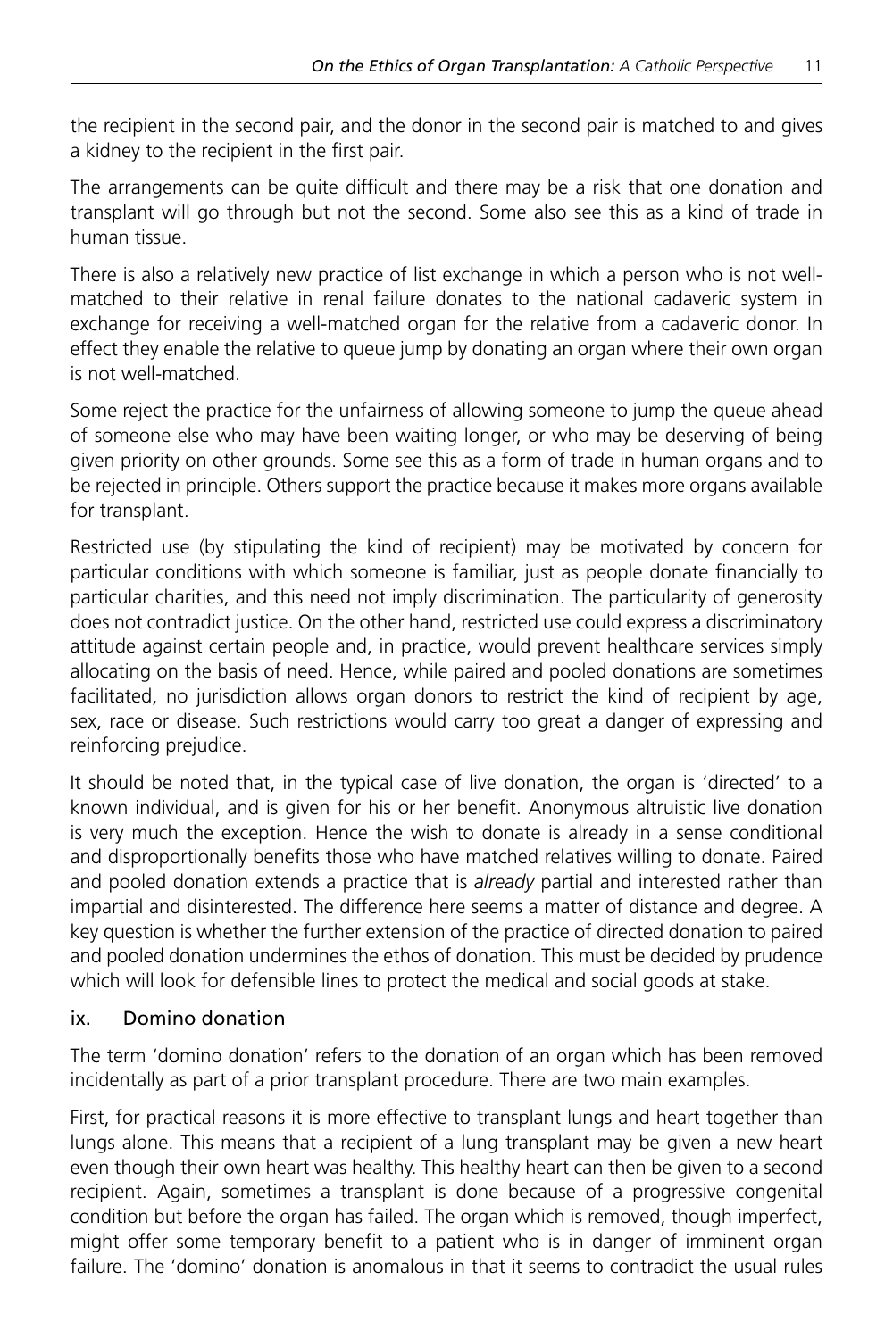the recipient in the second pair, and the donor in the second pair is matched to and gives a kidney to the recipient in the first pair.

The arrangements can be quite difficult and there may be a risk that one donation and transplant will go through but not the second. Some also see this as a kind of trade in human tissue.

There is also a relatively new practice of list exchange in which a person who is not well-matched to their relative in renal failure donates to the national cadaveric system in exchange for receiving a well-matched organ for the relative from a cadaveric donor. In effect they enable the relative to queue jump by donating an organ where their own organ is not well-matched.

Some reject the practice for the unfairness of allowing someone to jump the queue ahead of someone else who may have been waiting longer, or who may be deserving of being given priority on other grounds. Some see this as a form of trade in human organs and to be rejected in principle. Others support the practice because it makes more organs available for transplant.

Restricted use (by stipulating the kind of recipient) may be motivated by concern for particular conditions with which someone is familiar, just as people donate financially to particular charities, and this need not imply discrimination. The particularity of generosity does not contradict justice. On the other hand, restricted use could express a discriminatory attitude against certain people and, in practice, would prevent healthcare services simply allocating on the basis of need. Hence, while paired and pooled donations are sometimes facilitated, no jurisdiction allows organ donors to restrict the kind of recipient by age, sex, race or disease. Such restrictions would carry too great a danger of expressing and reinforcing prejudice.

It should be noted that, in the typical case of live donation, the organ is 'directed' to a known individual, and is given for his or her benefit. Anonymous altruistic live donation is very much the exception. Hence the wish to donate is already in a sense conditional and disproportionally benefits those who have matched relatives willing to donate. Paired and pooled donation extends a practice that is *already* partial and interested rather than impartial and disinterested. The difference here seems a matter of distance and degree. A key question is whether the further extension of the practice of directed donation to paired and pooled donation undermines the ethos of donation. This must be decided by prudence which will look for defensible lines to protect the medical and social goods at stake.

### ix. Domino donation

The term 'domino donation' refers to the donation of an organ which has been removed incidentally as part of a prior transplant procedure. There are two main examples.

First, for practical reasons it is more effective to transplant lungs and heart together than lungs alone. This means that a recipient of a lung transplant may be given a new heart even though their own heart was healthy. This healthy heart can then be given to a second recipient. Again, sometimes a transplant is done because of a progressive congenital condition but before the organ has failed. The organ which is removed, though imperfect, might offer some temporary benefit to a patient who is in danger of imminent organ failure. The 'domino' donation is anomalous in that it seems to contradict the usual rules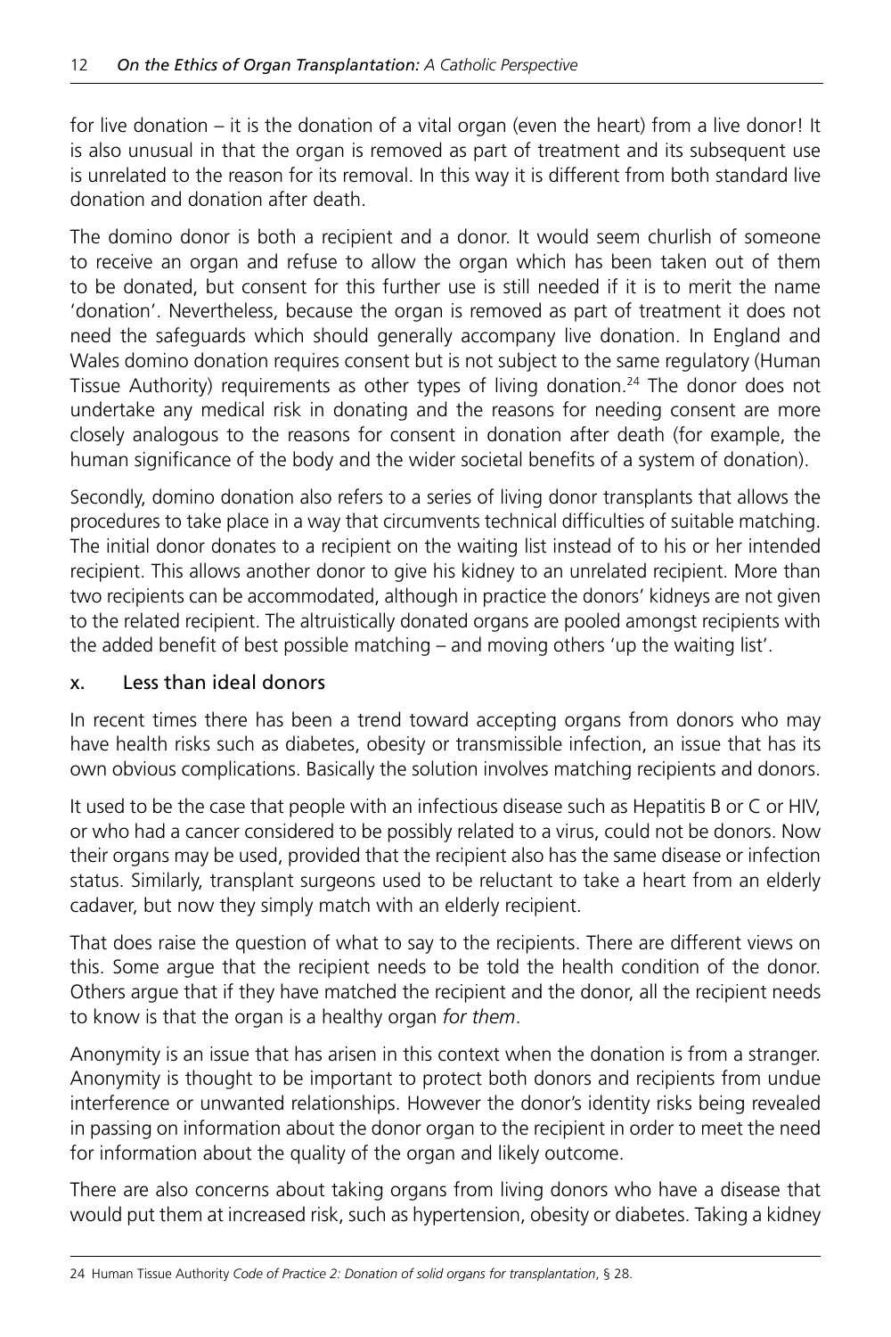for live donation – it is the donation of a vital organ (even the heart) from a live donor! It is also unusual in that the organ is removed as part of treatment and its subsequent use is unrelated to the reason for its removal. In this way it is different from both standard live donation and donation after death.

The domino donor is both a recipient and a donor. It would seem churlish of someone to receive an organ and refuse to allow the organ which has been taken out of them to be donated, but consent for this further use is still needed if it is to merit the name 'donation'. Nevertheless, because the organ is removed as part of treatment it does not need the safeguards which should generally accompany live donation. In England and Wales domino donation requires consent but is not subject to the same regulatory (Human Tissue Authority) requirements as other types of living donation.[24] The donor does not undertake any medical risk in donating and the reasons for needing consent are more closely analogous to the reasons for consent in donation after death (for example, the human significance of the body and the wider societal benefits of a system of donation).

Secondly, domino donation also refers to a series of living donor transplants that allows the procedures to take place in a way that circumvents technical difficulties of suitable matching. The initial donor donates to a recipient on the waiting list instead of to his or her intended recipient. This allows another donor to give his kidney to an unrelated recipient. More than two recipients can be accommodated, although in practice the donors' kidneys are not given to the related recipient. The altruistically donated organs are pooled amongst recipients with the added benefit of best possible matching – and moving others 'up the waiting list'.

### x. Less than ideal donors

In recent times there has been a trend toward accepting organs from donors who may have health risks such as diabetes, obesity or transmissible infection, an issue that has its own obvious complications. Basically the solution involves matching recipients and donors.

It used to be the case that people with an infectious disease such as Hepatitis B or C or HIV, or who had a cancer considered to be possibly related to a virus, could not be donors. Now their organs may be used, provided that the recipient also has the same disease or infection status. Similarly, transplant surgeons used to be reluctant to take a heart from an elderly cadaver, but now they simply match with an elderly recipient.

That does raise the question of what to say to the recipients. There are different views on this. Some argue that the recipient needs to be told the health condition of the donor. Others argue that if they have matched the recipient and the donor, all the recipient needs to know is that the organ is a healthy organ *for them*.

Anonymity is an issue that has arisen in this context when the donation is from a stranger. Anonymity is thought to be important to protect both donors and recipients from undue interference or unwanted relationships. However the donor's identity risks being revealed in passing on information about the donor organ to the recipient in order to meet the need for information about the quality of the organ and likely outcome.

There are also concerns about taking organs from living donors who have a disease that would put them at increased risk, such as hypertension, obesity or diabetes. Taking a kidney

---

24 Human Tissue Authority *Code of Practice 2: Donation of solid organs for transplantation*, § 28.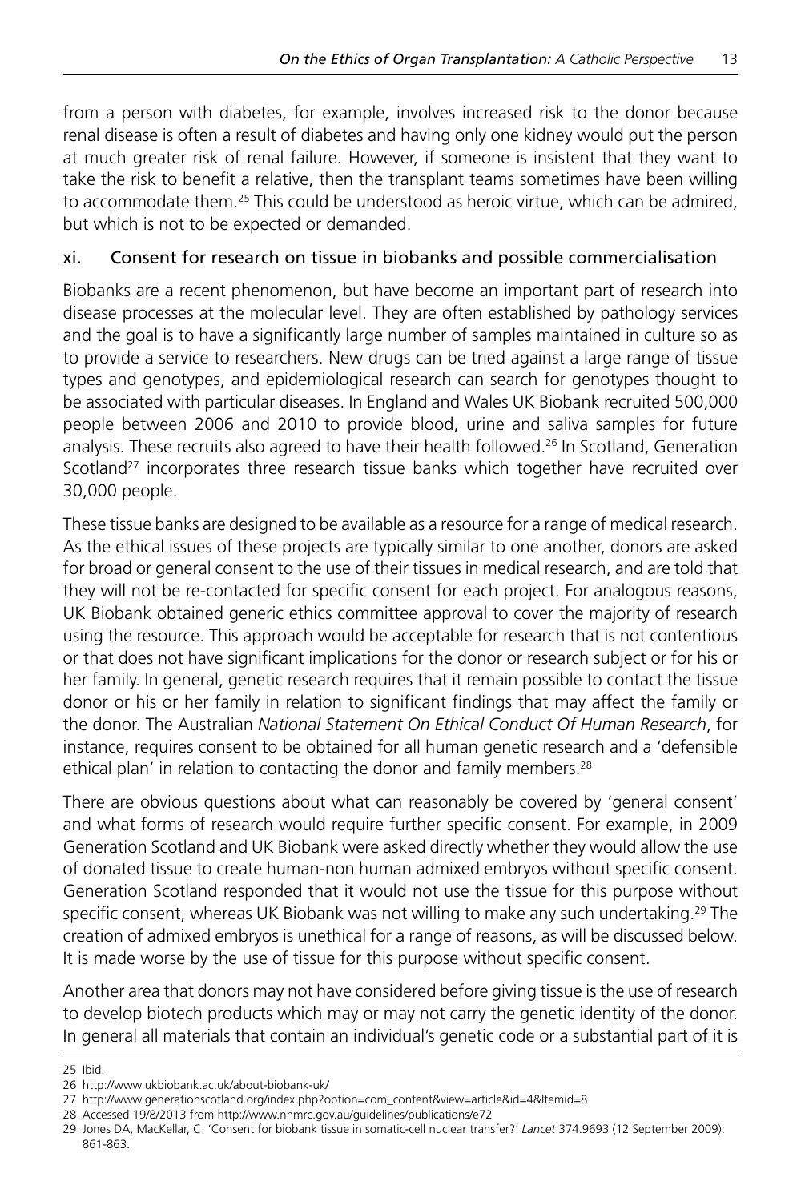from a person with diabetes, for example, involves increased risk to the donor because renal disease is often a result of diabetes and having only one kidney would put the person at much greater risk of renal failure. However, if someone is insistent that they want to take the risk to benefit a relative, then the transplant teams sometimes have been willing to accommodate them.[25] This could be understood as heroic virtue, which can be admired, but which is not to be expected or demanded.

### xi. Consent for research on tissue in biobanks and possible commercialisation

Biobanks are a recent phenomenon, but have become an important part of research into disease processes at the molecular level. They are often established by pathology services and the goal is to have a significantly large number of samples maintained in culture so as to provide a service to researchers. New drugs can be tried against a large range of tissue types and genotypes, and epidemiological research can search for genotypes thought to be associated with particular diseases. In England and Wales UK Biobank recruited 500,000 people between 2006 and 2010 to provide blood, urine and saliva samples for future analysis. These recruits also agreed to have their health followed.[26] In Scotland, Generation Scotland[27] incorporates three research tissue banks which together have recruited over 30,000 people.

These tissue banks are designed to be available as a resource for a range of medical research. As the ethical issues of these projects are typically similar to one another, donors are asked for broad or general consent to the use of their tissues in medical research, and are told that they will not be re-contacted for specific consent for each project. For analogous reasons, UK Biobank obtained generic ethics committee approval to cover the majority of research using the resource. This approach would be acceptable for research that is not contentious or that does not have significant implications for the donor or research subject or for his or her family. In general, genetic research requires that it remain possible to contact the tissue donor or his or her family in relation to significant findings that may affect the family or the donor. The Australian *National Statement On Ethical Conduct Of Human Research*, for instance, requires consent to be obtained for all human genetic research and a 'defensible ethical plan' in relation to contacting the donor and family members.[28]

There are obvious questions about what can reasonably be covered by 'general consent' and what forms of research would require further specific consent. For example, in 2009 Generation Scotland and UK Biobank were asked directly whether they would allow the use of donated tissue to create human-non human admixed embryos without specific consent. Generation Scotland responded that it would not use the tissue for this purpose without specific consent, whereas UK Biobank was not willing to make any such undertaking.[29] The creation of admixed embryos is unethical for a range of reasons, as will be discussed below. It is made worse by the use of tissue for this purpose without specific consent.

Another area that donors may not have considered before giving tissue is the use of research to develop biotech products which may or may not carry the genetic identity of the donor. In general all materials that contain an individual's genetic code or a substantial part of it is

---

25 Ibid.

26 http://www.ukbiobank.ac.uk/about-biobank-uk/

27 http://www.generationscotland.org/index.php?option=com_content&view=article&id=4&Itemid=8

28 Accessed 19/8/2013 from http://www.nhmrc.gov.au/guidelines/publications/e72

29 Jones DA, MacKellar, C. 'Consent for biobank tissue in somatic-cell nuclear transfer?' *Lancet* 374.9693 (12 September 2009): 861-863.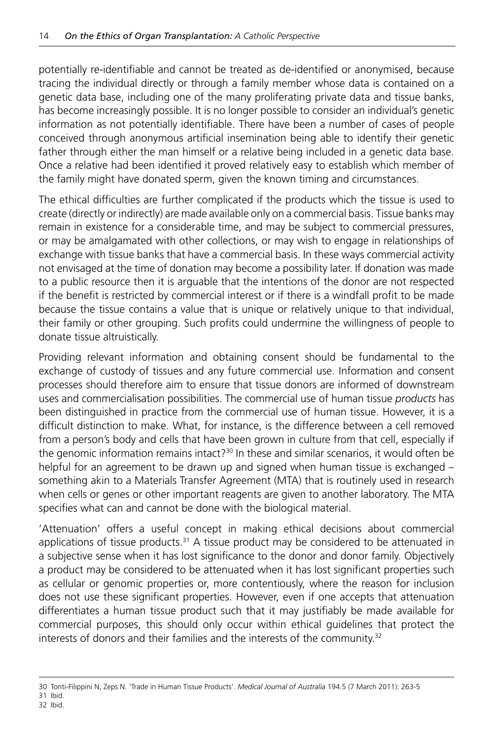potentially re-identifiable and cannot be treated as de-identified or anonymised, because tracing the individual directly or through a family member whose data is contained on a genetic data base, including one of the many proliferating private data and tissue banks, has become increasingly possible. It is no longer possible to consider an individual's genetic information as not potentially identifiable. There have been a number of cases of people conceived through anonymous artificial insemination being able to identify their genetic father through either the man himself or a relative being included in a genetic data base. Once a relative had been identified it proved relatively easy to establish which member of the family might have donated sperm, given the known timing and circumstances.

The ethical difficulties are further complicated if the products which the tissue is used to create (directly or indirectly) are made available only on a commercial basis. Tissue banks may remain in existence for a considerable time, and may be subject to commercial pressures, or may be amalgamated with other collections, or may wish to engage in relationships of exchange with tissue banks that have a commercial basis. In these ways commercial activity not envisaged at the time of donation may become a possibility later. If donation was made to a public resource then it is arguable that the intentions of the donor are not respected if the benefit is restricted by commercial interest or if there is a windfall profit to be made because the tissue contains a value that is unique or relatively unique to that individual, their family or other grouping. Such profits could undermine the willingness of people to donate tissue altruistically.

Providing relevant information and obtaining consent should be fundamental to the exchange of custody of tissues and any future commercial use. Information and consent processes should therefore aim to ensure that tissue donors are informed of downstream uses and commercialisation possibilities. The commercial use of human tissue *products* has been distinguished in practice from the commercial use of human tissue. However, it is a difficult distinction to make. What, for instance, is the difference between a cell removed from a person's body and cells that have been grown in culture from that cell, especially if the genomic information remains intact?[30] In these and similar scenarios, it would often be helpful for an agreement to be drawn up and signed when human tissue is exchanged – something akin to a Materials Transfer Agreement (MTA) that is routinely used in research when cells or genes or other important reagents are given to another laboratory. The MTA specifies what can and cannot be done with the biological material.

'Attenuation' offers a useful concept in making ethical decisions about commercial applications of tissue products.[31] A tissue product may be considered to be attenuated in a subjective sense when it has lost significance to the donor and donor family. Objectively a product may be considered to be attenuated when it has lost significant properties such as cellular or genomic properties or, more contentiously, where the reason for inclusion does not use these significant properties. However, even if one accepts that attenuation differentiates a human tissue product such that it may justifiably be made available for commercial purposes, this should only occur within ethical guidelines that protect the interests of donors and their families and the interests of the community.[32]

---

30 Tonti-Filippini N, Zeps N. 'Trade in Human Tissue Products'. *Medical Journal of Australia* 194.5 (7 March 2011): 263-5

31 Ibid.

32 Ibid.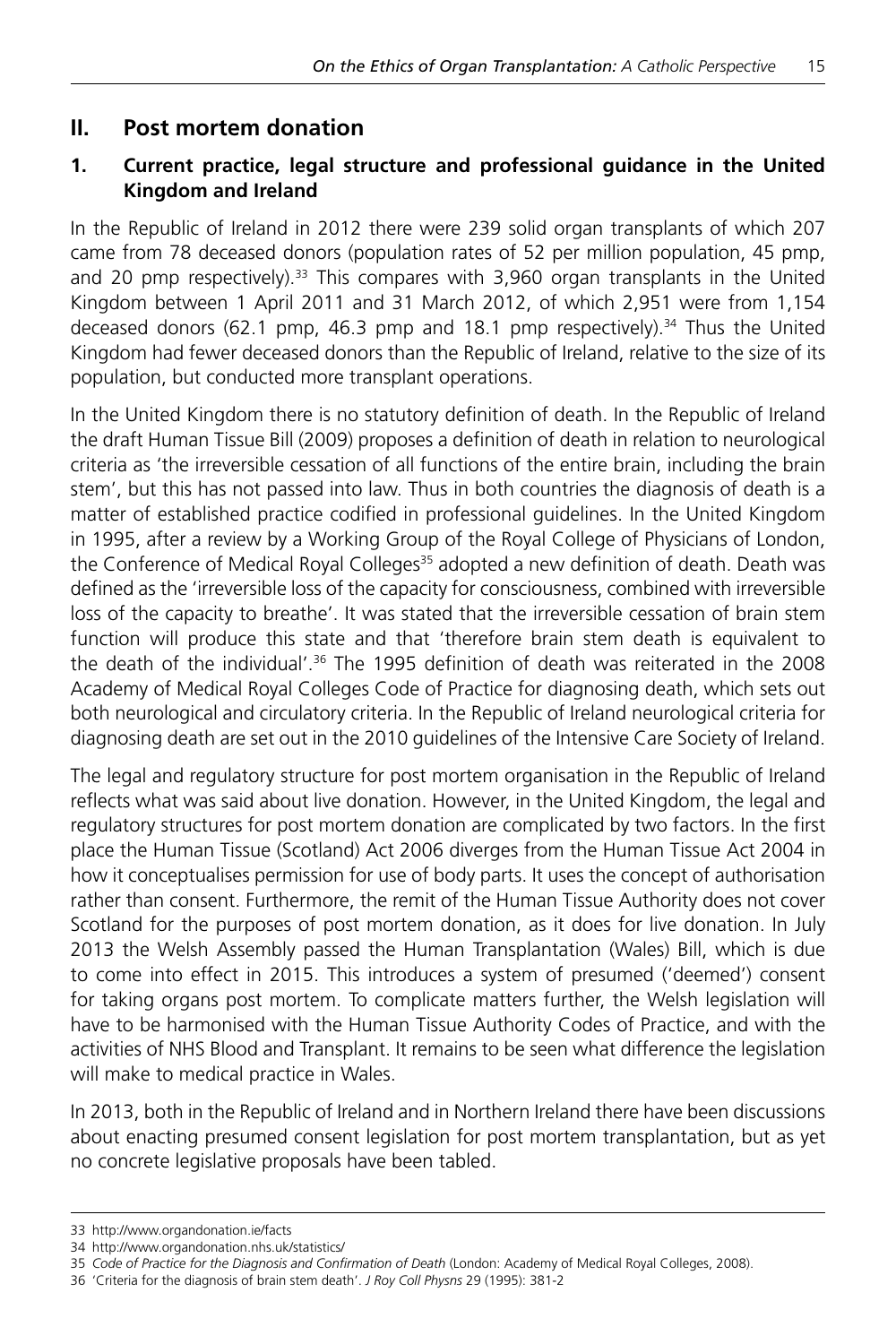## II. Post mortem donation

### 1. Current practice, legal structure and professional guidance in the United Kingdom and Ireland

In the Republic of Ireland in 2012 there were 239 solid organ transplants of which 207 came from 78 deceased donors (population rates of 52 per million population, 45 pmp, and 20 pmp respectively).[33] This compares with 3,960 organ transplants in the United Kingdom between 1 April 2011 and 31 March 2012, of which 2,951 were from 1,154 deceased donors (62.1 pmp, 46.3 pmp and 18.1 pmp respectively).[34] Thus the United Kingdom had fewer deceased donors than the Republic of Ireland, relative to the size of its population, but conducted more transplant operations.

In the United Kingdom there is no statutory definition of death. In the Republic of Ireland the draft Human Tissue Bill (2009) proposes a definition of death in relation to neurological criteria as 'the irreversible cessation of all functions of the entire brain, including the brain stem', but this has not passed into law. Thus in both countries the diagnosis of death is a matter of established practice codified in professional guidelines. In the United Kingdom in 1995, after a review by a Working Group of the Royal College of Physicians of London, the Conference of Medical Royal Colleges[35] adopted a new definition of death. Death was defined as the 'irreversible loss of the capacity for consciousness, combined with irreversible loss of the capacity to breathe'. It was stated that the irreversible cessation of brain stem function will produce this state and that 'therefore brain stem death is equivalent to the death of the individual'.[36] The 1995 definition of death was reiterated in the 2008 Academy of Medical Royal Colleges Code of Practice for diagnosing death, which sets out both neurological and circulatory criteria. In the Republic of Ireland neurological criteria for diagnosing death are set out in the 2010 guidelines of the Intensive Care Society of Ireland.

The legal and regulatory structure for post mortem organisation in the Republic of Ireland reflects what was said about live donation. However, in the United Kingdom, the legal and regulatory structures for post mortem donation are complicated by two factors. In the first place the Human Tissue (Scotland) Act 2006 diverges from the Human Tissue Act 2004 in how it conceptualises permission for use of body parts. It uses the concept of authorisation rather than consent. Furthermore, the remit of the Human Tissue Authority does not cover Scotland for the purposes of post mortem donation, as it does for live donation. In July 2013 the Welsh Assembly passed the Human Transplantation (Wales) Bill, which is due to come into effect in 2015. This introduces a system of presumed ('deemed') consent for taking organs post mortem. To complicate matters further, the Welsh legislation will have to be harmonised with the Human Tissue Authority Codes of Practice, and with the activities of NHS Blood and Transplant. It remains to be seen what difference the legislation will make to medical practice in Wales.

In 2013, both in the Republic of Ireland and in Northern Ireland there have been discussions about enacting presumed consent legislation for post mortem transplantation, but as yet no concrete legislative proposals have been tabled.

---

33 http://www.organdonation.ie/facts

34 http://www.organdonation.nhs.uk/statistics/

35 *Code of Practice for the Diagnosis and Confirmation of Death* (London: Academy of Medical Royal Colleges, 2008).

36 'Criteria for the diagnosis of brain stem death'. *J Roy Coll Physns* 29 (1995): 381-2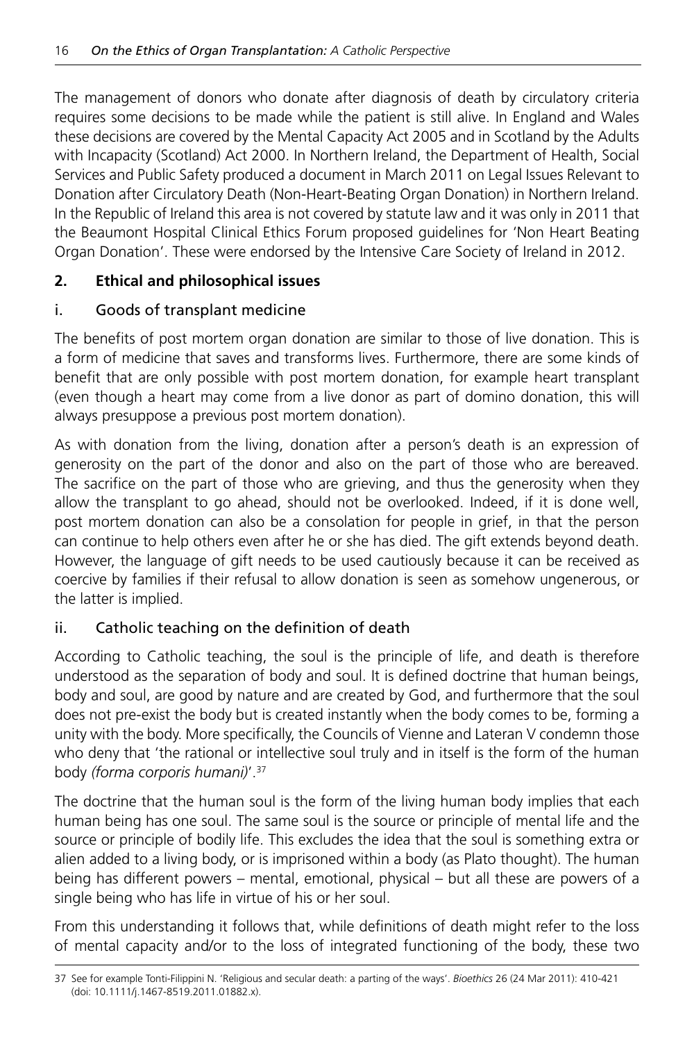The management of donors who donate after diagnosis of death by circulatory criteria requires some decisions to be made while the patient is still alive. In England and Wales these decisions are covered by the Mental Capacity Act 2005 and in Scotland by the Adults with Incapacity (Scotland) Act 2000. In Northern Ireland, the Department of Health, Social Services and Public Safety produced a document in March 2011 on Legal Issues Relevant to Donation after Circulatory Death (Non-Heart-Beating Organ Donation) in Northern Ireland. In the Republic of Ireland this area is not covered by statute law and it was only in 2011 that the Beaumont Hospital Clinical Ethics Forum proposed guidelines for 'Non Heart Beating Organ Donation'. These were endorsed by the Intensive Care Society of Ireland in 2012.

## 2. Ethical and philosophical issues

### i. Goods of transplant medicine

The benefits of post mortem organ donation are similar to those of live donation. This is a form of medicine that saves and transforms lives. Furthermore, there are some kinds of benefit that are only possible with post mortem donation, for example heart transplant (even though a heart may come from a live donor as part of domino donation, this will always presuppose a previous post mortem donation).

As with donation from the living, donation after a person's death is an expression of generosity on the part of the donor and also on the part of those who are bereaved. The sacrifice on the part of those who are grieving, and thus the generosity when they allow the transplant to go ahead, should not be overlooked. Indeed, if it is done well, post mortem donation can also be a consolation for people in grief, in that the person can continue to help others even after he or she has died. The gift extends beyond death. However, the language of gift needs to be used cautiously because it can be received as coercive by families if their refusal to allow donation is seen as somehow ungenerous, or the latter is implied.

### ii. Catholic teaching on the definition of death

According to Catholic teaching, the soul is the principle of life, and death is therefore understood as the separation of body and soul. It is defined doctrine that human beings, body and soul, are good by nature and are created by God, and furthermore that the soul does not pre-exist the body but is created instantly when the body comes to be, forming a unity with the body. More specifically, the Councils of Vienne and Lateran V condemn those who deny that 'the rational or intellective soul truly and in itself is the form of the human body *(forma corporis humani)*'.[37]

The doctrine that the human soul is the form of the living human body implies that each human being has one soul. The same soul is the source or principle of mental life and the source or principle of bodily life. This excludes the idea that the soul is something extra or alien added to a living body, or is imprisoned within a body (as Plato thought). The human being has different powers – mental, emotional, physical – but all these are powers of a single being who has life in virtue of his or her soul.

From this understanding it follows that, while definitions of death might refer to the loss of mental capacity and/or to the loss of integrated functioning of the body, these two

---

37 See for example Tonti-Filippini N. 'Religious and secular death: a parting of the ways'. *Bioethics* 26 (24 Mar 2011): 410-421 (doi: 10.1111/j.1467-8519.2011.01882.x).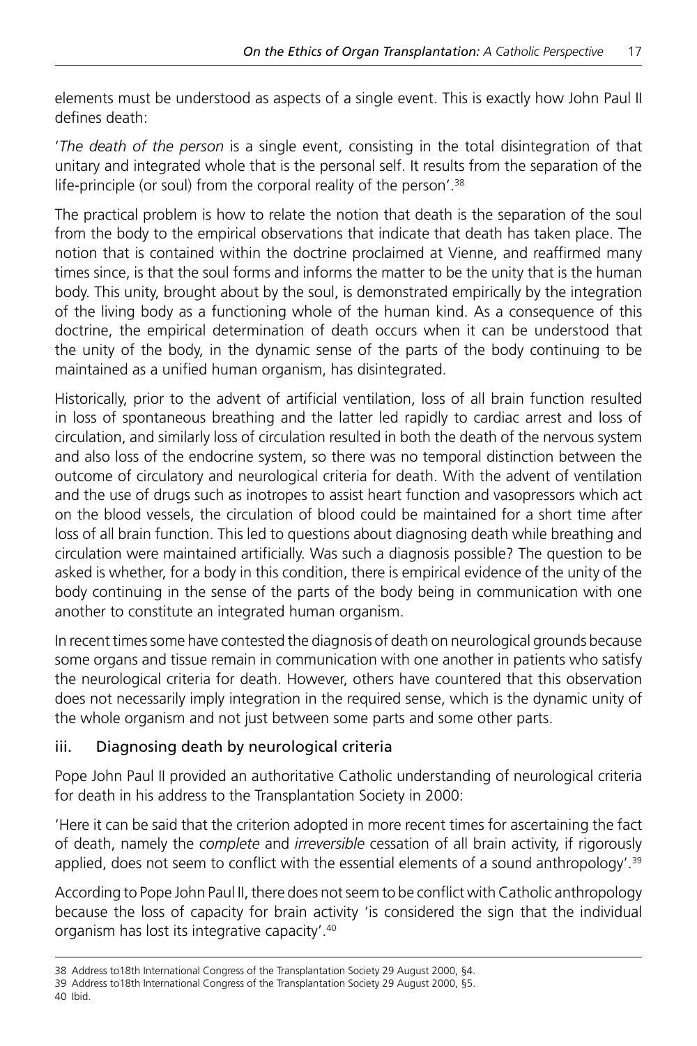elements must be understood as aspects of a single event. This is exactly how John Paul II defines death:

'*The death of the person* is a single event, consisting in the total disintegration of that unitary and integrated whole that is the personal self. It results from the separation of the life-principle (or soul) from the corporal reality of the person'.[38]

The practical problem is how to relate the notion that death is the separation of the soul from the body to the empirical observations that indicate that death has taken place. The notion that is contained within the doctrine proclaimed at Vienne, and reaffirmed many times since, is that the soul forms and informs the matter to be the unity that is the human body. This unity, brought about by the soul, is demonstrated empirically by the integration of the living body as a functioning whole of the human kind. As a consequence of this doctrine, the empirical determination of death occurs when it can be understood that the unity of the body, in the dynamic sense of the parts of the body continuing to be maintained as a unified human organism, has disintegrated.

Historically, prior to the advent of artificial ventilation, loss of all brain function resulted in loss of spontaneous breathing and the latter led rapidly to cardiac arrest and loss of circulation, and similarly loss of circulation resulted in both the death of the nervous system and also loss of the endocrine system, so there was no temporal distinction between the outcome of circulatory and neurological criteria for death. With the advent of ventilation and the use of drugs such as inotropes to assist heart function and vasopressors which act on the blood vessels, the circulation of blood could be maintained for a short time after loss of all brain function. This led to questions about diagnosing death while breathing and circulation were maintained artificially. Was such a diagnosis possible? The question to be asked is whether, for a body in this condition, there is empirical evidence of the unity of the body continuing in the sense of the parts of the body being in communication with one another to constitute an integrated human organism.

In recent times some have contested the diagnosis of death on neurological grounds because some organs and tissue remain in communication with one another in patients who satisfy the neurological criteria for death. However, others have countered that this observation does not necessarily imply integration in the required sense, which is the dynamic unity of the whole organism and not just between some parts and some other parts.

### iii. Diagnosing death by neurological criteria

Pope John Paul II provided an authoritative Catholic understanding of neurological criteria for death in his address to the Transplantation Society in 2000:

'Here it can be said that the criterion adopted in more recent times for ascertaining the fact of death, namely the *complete* and *irreversible* cessation of all brain activity, if rigorously applied, does not seem to conflict with the essential elements of a sound anthropology'.[39]

According to Pope John Paul II, there does not seem to be conflict with Catholic anthropology because the loss of capacity for brain activity 'is considered the sign that the individual organism has lost its integrative capacity'.[40]

---

38 Address to18th International Congress of the Transplantation Society 29 August 2000, §4.

39 Address to18th International Congress of the Transplantation Society 29 August 2000, §5.

40 Ibid.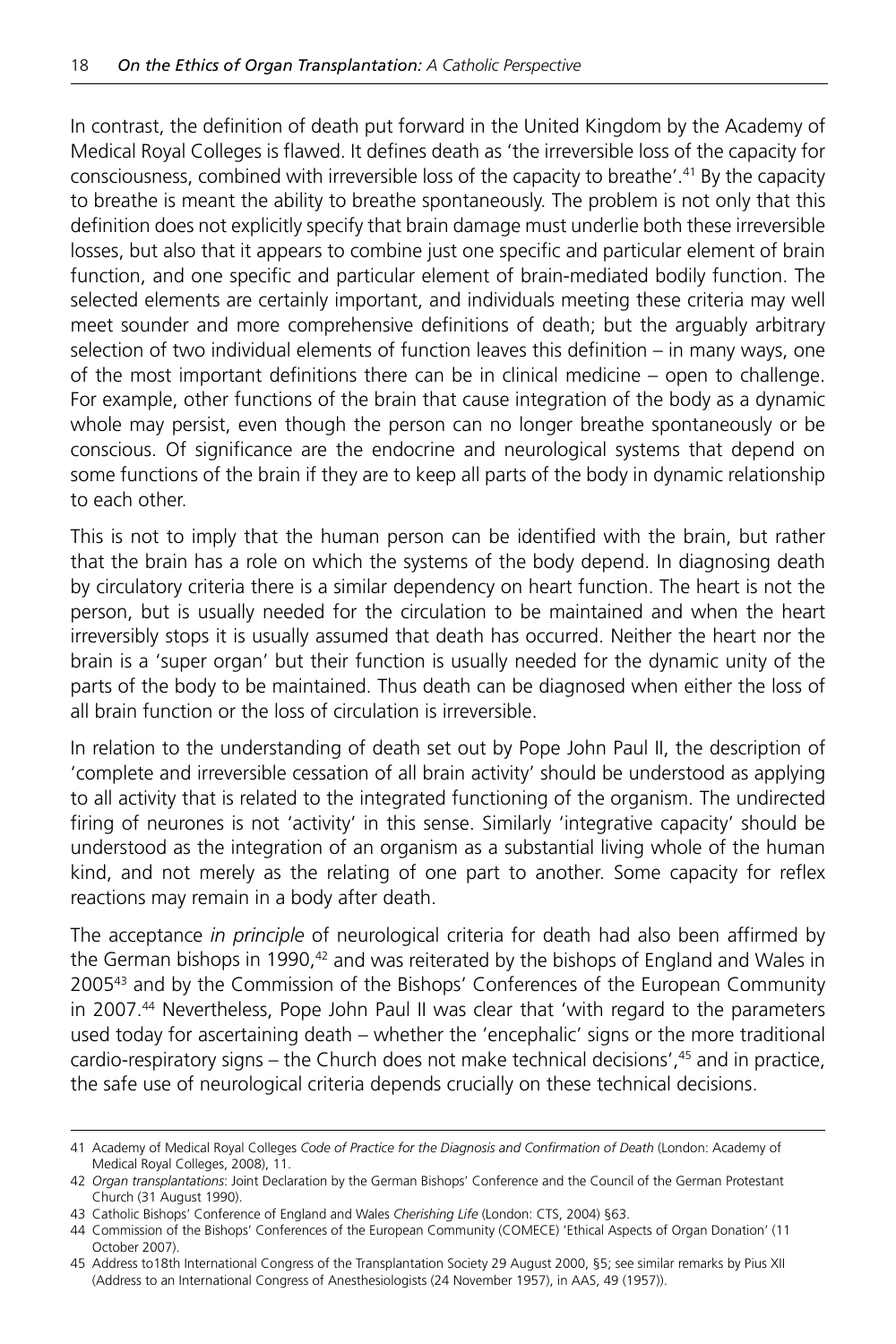In contrast, the definition of death put forward in the United Kingdom by the Academy of Medical Royal Colleges is flawed. It defines death as 'the irreversible loss of the capacity for consciousness, combined with irreversible loss of the capacity to breathe'.[41] By the capacity to breathe is meant the ability to breathe spontaneously. The problem is not only that this definition does not explicitly specify that brain damage must underlie both these irreversible losses, but also that it appears to combine just one specific and particular element of brain function, and one specific and particular element of brain-mediated bodily function. The selected elements are certainly important, and individuals meeting these criteria may well meet sounder and more comprehensive definitions of death; but the arguably arbitrary selection of two individual elements of function leaves this definition – in many ways, one of the most important definitions there can be in clinical medicine – open to challenge. For example, other functions of the brain that cause integration of the body as a dynamic whole may persist, even though the person can no longer breathe spontaneously or be conscious. Of significance are the endocrine and neurological systems that depend on some functions of the brain if they are to keep all parts of the body in dynamic relationship to each other.

This is not to imply that the human person can be identified with the brain, but rather that the brain has a role on which the systems of the body depend. In diagnosing death by circulatory criteria there is a similar dependency on heart function. The heart is not the person, but is usually needed for the circulation to be maintained and when the heart irreversibly stops it is usually assumed that death has occurred. Neither the heart nor the brain is a 'super organ' but their function is usually needed for the dynamic unity of the parts of the body to be maintained. Thus death can be diagnosed when either the loss of all brain function or the loss of circulation is irreversible.

In relation to the understanding of death set out by Pope John Paul II, the description of 'complete and irreversible cessation of all brain activity' should be understood as applying to all activity that is related to the integrated functioning of the organism. The undirected firing of neurones is not 'activity' in this sense. Similarly 'integrative capacity' should be understood as the integration of an organism as a substantial living whole of the human kind, and not merely as the relating of one part to another. Some capacity for reflex reactions may remain in a body after death.

The acceptance *in principle* of neurological criteria for death had also been affirmed by the German bishops in 1990,[42] and was reiterated by the bishops of England and Wales in 2005[43] and by the Commission of the Bishops' Conferences of the European Community in 2007.[44] Nevertheless, Pope John Paul II was clear that 'with regard to the parameters used today for ascertaining death – whether the 'encephalic' signs or the more traditional cardio-respiratory signs – the Church does not make technical decisions',[45] and in practice, the safe use of neurological criteria depends crucially on these technical decisions.

---

41 Academy of Medical Royal Colleges *Code of Practice for the Diagnosis and Confirmation of Death* (London: Academy of Medical Royal Colleges, 2008), 11.

42 *Organ transplantations*: Joint Declaration by the German Bishops' Conference and the Council of the German Protestant Church (31 August 1990).

43 Catholic Bishops' Conference of England and Wales *Cherishing Life* (London: CTS, 2004) §63.

44 Commission of the Bishops' Conferences of the European Community (COMECE) 'Ethical Aspects of Organ Donation' (11 October 2007).

45 Address to18th International Congress of the Transplantation Society 29 August 2000, §5; see similar remarks by Pius XII (Address to an International Congress of Anesthesiologists (24 November 1957), in AAS, 49 (1957)).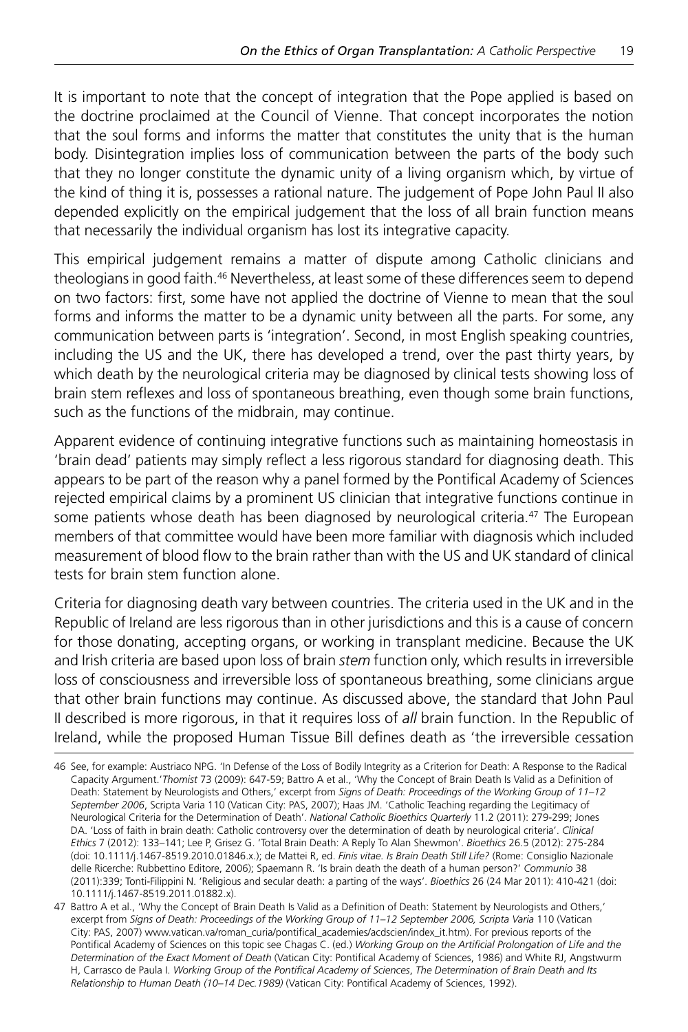It is important to note that the concept of integration that the Pope applied is based on the doctrine proclaimed at the Council of Vienne. That concept incorporates the notion that the soul forms and informs the matter that constitutes the unity that is the human body. Disintegration implies loss of communication between the parts of the body such that they no longer constitute the dynamic unity of a living organism which, by virtue of the kind of thing it is, possesses a rational nature. The judgement of Pope John Paul II also depended explicitly on the empirical judgement that the loss of all brain function means that necessarily the individual organism has lost its integrative capacity.

This empirical judgement remains a matter of dispute among Catholic clinicians and theologians in good faith.[46] Nevertheless, at least some of these differences seem to depend on two factors: first, some have not applied the doctrine of Vienne to mean that the soul forms and informs the matter to be a dynamic unity between all the parts. For some, any communication between parts is 'integration'. Second, in most English speaking countries, including the US and the UK, there has developed a trend, over the past thirty years, by which death by the neurological criteria may be diagnosed by clinical tests showing loss of brain stem reflexes and loss of spontaneous breathing, even though some brain functions, such as the functions of the midbrain, may continue.

Apparent evidence of continuing integrative functions such as maintaining homeostasis in 'brain dead' patients may simply reflect a less rigorous standard for diagnosing death. This appears to be part of the reason why a panel formed by the Pontifical Academy of Sciences rejected empirical claims by a prominent US clinician that integrative functions continue in some patients whose death has been diagnosed by neurological criteria.[47] The European members of that committee would have been more familiar with diagnosis which included measurement of blood flow to the brain rather than with the US and UK standard of clinical tests for brain stem function alone.

Criteria for diagnosing death vary between countries. The criteria used in the UK and in the Republic of Ireland are less rigorous than in other jurisdictions and this is a cause of concern for those donating, accepting organs, or working in transplant medicine. Because the UK and Irish criteria are based upon loss of brain *stem* function only, which results in irreversible loss of consciousness and irreversible loss of spontaneous breathing, some clinicians argue that other brain functions may continue. As discussed above, the standard that John Paul II described is more rigorous, in that it requires loss of *all* brain function. In the Republic of Ireland, while the proposed Human Tissue Bill defines death as 'the irreversible cessation

---

46 See, for example: Austriaco NPG. 'In Defense of the Loss of Bodily Integrity as a Criterion for Death: A Response to the Radical Capacity Argument.'*Thomist* 73 (2009): 647-59; Battro A et al., 'Why the Concept of Brain Death Is Valid as a Definition of Death: Statement by Neurologists and Others,' excerpt from *Signs of Death: Proceedings of the Working Group of 11–12 September 2006*, Scripta Varia 110 (Vatican City: PAS, 2007); Haas JM. 'Catholic Teaching regarding the Legitimacy of Neurological Criteria for the Determination of Death'. *National Catholic Bioethics Quarterly* 11.2 (2011): 279-299; Jones DA. 'Loss of faith in brain death: Catholic controversy over the determination of death by neurological criteria'. *Clinical Ethics* 7 (2012): 133–141; Lee P, Grisez G. 'Total Brain Death: A Reply To Alan Shewmon'. *Bioethics* 26.5 (2012): 275-284 (doi: 10.1111/j.1467-8519.2010.01846.x.); de Mattei R, ed. *Finis vitae. Is Brain Death Still Life?* (Rome: Consiglio Nazionale delle Ricerche: Rubbettino Editore, 2006); Spaemann R. 'Is brain death the death of a human person?' *Communio* 38 (2011):339; Tonti-Filippini N. 'Religious and secular death: a parting of the ways'. *Bioethics* 26 (24 Mar 2011): 410-421 (doi: 10.1111/j.1467-8519.2011.01882.x).

47 Battro A et al., 'Why the Concept of Brain Death Is Valid as a Definition of Death: Statement by Neurologists and Others,' excerpt from *Signs of Death: Proceedings of the Working Group of 11–12 September 2006, Scripta Varia* 110 (Vatican City: PAS, 2007) www.vatican.va/roman_curia/pontifical_academies/acdscien/index_it.htm). For previous reports of the Pontifical Academy of Sciences on this topic see Chagas C. (ed.) *Working Group on the Artificial Prolongation of Life and the Determination of the Exact Moment of Death* (Vatican City: Pontifical Academy of Sciences, 1986) and White RJ, Angstwurm H, Carrasco de Paula I. *Working Group of the Pontifical Academy of Sciences*, *The Determination of Brain Death and Its Relationship to Human Death (10–14 Dec.1989)* (Vatican City: Pontifical Academy of Sciences, 1992).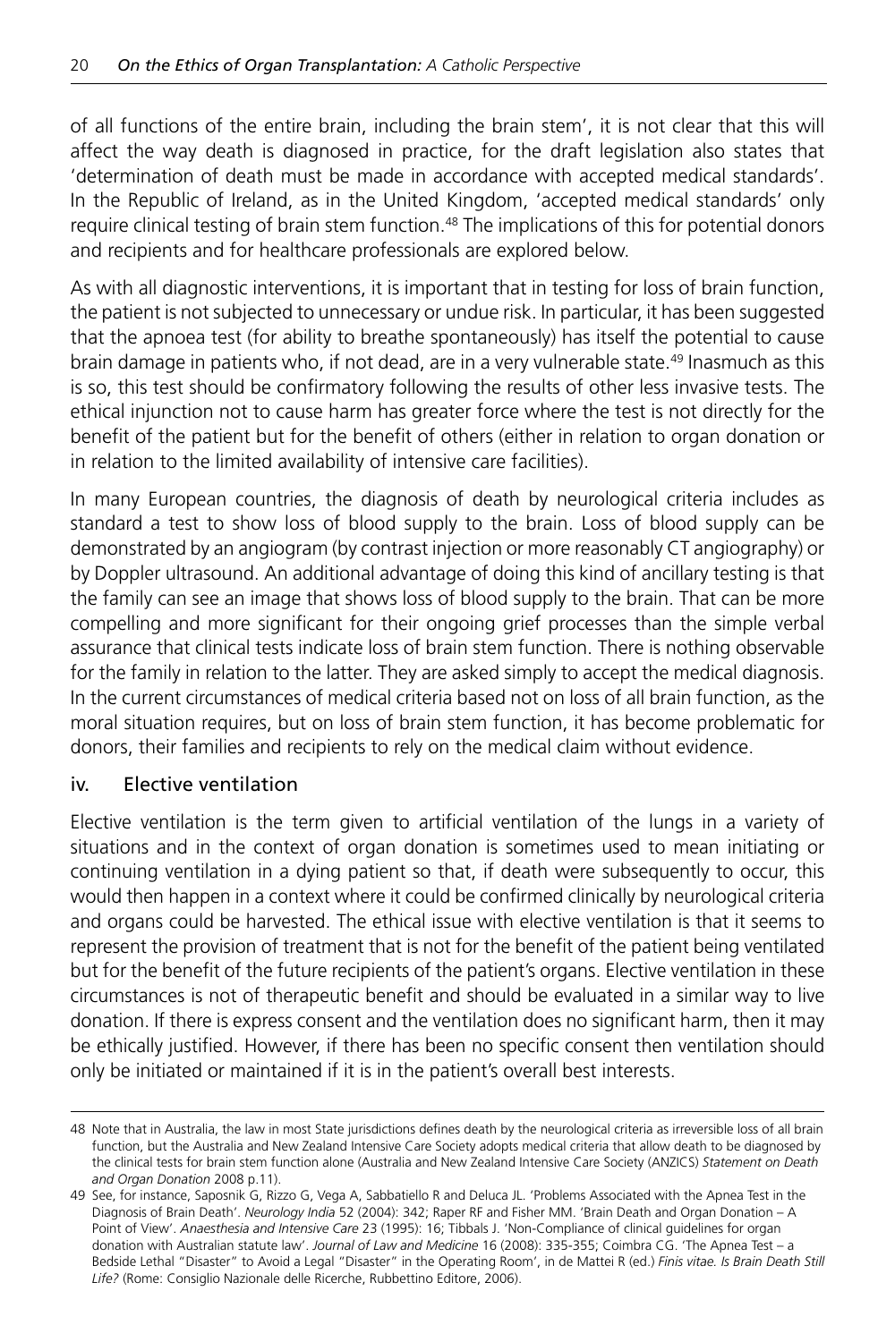of all functions of the entire brain, including the brain stem', it is not clear that this will affect the way death is diagnosed in practice, for the draft legislation also states that 'determination of death must be made in accordance with accepted medical standards'. In the Republic of Ireland, as in the United Kingdom, 'accepted medical standards' only require clinical testing of brain stem function.[48] The implications of this for potential donors and recipients and for healthcare professionals are explored below.

As with all diagnostic interventions, it is important that in testing for loss of brain function, the patient is not subjected to unnecessary or undue risk. In particular, it has been suggested that the apnoea test (for ability to breathe spontaneously) has itself the potential to cause brain damage in patients who, if not dead, are in a very vulnerable state.[49] Inasmuch as this is so, this test should be confirmatory following the results of other less invasive tests. The ethical injunction not to cause harm has greater force where the test is not directly for the benefit of the patient but for the benefit of others (either in relation to organ donation or in relation to the limited availability of intensive care facilities).

In many European countries, the diagnosis of death by neurological criteria includes as standard a test to show loss of blood supply to the brain. Loss of blood supply can be demonstrated by an angiogram (by contrast injection or more reasonably CT angiography) or by Doppler ultrasound. An additional advantage of doing this kind of ancillary testing is that the family can see an image that shows loss of blood supply to the brain. That can be more compelling and more significant for their ongoing grief processes than the simple verbal assurance that clinical tests indicate loss of brain stem function. There is nothing observable for the family in relation to the latter. They are asked simply to accept the medical diagnosis. In the current circumstances of medical criteria based not on loss of all brain function, as the moral situation requires, but on loss of brain stem function, it has become problematic for donors, their families and recipients to rely on the medical claim without evidence.

### iv. Elective ventilation

Elective ventilation is the term given to artificial ventilation of the lungs in a variety of situations and in the context of organ donation is sometimes used to mean initiating or continuing ventilation in a dying patient so that, if death were subsequently to occur, this would then happen in a context where it could be confirmed clinically by neurological criteria and organs could be harvested. The ethical issue with elective ventilation is that it seems to represent the provision of treatment that is not for the benefit of the patient being ventilated but for the benefit of the future recipients of the patient's organs. Elective ventilation in these circumstances is not of therapeutic benefit and should be evaluated in a similar way to live donation. If there is express consent and the ventilation does no significant harm, then it may be ethically justified. However, if there has been no specific consent then ventilation should only be initiated or maintained if it is in the patient's overall best interests.

---

48 Note that in Australia, the law in most State jurisdictions defines death by the neurological criteria as irreversible loss of all brain function, but the Australia and New Zealand Intensive Care Society adopts medical criteria that allow death to be diagnosed by the clinical tests for brain stem function alone (Australia and New Zealand Intensive Care Society (ANZICS) *Statement on Death and Organ Donation* 2008 p.11).

49 See, for instance, Saposnik G, Rizzo G, Vega A, Sabbatiello R and Deluca JL. 'Problems Associated with the Apnea Test in the Diagnosis of Brain Death'. *Neurology India* 52 (2004): 342; Raper RF and Fisher MM. 'Brain Death and Organ Donation – A Point of View'. *Anaesthesia and Intensive Care* 23 (1995): 16; Tibbals J. 'Non-Compliance of clinical guidelines for organ donation with Australian statute law'. *Journal of Law and Medicine* 16 (2008): 335-355; Coimbra CG. 'The Apnea Test – a Bedside Lethal "Disaster" to Avoid a Legal "Disaster" in the Operating Room', in de Mattei R (ed.) *Finis vitae. Is Brain Death Still Life?* (Rome: Consiglio Nazionale delle Ricerche, Rubbettino Editore, 2006).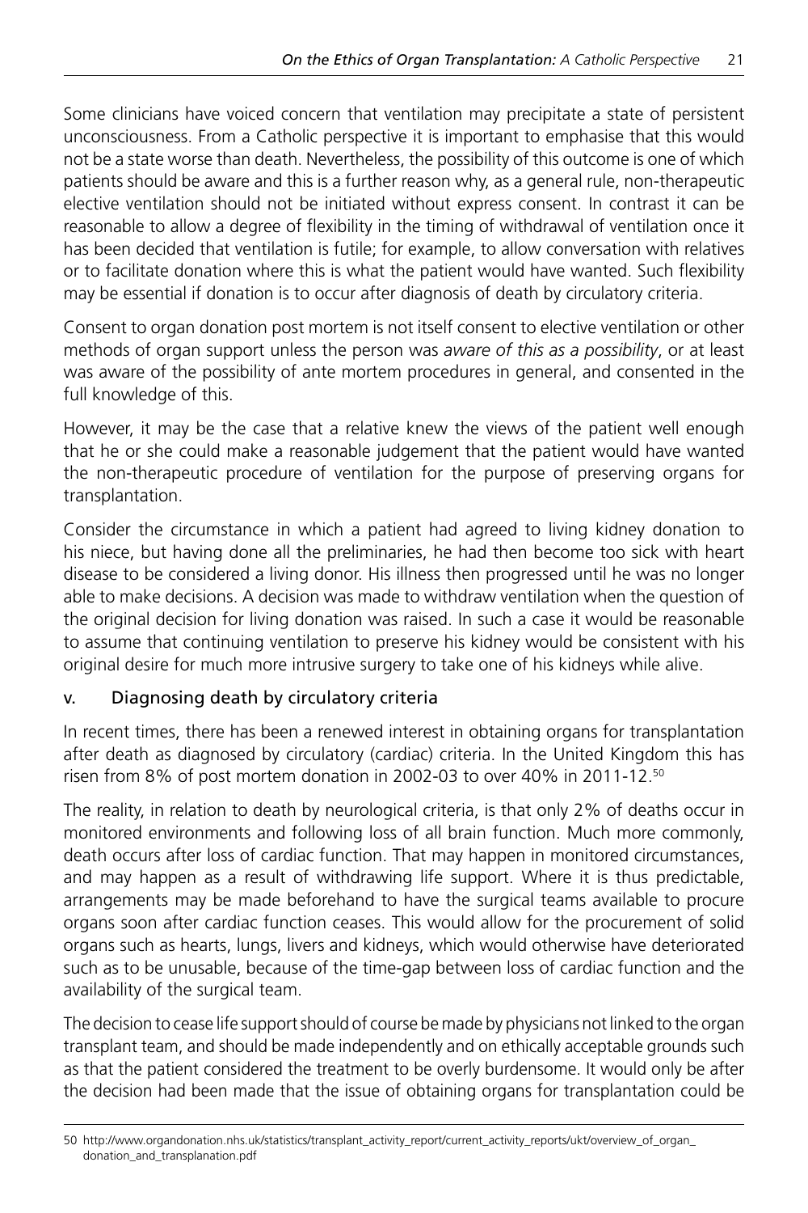Some clinicians have voiced concern that ventilation may precipitate a state of persistent unconsciousness. From a Catholic perspective it is important to emphasise that this would not be a state worse than death. Nevertheless, the possibility of this outcome is one of which patients should be aware and this is a further reason why, as a general rule, non-therapeutic elective ventilation should not be initiated without express consent. In contrast it can be reasonable to allow a degree of flexibility in the timing of withdrawal of ventilation once it has been decided that ventilation is futile; for example, to allow conversation with relatives or to facilitate donation where this is what the patient would have wanted. Such flexibility may be essential if donation is to occur after diagnosis of death by circulatory criteria.

Consent to organ donation post mortem is not itself consent to elective ventilation or other methods of organ support unless the person was *aware of this as a possibility*, or at least was aware of the possibility of ante mortem procedures in general, and consented in the full knowledge of this.

However, it may be the case that a relative knew the views of the patient well enough that he or she could make a reasonable judgement that the patient would have wanted the non-therapeutic procedure of ventilation for the purpose of preserving organs for transplantation.

Consider the circumstance in which a patient had agreed to living kidney donation to his niece, but having done all the preliminaries, he had then become too sick with heart disease to be considered a living donor. His illness then progressed until he was no longer able to make decisions. A decision was made to withdraw ventilation when the question of the original decision for living donation was raised. In such a case it would be reasonable to assume that continuing ventilation to preserve his kidney would be consistent with his original desire for much more intrusive surgery to take one of his kidneys while alive.

### v. Diagnosing death by circulatory criteria

In recent times, there has been a renewed interest in obtaining organs for transplantation after death as diagnosed by circulatory (cardiac) criteria. In the United Kingdom this has risen from 8% of post mortem donation in 2002-03 to over 40% in 2011-12.[50]

The reality, in relation to death by neurological criteria, is that only 2% of deaths occur in monitored environments and following loss of all brain function. Much more commonly, death occurs after loss of cardiac function. That may happen in monitored circumstances, and may happen as a result of withdrawing life support. Where it is thus predictable, arrangements may be made beforehand to have the surgical teams available to procure organs soon after cardiac function ceases. This would allow for the procurement of solid organs such as hearts, lungs, livers and kidneys, which would otherwise have deteriorated such as to be unusable, because of the time-gap between loss of cardiac function and the availability of the surgical team.

The decision to cease life support should of course be made by physicians not linked to the organ transplant team, and should be made independently and on ethically acceptable grounds such as that the patient considered the treatment to be overly burdensome. It would only be after the decision had been made that the issue of obtaining organs for transplantation could be

50 http://www.organdonation.nhs.uk/statistics/transplant_activity_report/current_activity_reports/ukt/overview_of_organ_donation_and_transplanation.pdf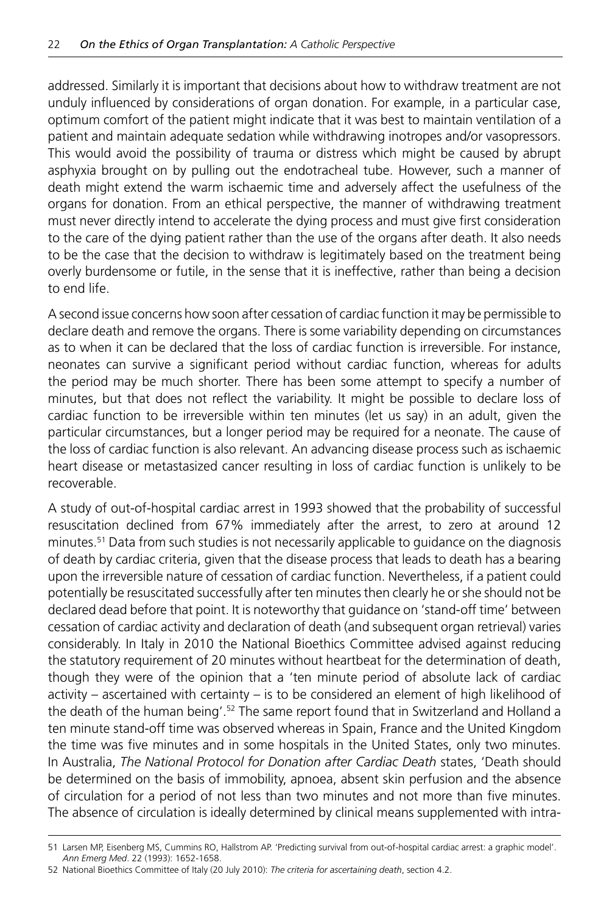addressed. Similarly it is important that decisions about how to withdraw treatment are not unduly influenced by considerations of organ donation. For example, in a particular case, optimum comfort of the patient might indicate that it was best to maintain ventilation of a patient and maintain adequate sedation while withdrawing inotropes and/or vasopressors. This would avoid the possibility of trauma or distress which might be caused by abrupt asphyxia brought on by pulling out the endotracheal tube. However, such a manner of death might extend the warm ischaemic time and adversely affect the usefulness of the organs for donation. From an ethical perspective, the manner of withdrawing treatment must never directly intend to accelerate the dying process and must give first consideration to the care of the dying patient rather than the use of the organs after death. It also needs to be the case that the decision to withdraw is legitimately based on the treatment being overly burdensome or futile, in the sense that it is ineffective, rather than being a decision to end life.

A second issue concerns how soon after cessation of cardiac function it may be permissible to declare death and remove the organs. There is some variability depending on circumstances as to when it can be declared that the loss of cardiac function is irreversible. For instance, neonates can survive a significant period without cardiac function, whereas for adults the period may be much shorter. There has been some attempt to specify a number of minutes, but that does not reflect the variability. It might be possible to declare loss of cardiac function to be irreversible within ten minutes (let us say) in an adult, given the particular circumstances, but a longer period may be required for a neonate. The cause of the loss of cardiac function is also relevant. An advancing disease process such as ischaemic heart disease or metastasized cancer resulting in loss of cardiac function is unlikely to be recoverable.

A study of out-of-hospital cardiac arrest in 1993 showed that the probability of successful resuscitation declined from 67% immediately after the arrest, to zero at around 12 minutes.[51] Data from such studies is not necessarily applicable to guidance on the diagnosis of death by cardiac criteria, given that the disease process that leads to death has a bearing upon the irreversible nature of cessation of cardiac function. Nevertheless, if a patient could potentially be resuscitated successfully after ten minutes then clearly he or she should not be declared dead before that point. It is noteworthy that guidance on 'stand-off time' between cessation of cardiac activity and declaration of death (and subsequent organ retrieval) varies considerably. In Italy in 2010 the National Bioethics Committee advised against reducing the statutory requirement of 20 minutes without heartbeat for the determination of death, though they were of the opinion that a 'ten minute period of absolute lack of cardiac activity – ascertained with certainty – is to be considered an element of high likelihood of the death of the human being'.[52] The same report found that in Switzerland and Holland a ten minute stand-off time was observed whereas in Spain, France and the United Kingdom the time was five minutes and in some hospitals in the United States, only two minutes. In Australia, *The National Protocol for Donation after Cardiac Death* states, 'Death should be determined on the basis of immobility, apnoea, absent skin perfusion and the absence of circulation for a period of not less than two minutes and not more than five minutes. The absence of circulation is ideally determined by clinical means supplemented with intra-

---

51 Larsen MP, Eisenberg MS, Cummins RO, Hallstrom AP. 'Predicting survival from out-of-hospital cardiac arrest: a graphic model'. *Ann Emerg Med*. 22 (1993): 1652-1658.

52 National Bioethics Committee of Italy (20 July 2010): *The criteria for ascertaining death*, section 4.2.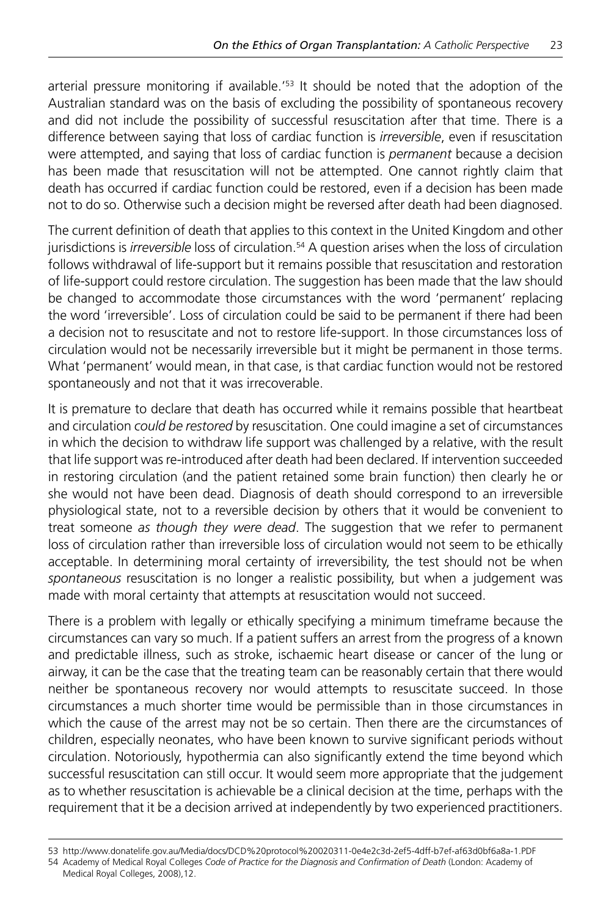arterial pressure monitoring if available.'[53] It should be noted that the adoption of the Australian standard was on the basis of excluding the possibility of spontaneous recovery and did not include the possibility of successful resuscitation after that time. There is a difference between saying that loss of cardiac function is *irreversible*, even if resuscitation were attempted, and saying that loss of cardiac function is *permanent* because a decision has been made that resuscitation will not be attempted. One cannot rightly claim that death has occurred if cardiac function could be restored, even if a decision has been made not to do so. Otherwise such a decision might be reversed after death had been diagnosed.

The current definition of death that applies to this context in the United Kingdom and other jurisdictions is *irreversible* loss of circulation.[54] A question arises when the loss of circulation follows withdrawal of life-support but it remains possible that resuscitation and restoration of life-support could restore circulation. The suggestion has been made that the law should be changed to accommodate those circumstances with the word 'permanent' replacing the word 'irreversible'. Loss of circulation could be said to be permanent if there had been a decision not to resuscitate and not to restore life-support. In those circumstances loss of circulation would not be necessarily irreversible but it might be permanent in those terms. What 'permanent' would mean, in that case, is that cardiac function would not be restored spontaneously and not that it was irrecoverable.

It is premature to declare that death has occurred while it remains possible that heartbeat and circulation *could be restored* by resuscitation. One could imagine a set of circumstances in which the decision to withdraw life support was challenged by a relative, with the result that life support was re-introduced after death had been declared. If intervention succeeded in restoring circulation (and the patient retained some brain function) then clearly he or she would not have been dead. Diagnosis of death should correspond to an irreversible physiological state, not to a reversible decision by others that it would be convenient to treat someone *as though they were dead*. The suggestion that we refer to permanent loss of circulation rather than irreversible loss of circulation would not seem to be ethically acceptable. In determining moral certainty of irreversibility, the test should not be when *spontaneous* resuscitation is no longer a realistic possibility, but when a judgement was made with moral certainty that attempts at resuscitation would not succeed.

There is a problem with legally or ethically specifying a minimum timeframe because the circumstances can vary so much. If a patient suffers an arrest from the progress of a known and predictable illness, such as stroke, ischaemic heart disease or cancer of the lung or airway, it can be the case that the treating team can be reasonably certain that there would neither be spontaneous recovery nor would attempts to resuscitate succeed. In those circumstances a much shorter time would be permissible than in those circumstances in which the cause of the arrest may not be so certain. Then there are the circumstances of children, especially neonates, who have been known to survive significant periods without circulation. Notoriously, hypothermia can also significantly extend the time beyond which successful resuscitation can still occur. It would seem more appropriate that the judgement as to whether resuscitation is achievable be a clinical decision at the time, perhaps with the requirement that it be a decision arrived at independently by two experienced practitioners.

---

53 http://www.donatelife.gov.au/Media/docs/DCD%20protocol%20020311-0e4e2c3d-2ef5-4dff-b7ef-af63d0bf6a8a-1.PDF

54 Academy of Medical Royal Colleges *Code of Practice for the Diagnosis and Confirmation of Death* (London: Academy of Medical Royal Colleges, 2008),12.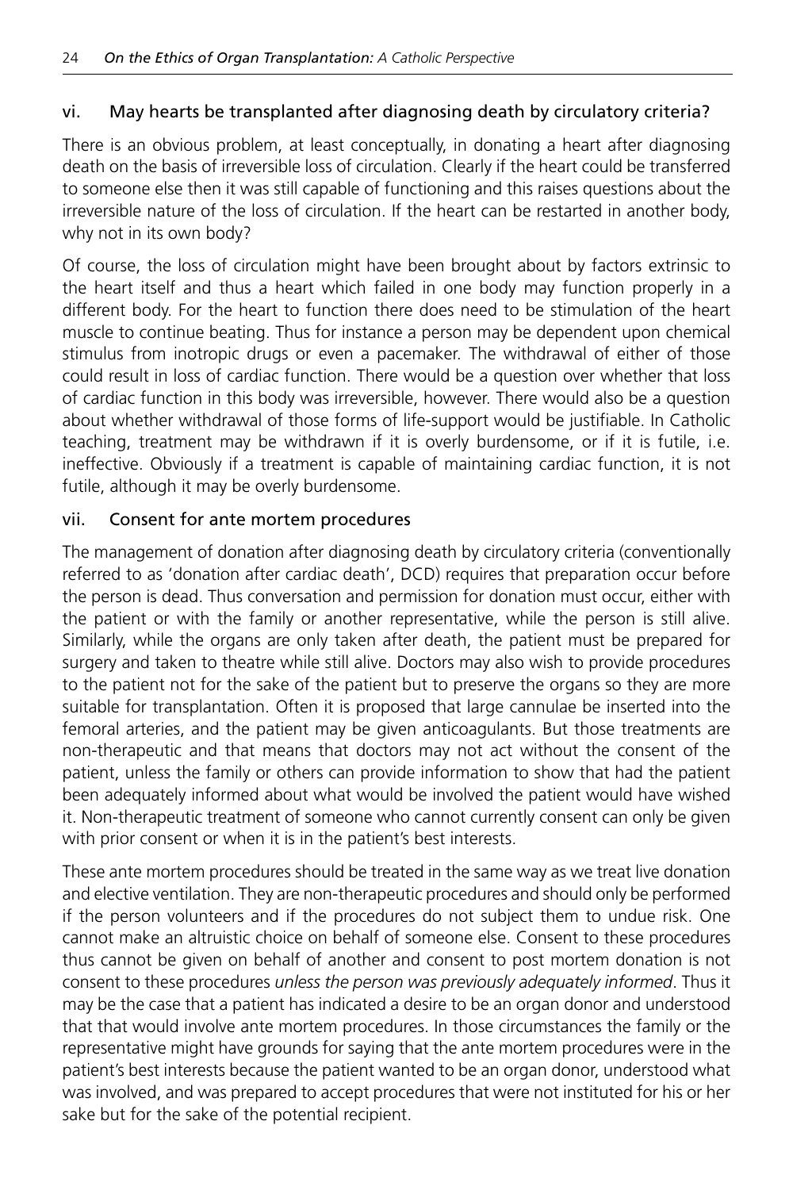### vi. May hearts be transplanted after diagnosing death by circulatory criteria?

There is an obvious problem, at least conceptually, in donating a heart after diagnosing death on the basis of irreversible loss of circulation. Clearly if the heart could be transferred to someone else then it was still capable of functioning and this raises questions about the irreversible nature of the loss of circulation. If the heart can be restarted in another body, why not in its own body?

Of course, the loss of circulation might have been brought about by factors extrinsic to the heart itself and thus a heart which failed in one body may function properly in a different body. For the heart to function there does need to be stimulation of the heart muscle to continue beating. Thus for instance a person may be dependent upon chemical stimulus from inotropic drugs or even a pacemaker. The withdrawal of either of those could result in loss of cardiac function. There would be a question over whether that loss of cardiac function in this body was irreversible, however. There would also be a question about whether withdrawal of those forms of life-support would be justifiable. In Catholic teaching, treatment may be withdrawn if it is overly burdensome, or if it is futile, i.e. ineffective. Obviously if a treatment is capable of maintaining cardiac function, it is not futile, although it may be overly burdensome.

### vii. Consent for ante mortem procedures

The management of donation after diagnosing death by circulatory criteria (conventionally referred to as 'donation after cardiac death', DCD) requires that preparation occur before the person is dead. Thus conversation and permission for donation must occur, either with the patient or with the family or another representative, while the person is still alive. Similarly, while the organs are only taken after death, the patient must be prepared for surgery and taken to theatre while still alive. Doctors may also wish to provide procedures to the patient not for the sake of the patient but to preserve the organs so they are more suitable for transplantation. Often it is proposed that large cannulae be inserted into the femoral arteries, and the patient may be given anticoagulants. But those treatments are non-therapeutic and that means that doctors may not act without the consent of the patient, unless the family or others can provide information to show that had the patient been adequately informed about what would be involved the patient would have wished it. Non-therapeutic treatment of someone who cannot currently consent can only be given with prior consent or when it is in the patient's best interests.

These ante mortem procedures should be treated in the same way as we treat live donation and elective ventilation. They are non-therapeutic procedures and should only be performed if the person volunteers and if the procedures do not subject them to undue risk. One cannot make an altruistic choice on behalf of someone else. Consent to these procedures thus cannot be given on behalf of another and consent to post mortem donation is not consent to these procedures *unless the person was previously adequately informed*. Thus it may be the case that a patient has indicated a desire to be an organ donor and understood that that would involve ante mortem procedures. In those circumstances the family or the representative might have grounds for saying that the ante mortem procedures were in the patient's best interests because the patient wanted to be an organ donor, understood what was involved, and was prepared to accept procedures that were not instituted for his or her sake but for the sake of the potential recipient.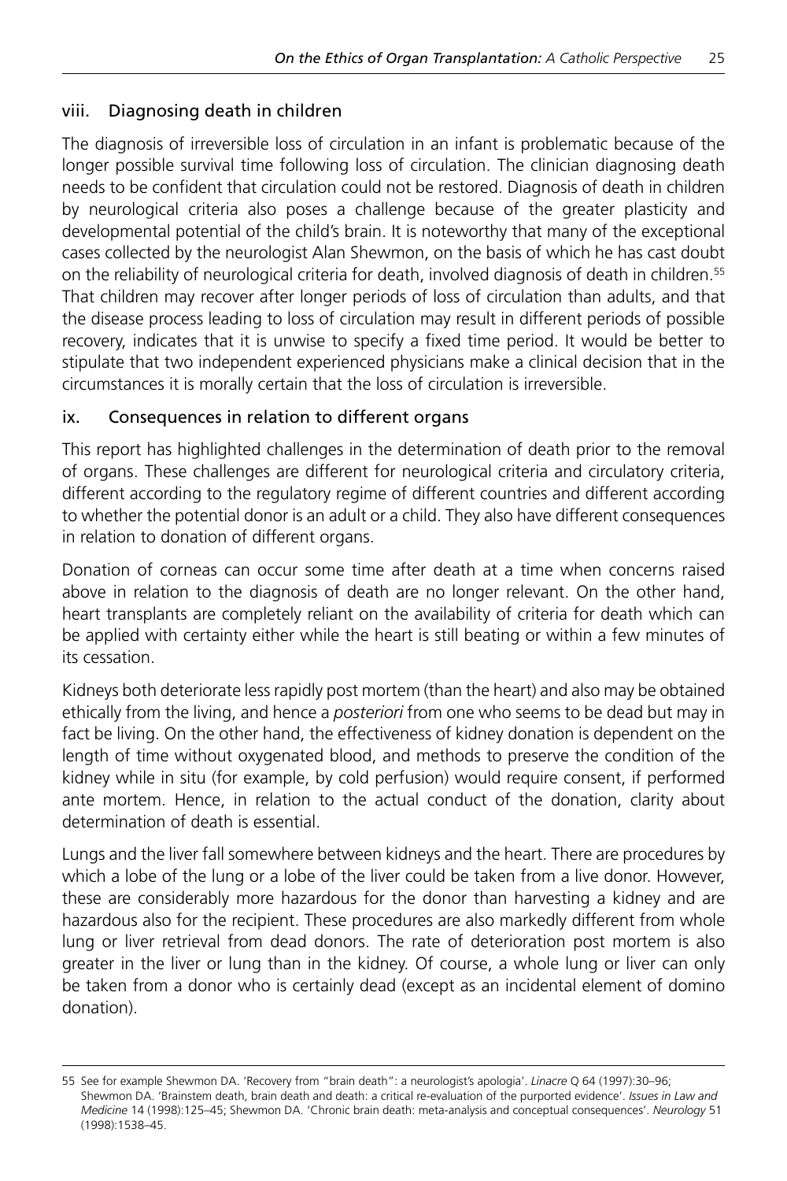### viii. Diagnosing death in children

The diagnosis of irreversible loss of circulation in an infant is problematic because of the longer possible survival time following loss of circulation. The clinician diagnosing death needs to be confident that circulation could not be restored. Diagnosis of death in children by neurological criteria also poses a challenge because of the greater plasticity and developmental potential of the child's brain. It is noteworthy that many of the exceptional cases collected by the neurologist Alan Shewmon, on the basis of which he has cast doubt on the reliability of neurological criteria for death, involved diagnosis of death in children.[55] That children may recover after longer periods of loss of circulation than adults, and that the disease process leading to loss of circulation may result in different periods of possible recovery, indicates that it is unwise to specify a fixed time period. It would be better to stipulate that two independent experienced physicians make a clinical decision that in the circumstances it is morally certain that the loss of circulation is irreversible.

### ix. Consequences in relation to different organs

This report has highlighted challenges in the determination of death prior to the removal of organs. These challenges are different for neurological criteria and circulatory criteria, different according to the regulatory regime of different countries and different according to whether the potential donor is an adult or a child. They also have different consequences in relation to donation of different organs.

Donation of corneas can occur some time after death at a time when concerns raised above in relation to the diagnosis of death are no longer relevant. On the other hand, heart transplants are completely reliant on the availability of criteria for death which can be applied with certainty either while the heart is still beating or within a few minutes of its cessation.

Kidneys both deteriorate less rapidly post mortem (than the heart) and also may be obtained ethically from the living, and hence a *posteriori* from one who seems to be dead but may in fact be living. On the other hand, the effectiveness of kidney donation is dependent on the length of time without oxygenated blood, and methods to preserve the condition of the kidney while in situ (for example, by cold perfusion) would require consent, if performed ante mortem. Hence, in relation to the actual conduct of the donation, clarity about determination of death is essential.

Lungs and the liver fall somewhere between kidneys and the heart. There are procedures by which a lobe of the lung or a lobe of the liver could be taken from a live donor. However, these are considerably more hazardous for the donor than harvesting a kidney and are hazardous also for the recipient. These procedures are also markedly different from whole lung or liver retrieval from dead donors. The rate of deterioration post mortem is also greater in the liver or lung than in the kidney. Of course, a whole lung or liver can only be taken from a donor who is certainly dead (except as an incidental element of domino donation).

---

55 See for example Shewmon DA. 'Recovery from "brain death": a neurologist's apologia'. *Linacre* Q 64 (1997):30–96; Shewmon DA. 'Brainstem death, brain death and death: a critical re-evaluation of the purported evidence'. *Issues in Law and Medicine* 14 (1998):125–45; Shewmon DA. 'Chronic brain death: meta-analysis and conceptual consequences'. *Neurology* 51 (1998):1538–45.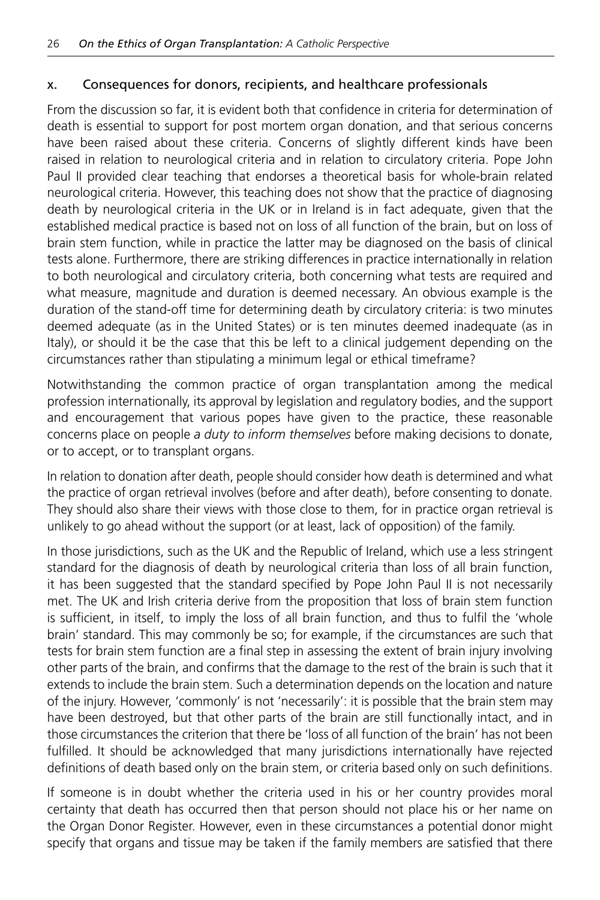### x. Consequences for donors, recipients, and healthcare professionals

From the discussion so far, it is evident both that confidence in criteria for determination of death is essential to support for post mortem organ donation, and that serious concerns have been raised about these criteria. Concerns of slightly different kinds have been raised in relation to neurological criteria and in relation to circulatory criteria. Pope John Paul II provided clear teaching that endorses a theoretical basis for whole-brain related neurological criteria. However, this teaching does not show that the practice of diagnosing death by neurological criteria in the UK or in Ireland is in fact adequate, given that the established medical practice is based not on loss of all function of the brain, but on loss of brain stem function, while in practice the latter may be diagnosed on the basis of clinical tests alone. Furthermore, there are striking differences in practice internationally in relation to both neurological and circulatory criteria, both concerning what tests are required and what measure, magnitude and duration is deemed necessary. An obvious example is the duration of the stand-off time for determining death by circulatory criteria: is two minutes deemed adequate (as in the United States) or is ten minutes deemed inadequate (as in Italy), or should it be the case that this be left to a clinical judgement depending on the circumstances rather than stipulating a minimum legal or ethical timeframe?

Notwithstanding the common practice of organ transplantation among the medical profession internationally, its approval by legislation and regulatory bodies, and the support and encouragement that various popes have given to the practice, these reasonable concerns place on people *a duty to inform themselves* before making decisions to donate, or to accept, or to transplant organs.

In relation to donation after death, people should consider how death is determined and what the practice of organ retrieval involves (before and after death), before consenting to donate. They should also share their views with those close to them, for in practice organ retrieval is unlikely to go ahead without the support (or at least, lack of opposition) of the family.

In those jurisdictions, such as the UK and the Republic of Ireland, which use a less stringent standard for the diagnosis of death by neurological criteria than loss of all brain function, it has been suggested that the standard specified by Pope John Paul II is not necessarily met. The UK and Irish criteria derive from the proposition that loss of brain stem function is sufficient, in itself, to imply the loss of all brain function, and thus to fulfil the 'whole brain' standard. This may commonly be so; for example, if the circumstances are such that tests for brain stem function are a final step in assessing the extent of brain injury involving other parts of the brain, and confirms that the damage to the rest of the brain is such that it extends to include the brain stem. Such a determination depends on the location and nature of the injury. However, 'commonly' is not 'necessarily': it is possible that the brain stem may have been destroyed, but that other parts of the brain are still functionally intact, and in those circumstances the criterion that there be 'loss of all function of the brain' has not been fulfilled. It should be acknowledged that many jurisdictions internationally have rejected definitions of death based only on the brain stem, or criteria based only on such definitions.

If someone is in doubt whether the criteria used in his or her country provides moral certainty that death has occurred then that person should not place his or her name on the Organ Donor Register. However, even in these circumstances a potential donor might specify that organs and tissue may be taken if the family members are satisfied that there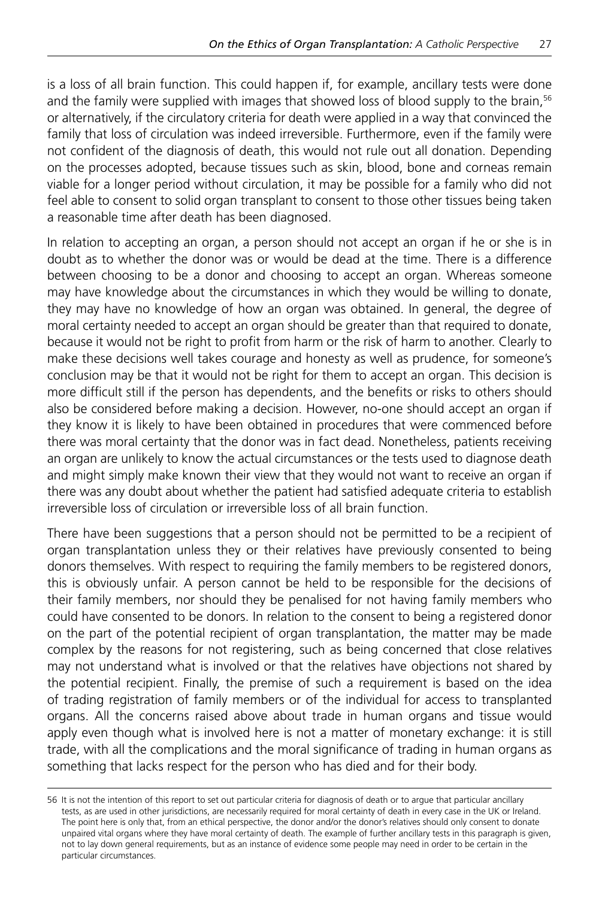is a loss of all brain function. This could happen if, for example, ancillary tests were done and the family were supplied with images that showed loss of blood supply to the brain,[56] or alternatively, if the circulatory criteria for death were applied in a way that convinced the family that loss of circulation was indeed irreversible. Furthermore, even if the family were not confident of the diagnosis of death, this would not rule out all donation. Depending on the processes adopted, because tissues such as skin, blood, bone and corneas remain viable for a longer period without circulation, it may be possible for a family who did not feel able to consent to solid organ transplant to consent to those other tissues being taken a reasonable time after death has been diagnosed.

In relation to accepting an organ, a person should not accept an organ if he or she is in doubt as to whether the donor was or would be dead at the time. There is a difference between choosing to be a donor and choosing to accept an organ. Whereas someone may have knowledge about the circumstances in which they would be willing to donate, they may have no knowledge of how an organ was obtained. In general, the degree of moral certainty needed to accept an organ should be greater than that required to donate, because it would not be right to profit from harm or the risk of harm to another. Clearly to make these decisions well takes courage and honesty as well as prudence, for someone's conclusion may be that it would not be right for them to accept an organ. This decision is more difficult still if the person has dependents, and the benefits or risks to others should also be considered before making a decision. However, no-one should accept an organ if they know it is likely to have been obtained in procedures that were commenced before there was moral certainty that the donor was in fact dead. Nonetheless, patients receiving an organ are unlikely to know the actual circumstances or the tests used to diagnose death and might simply make known their view that they would not want to receive an organ if there was any doubt about whether the patient had satisfied adequate criteria to establish irreversible loss of circulation or irreversible loss of all brain function.

There have been suggestions that a person should not be permitted to be a recipient of organ transplantation unless they or their relatives have previously consented to being donors themselves. With respect to requiring the family members to be registered donors, this is obviously unfair. A person cannot be held to be responsible for the decisions of their family members, nor should they be penalised for not having family members who could have consented to be donors. In relation to the consent to being a registered donor on the part of the potential recipient of organ transplantation, the matter may be made complex by the reasons for not registering, such as being concerned that close relatives may not understand what is involved or that the relatives have objections not shared by the potential recipient. Finally, the premise of such a requirement is based on the idea of trading registration of family members or of the individual for access to transplanted organs. All the concerns raised above about trade in human organs and tissue would apply even though what is involved here is not a matter of monetary exchange: it is still trade, with all the complications and the moral significance of trading in human organs as something that lacks respect for the person who has died and for their body.

---

[56] It is not the intention of this report to set out particular criteria for diagnosis of death or to argue that particular ancillary tests, as are used in other jurisdictions, are necessarily required for moral certainty of death in every case in the UK or Ireland. The point here is only that, from an ethical perspective, the donor and/or the donor's relatives should only consent to donate unpaired vital organs where they have moral certainty of death. The example of further ancillary tests in this paragraph is given, not to lay down general requirements, but as an instance of evidence some people may need in order to be certain in the particular circumstances.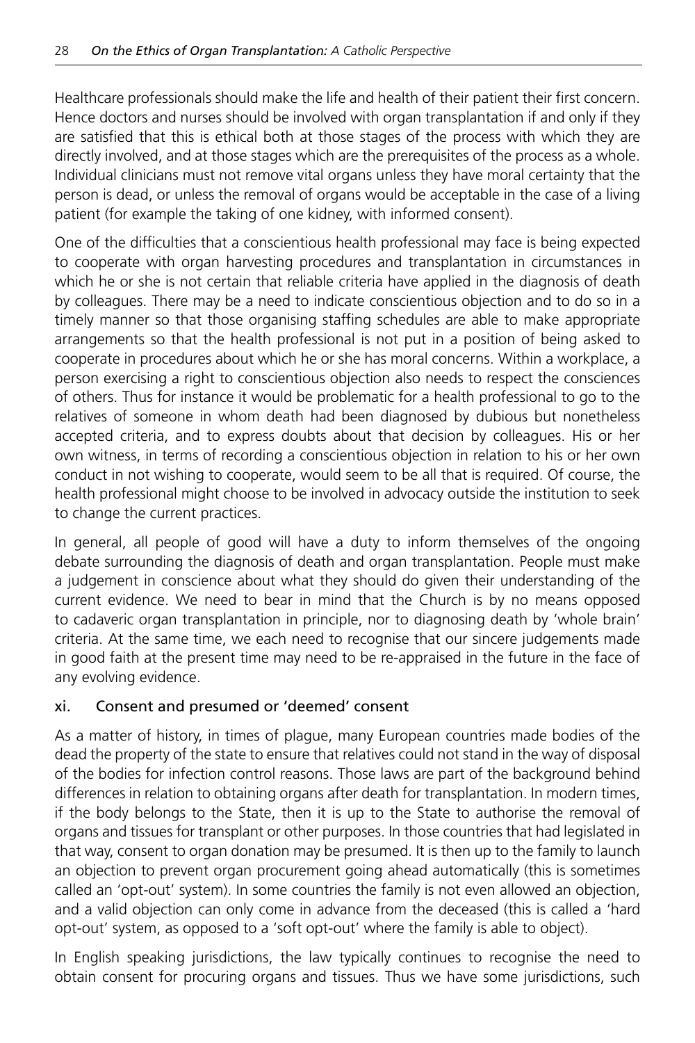Healthcare professionals should make the life and health of their patient their first concern. Hence doctors and nurses should be involved with organ transplantation if and only if they are satisfied that this is ethical both at those stages of the process with which they are directly involved, and at those stages which are the prerequisites of the process as a whole. Individual clinicians must not remove vital organs unless they have moral certainty that the person is dead, or unless the removal of organs would be acceptable in the case of a living patient (for example the taking of one kidney, with informed consent).

One of the difficulties that a conscientious health professional may face is being expected to cooperate with organ harvesting procedures and transplantation in circumstances in which he or she is not certain that reliable criteria have applied in the diagnosis of death by colleagues. There may be a need to indicate conscientious objection and to do so in a timely manner so that those organising staffing schedules are able to make appropriate arrangements so that the health professional is not put in a position of being asked to cooperate in procedures about which he or she has moral concerns. Within a workplace, a person exercising a right to conscientious objection also needs to respect the consciences of others. Thus for instance it would be problematic for a health professional to go to the relatives of someone in whom death had been diagnosed by dubious but nonetheless accepted criteria, and to express doubts about that decision by colleagues. His or her own witness, in terms of recording a conscientious objection in relation to his or her own conduct in not wishing to cooperate, would seem to be all that is required. Of course, the health professional might choose to be involved in advocacy outside the institution to seek to change the current practices.

In general, all people of good will have a duty to inform themselves of the ongoing debate surrounding the diagnosis of death and organ transplantation. People must make a judgement in conscience about what they should do given their understanding of the current evidence. We need to bear in mind that the Church is by no means opposed to cadaveric organ transplantation in principle, nor to diagnosing death by 'whole brain' criteria. At the same time, we each need to recognise that our sincere judgements made in good faith at the present time may need to be re-appraised in the future in the face of any evolving evidence.

### xi. Consent and presumed or 'deemed' consent

As a matter of history, in times of plague, many European countries made bodies of the dead the property of the state to ensure that relatives could not stand in the way of disposal of the bodies for infection control reasons. Those laws are part of the background behind differences in relation to obtaining organs after death for transplantation. In modern times, if the body belongs to the State, then it is up to the State to authorise the removal of organs and tissues for transplant or other purposes. In those countries that had legislated in that way, consent to organ donation may be presumed. It is then up to the family to launch an objection to prevent organ procurement going ahead automatically (this is sometimes called an 'opt-out' system). In some countries the family is not even allowed an objection, and a valid objection can only come in advance from the deceased (this is called a 'hard opt-out' system, as opposed to a 'soft opt-out' where the family is able to object).

In English speaking jurisdictions, the law typically continues to recognise the need to obtain consent for procuring organs and tissues. Thus we have some jurisdictions, such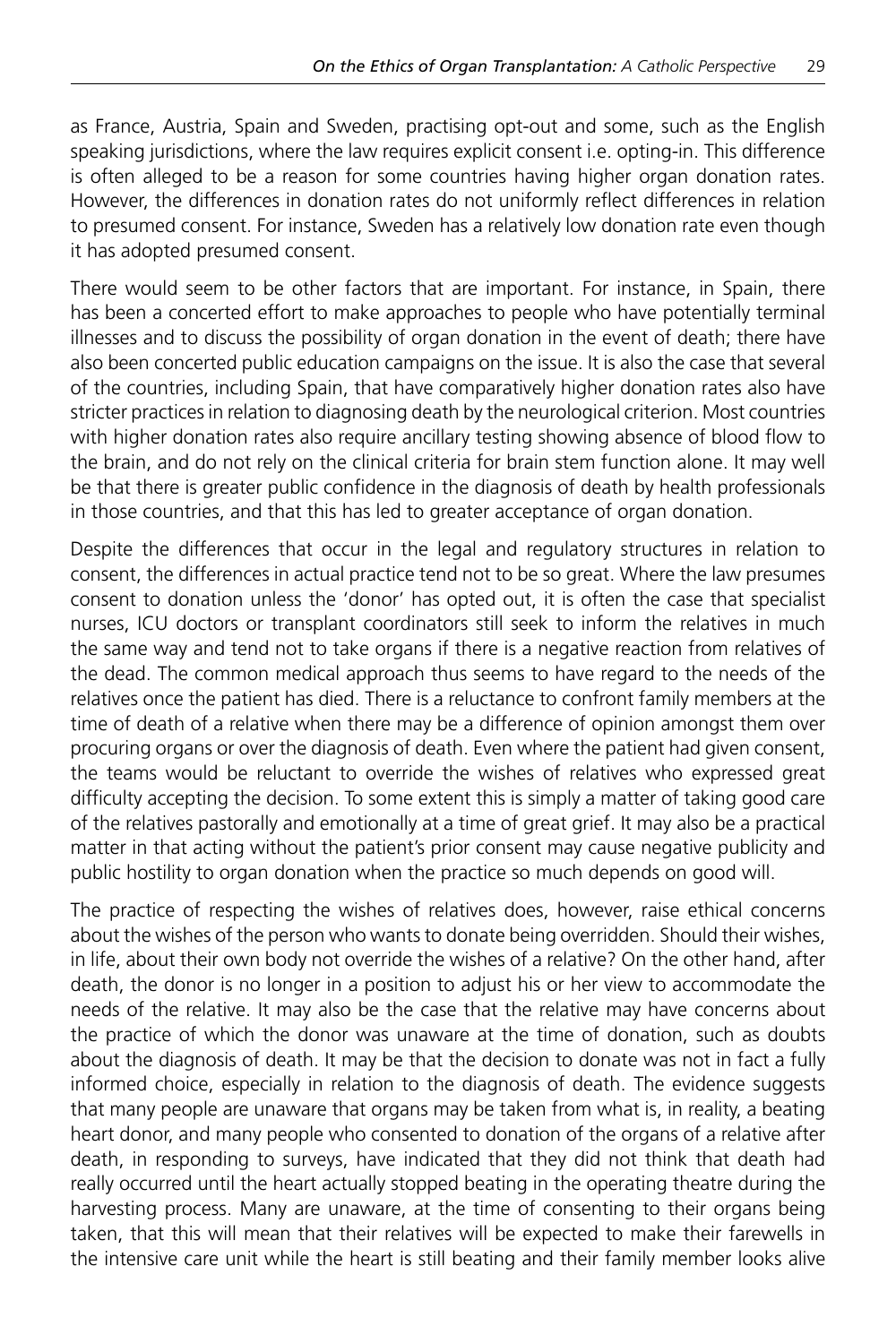as France, Austria, Spain and Sweden, practising opt-out and some, such as the English speaking jurisdictions, where the law requires explicit consent i.e. opting-in. This difference is often alleged to be a reason for some countries having higher organ donation rates. However, the differences in donation rates do not uniformly reflect differences in relation to presumed consent. For instance, Sweden has a relatively low donation rate even though it has adopted presumed consent.

There would seem to be other factors that are important. For instance, in Spain, there has been a concerted effort to make approaches to people who have potentially terminal illnesses and to discuss the possibility of organ donation in the event of death; there have also been concerted public education campaigns on the issue. It is also the case that several of the countries, including Spain, that have comparatively higher donation rates also have stricter practices in relation to diagnosing death by the neurological criterion. Most countries with higher donation rates also require ancillary testing showing absence of blood flow to the brain, and do not rely on the clinical criteria for brain stem function alone. It may well be that there is greater public confidence in the diagnosis of death by health professionals in those countries, and that this has led to greater acceptance of organ donation.

Despite the differences that occur in the legal and regulatory structures in relation to consent, the differences in actual practice tend not to be so great. Where the law presumes consent to donation unless the 'donor' has opted out, it is often the case that specialist nurses, ICU doctors or transplant coordinators still seek to inform the relatives in much the same way and tend not to take organs if there is a negative reaction from relatives of the dead. The common medical approach thus seems to have regard to the needs of the relatives once the patient has died. There is a reluctance to confront family members at the time of death of a relative when there may be a difference of opinion amongst them over procuring organs or over the diagnosis of death. Even where the patient had given consent, the teams would be reluctant to override the wishes of relatives who expressed great difficulty accepting the decision. To some extent this is simply a matter of taking good care of the relatives pastorally and emotionally at a time of great grief. It may also be a practical matter in that acting without the patient's prior consent may cause negative publicity and public hostility to organ donation when the practice so much depends on good will.

The practice of respecting the wishes of relatives does, however, raise ethical concerns about the wishes of the person who wants to donate being overridden. Should their wishes, in life, about their own body not override the wishes of a relative? On the other hand, after death, the donor is no longer in a position to adjust his or her view to accommodate the needs of the relative. It may also be the case that the relative may have concerns about the practice of which the donor was unaware at the time of donation, such as doubts about the diagnosis of death. It may be that the decision to donate was not in fact a fully informed choice, especially in relation to the diagnosis of death. The evidence suggests that many people are unaware that organs may be taken from what is, in reality, a beating heart donor, and many people who consented to donation of the organs of a relative after death, in responding to surveys, have indicated that they did not think that death had really occurred until the heart actually stopped beating in the operating theatre during the harvesting process. Many are unaware, at the time of consenting to their organs being taken, that this will mean that their relatives will be expected to make their farewells in the intensive care unit while the heart is still beating and their family member looks alive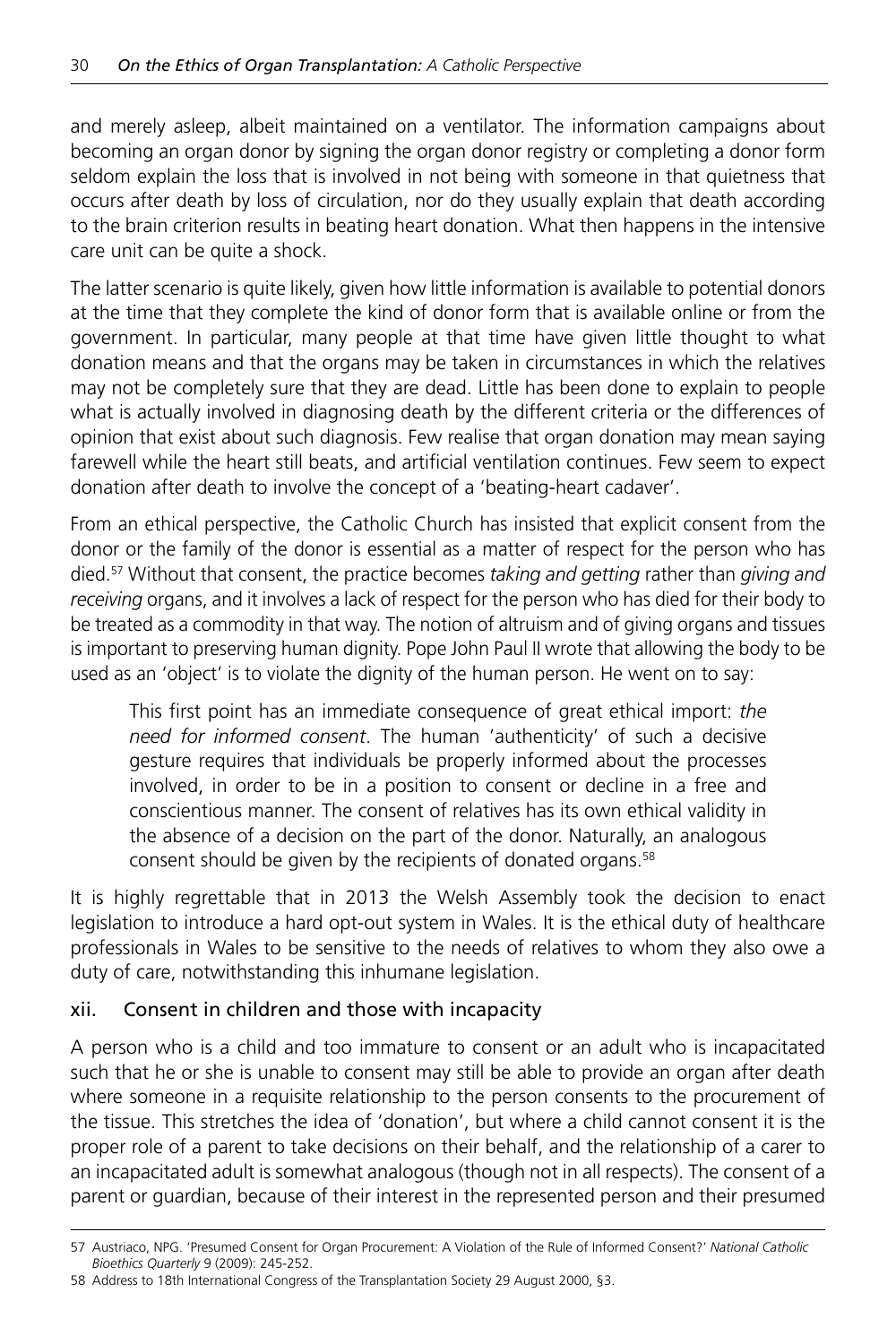and merely asleep, albeit maintained on a ventilator. The information campaigns about becoming an organ donor by signing the organ donor registry or completing a donor form seldom explain the loss that is involved in not being with someone in that quietness that occurs after death by loss of circulation, nor do they usually explain that death according to the brain criterion results in beating heart donation. What then happens in the intensive care unit can be quite a shock.

The latter scenario is quite likely, given how little information is available to potential donors at the time that they complete the kind of donor form that is available online or from the government. In particular, many people at that time have given little thought to what donation means and that the organs may be taken in circumstances in which the relatives may not be completely sure that they are dead. Little has been done to explain to people what is actually involved in diagnosing death by the different criteria or the differences of opinion that exist about such diagnosis. Few realise that organ donation may mean saying farewell while the heart still beats, and artificial ventilation continues. Few seem to expect donation after death to involve the concept of a 'beating-heart cadaver'.

From an ethical perspective, the Catholic Church has insisted that explicit consent from the donor or the family of the donor is essential as a matter of respect for the person who has died.[57] Without that consent, the practice becomes *taking and getting* rather than *giving and receiving* organs, and it involves a lack of respect for the person who has died for their body to be treated as a commodity in that way. The notion of altruism and of giving organs and tissues is important to preserving human dignity. Pope John Paul II wrote that allowing the body to be used as an 'object' is to violate the dignity of the human person. He went on to say:

> This first point has an immediate consequence of great ethical import: *the need for informed consent*. The human 'authenticity' of such a decisive gesture requires that individuals be properly informed about the processes involved, in order to be in a position to consent or decline in a free and conscientious manner. The consent of relatives has its own ethical validity in the absence of a decision on the part of the donor. Naturally, an analogous consent should be given by the recipients of donated organs.[58]

It is highly regrettable that in 2013 the Welsh Assembly took the decision to enact legislation to introduce a hard opt-out system in Wales. It is the ethical duty of healthcare professionals in Wales to be sensitive to the needs of relatives to whom they also owe a duty of care, notwithstanding this inhumane legislation.

### xii. Consent in children and those with incapacity

A person who is a child and too immature to consent or an adult who is incapacitated such that he or she is unable to consent may still be able to provide an organ after death where someone in a requisite relationship to the person consents to the procurement of the tissue. This stretches the idea of 'donation', but where a child cannot consent it is the proper role of a parent to take decisions on their behalf, and the relationship of a carer to an incapacitated adult is somewhat analogous (though not in all respects). The consent of a parent or guardian, because of their interest in the represented person and their presumed

---

57 Austriaco, NPG. 'Presumed Consent for Organ Procurement: A Violation of the Rule of Informed Consent?' *National Catholic Bioethics Quarterly* 9 (2009): 245-252.

58 Address to 18th International Congress of the Transplantation Society 29 August 2000, §3.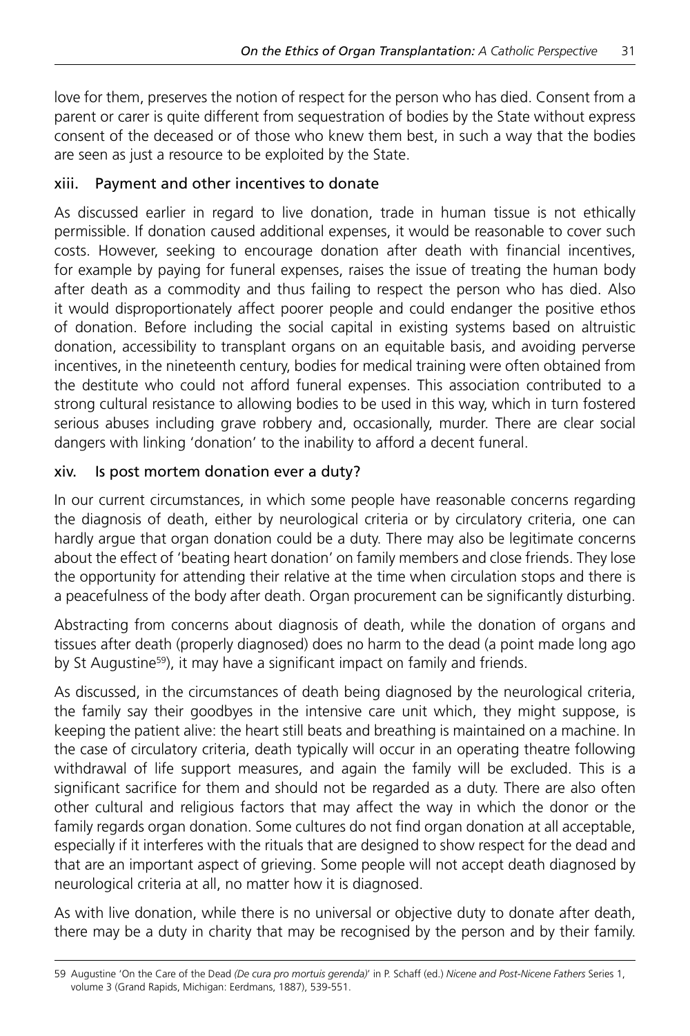love for them, preserves the notion of respect for the person who has died. Consent from a parent or carer is quite different from sequestration of bodies by the State without express consent of the deceased or of those who knew them best, in such a way that the bodies are seen as just a resource to be exploited by the State.

### xiii. Payment and other incentives to donate

As discussed earlier in regard to live donation, trade in human tissue is not ethically permissible. If donation caused additional expenses, it would be reasonable to cover such costs. However, seeking to encourage donation after death with financial incentives, for example by paying for funeral expenses, raises the issue of treating the human body after death as a commodity and thus failing to respect the person who has died. Also it would disproportionately affect poorer people and could endanger the positive ethos of donation. Before including the social capital in existing systems based on altruistic donation, accessibility to transplant organs on an equitable basis, and avoiding perverse incentives, in the nineteenth century, bodies for medical training were often obtained from the destitute who could not afford funeral expenses. This association contributed to a strong cultural resistance to allowing bodies to be used in this way, which in turn fostered serious abuses including grave robbery and, occasionally, murder. There are clear social dangers with linking 'donation' to the inability to afford a decent funeral.

### xiv. Is post mortem donation ever a duty?

In our current circumstances, in which some people have reasonable concerns regarding the diagnosis of death, either by neurological criteria or by circulatory criteria, one can hardly argue that organ donation could be a duty. There may also be legitimate concerns about the effect of 'beating heart donation' on family members and close friends. They lose the opportunity for attending their relative at the time when circulation stops and there is a peacefulness of the body after death. Organ procurement can be significantly disturbing.

Abstracting from concerns about diagnosis of death, while the donation of organs and tissues after death (properly diagnosed) does no harm to the dead (a point made long ago by St Augustine[59]), it may have a significant impact on family and friends.

As discussed, in the circumstances of death being diagnosed by the neurological criteria, the family say their goodbyes in the intensive care unit which, they might suppose, is keeping the patient alive: the heart still beats and breathing is maintained on a machine. In the case of circulatory criteria, death typically will occur in an operating theatre following withdrawal of life support measures, and again the family will be excluded. This is a significant sacrifice for them and should not be regarded as a duty. There are also often other cultural and religious factors that may affect the way in which the donor or the family regards organ donation. Some cultures do not find organ donation at all acceptable, especially if it interferes with the rituals that are designed to show respect for the dead and that are an important aspect of grieving. Some people will not accept death diagnosed by neurological criteria at all, no matter how it is diagnosed.

As with live donation, while there is no universal or objective duty to donate after death, there may be a duty in charity that may be recognised by the person and by their family.

---

59 Augustine 'On the Care of the Dead *(De cura pro mortuis gerenda)*' in P. Schaff (ed.) *Nicene and Post-Nicene Fathers* Series 1, volume 3 (Grand Rapids, Michigan: Eerdmans, 1887), 539-551.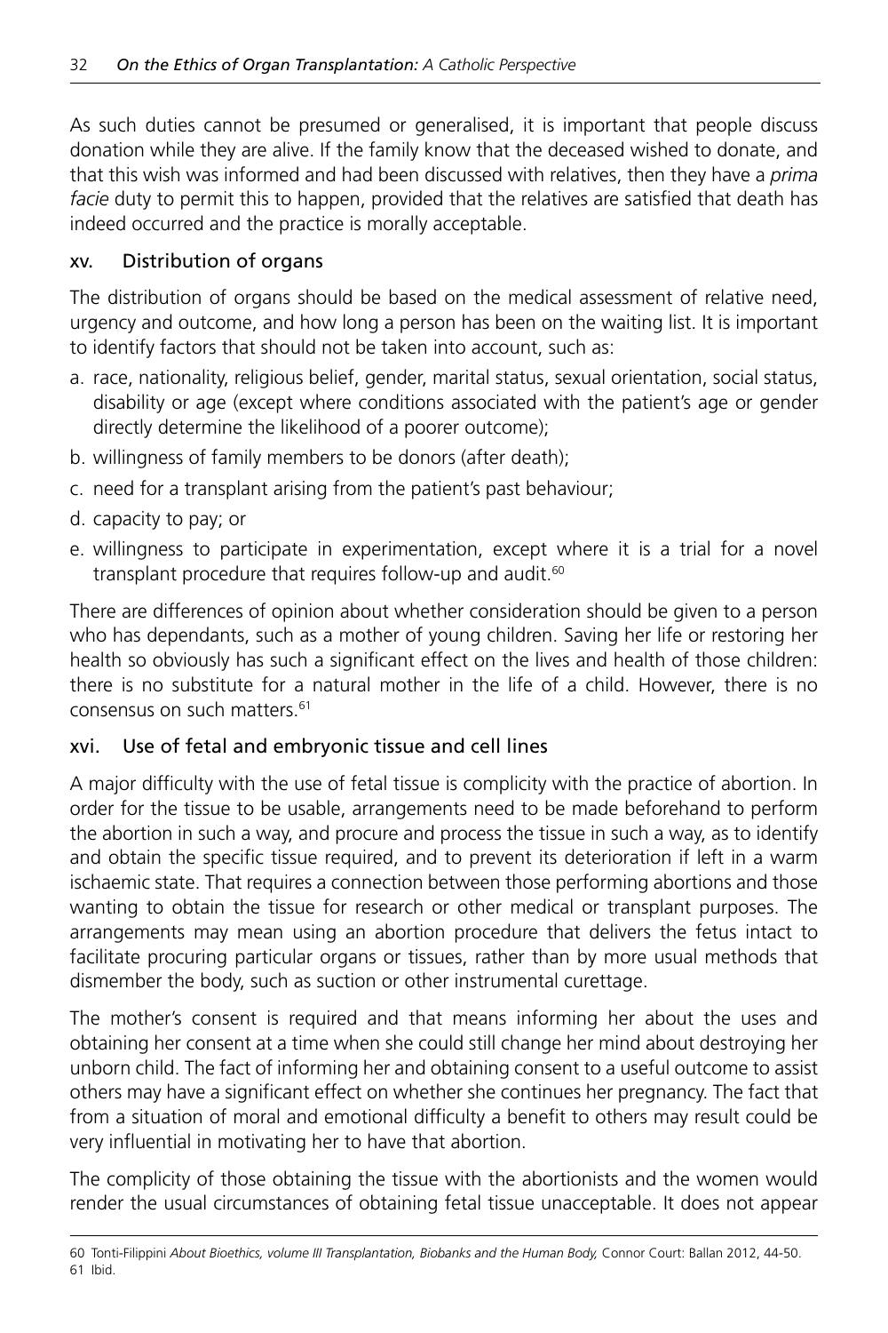As such duties cannot be presumed or generalised, it is important that people discuss donation while they are alive. If the family know that the deceased wished to donate, and that this wish was informed and had been discussed with relatives, then they have a *prima facie* duty to permit this to happen, provided that the relatives are satisfied that death has indeed occurred and the practice is morally acceptable.

### xv. Distribution of organs

The distribution of organs should be based on the medical assessment of relative need, urgency and outcome, and how long a person has been on the waiting list. It is important to identify factors that should not be taken into account, such as:

a. race, nationality, religious belief, gender, marital status, sexual orientation, social status, disability or age (except where conditions associated with the patient's age or gender directly determine the likelihood of a poorer outcome);
b. willingness of family members to be donors (after death);
c. need for a transplant arising from the patient's past behaviour;
d. capacity to pay; or
e. willingness to participate in experimentation, except where it is a trial for a novel transplant procedure that requires follow-up and audit.[60]

There are differences of opinion about whether consideration should be given to a person who has dependants, such as a mother of young children. Saving her life or restoring her health so obviously has such a significant effect on the lives and health of those children: there is no substitute for a natural mother in the life of a child. However, there is no consensus on such matters.[61]

### xvi. Use of fetal and embryonic tissue and cell lines

A major difficulty with the use of fetal tissue is complicity with the practice of abortion. In order for the tissue to be usable, arrangements need to be made beforehand to perform the abortion in such a way, and procure and process the tissue in such a way, as to identify and obtain the specific tissue required, and to prevent its deterioration if left in a warm ischaemic state. That requires a connection between those performing abortions and those wanting to obtain the tissue for research or other medical or transplant purposes. The arrangements may mean using an abortion procedure that delivers the fetus intact to facilitate procuring particular organs or tissues, rather than by more usual methods that dismember the body, such as suction or other instrumental curettage.

The mother's consent is required and that means informing her about the uses and obtaining her consent at a time when she could still change her mind about destroying her unborn child. The fact of informing her and obtaining consent to a useful outcome to assist others may have a significant effect on whether she continues her pregnancy. The fact that from a situation of moral and emotional difficulty a benefit to others may result could be very influential in motivating her to have that abortion.

The complicity of those obtaining the tissue with the abortionists and the women would render the usual circumstances of obtaining fetal tissue unacceptable. It does not appear

---

60 Tonti-Filippini *About Bioethics, volume III Transplantation, Biobanks and the Human Body,* Connor Court: Ballan 2012, 44-50.
61 Ibid.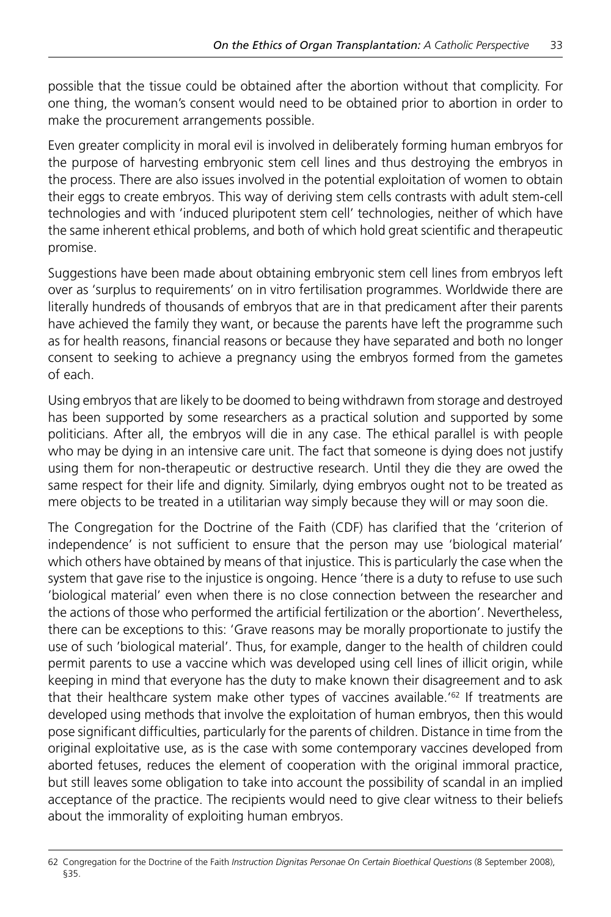possible that the tissue could be obtained after the abortion without that complicity. For one thing, the woman's consent would need to be obtained prior to abortion in order to make the procurement arrangements possible.

Even greater complicity in moral evil is involved in deliberately forming human embryos for the purpose of harvesting embryonic stem cell lines and thus destroying the embryos in the process. There are also issues involved in the potential exploitation of women to obtain their eggs to create embryos. This way of deriving stem cells contrasts with adult stem-cell technologies and with 'induced pluripotent stem cell' technologies, neither of which have the same inherent ethical problems, and both of which hold great scientific and therapeutic promise.

Suggestions have been made about obtaining embryonic stem cell lines from embryos left over as 'surplus to requirements' on in vitro fertilisation programmes. Worldwide there are literally hundreds of thousands of embryos that are in that predicament after their parents have achieved the family they want, or because the parents have left the programme such as for health reasons, financial reasons or because they have separated and both no longer consent to seeking to achieve a pregnancy using the embryos formed from the gametes of each.

Using embryos that are likely to be doomed to being withdrawn from storage and destroyed has been supported by some researchers as a practical solution and supported by some politicians. After all, the embryos will die in any case. The ethical parallel is with people who may be dying in an intensive care unit. The fact that someone is dying does not justify using them for non-therapeutic or destructive research. Until they die they are owed the same respect for their life and dignity. Similarly, dying embryos ought not to be treated as mere objects to be treated in a utilitarian way simply because they will or may soon die.

The Congregation for the Doctrine of the Faith (CDF) has clarified that the 'criterion of independence' is not sufficient to ensure that the person may use 'biological material' which others have obtained by means of that injustice. This is particularly the case when the system that gave rise to the injustice is ongoing. Hence 'there is a duty to refuse to use such 'biological material' even when there is no close connection between the researcher and the actions of those who performed the artificial fertilization or the abortion'. Nevertheless, there can be exceptions to this: 'Grave reasons may be morally proportionate to justify the use of such 'biological material'. Thus, for example, danger to the health of children could permit parents to use a vaccine which was developed using cell lines of illicit origin, while keeping in mind that everyone has the duty to make known their disagreement and to ask that their healthcare system make other types of vaccines available.'[62] If treatments are developed using methods that involve the exploitation of human embryos, then this would pose significant difficulties, particularly for the parents of children. Distance in time from the original exploitative use, as is the case with some contemporary vaccines developed from aborted fetuses, reduces the element of cooperation with the original immoral practice, but still leaves some obligation to take into account the possibility of scandal in an implied acceptance of the practice. The recipients would need to give clear witness to their beliefs about the immorality of exploiting human embryos.

62 Congregation for the Doctrine of the Faith *Instruction Dignitas Personae On Certain Bioethical Questions* (8 September 2008), §35.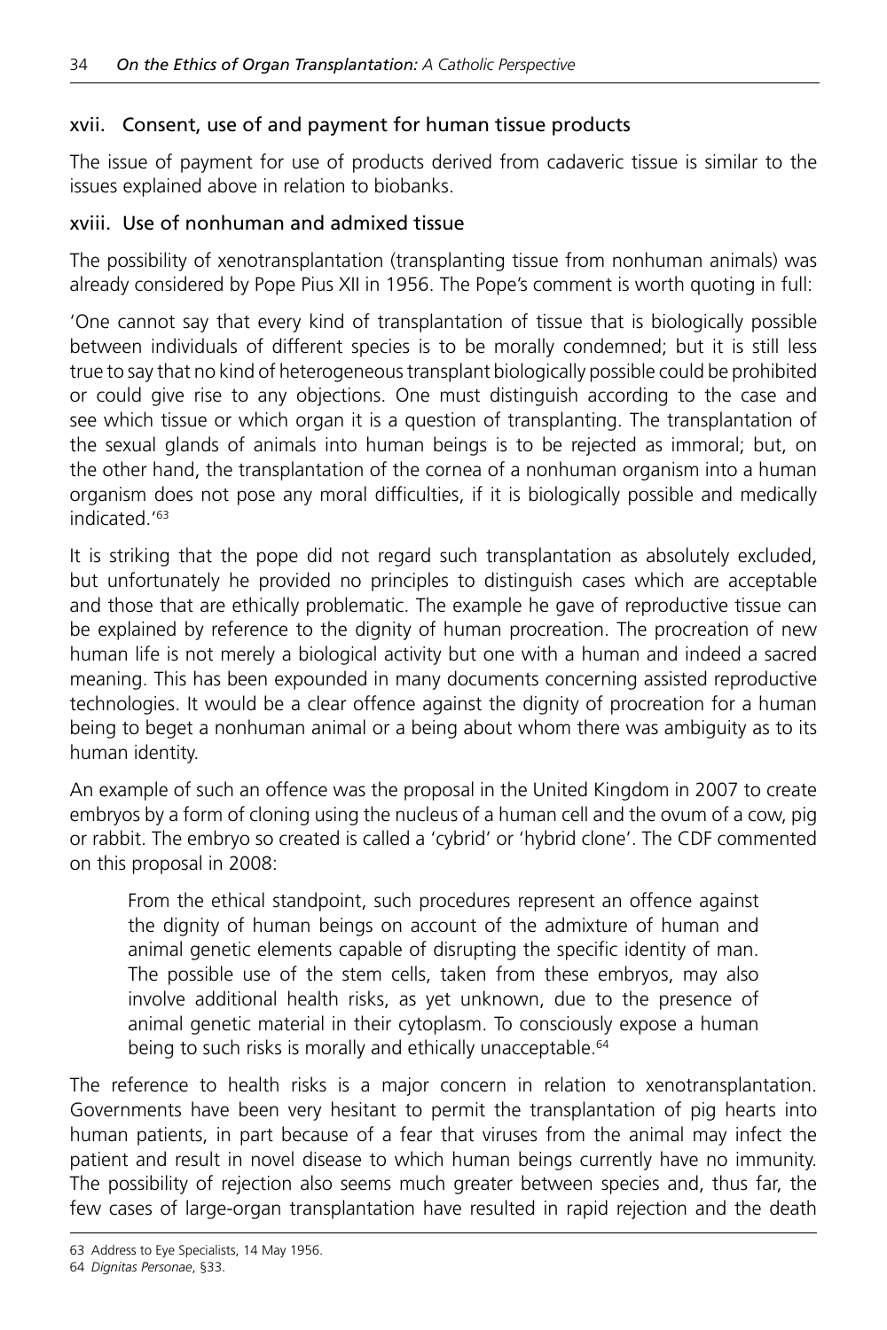### xvii. Consent, use of and payment for human tissue products

The issue of payment for use of products derived from cadaveric tissue is similar to the issues explained above in relation to biobanks.

### xviii. Use of nonhuman and admixed tissue

The possibility of xenotransplantation (transplanting tissue from nonhuman animals) was already considered by Pope Pius XII in 1956. The Pope's comment is worth quoting in full:

'One cannot say that every kind of transplantation of tissue that is biologically possible between individuals of different species is to be morally condemned; but it is still less true to say that no kind of heterogeneous transplant biologically possible could be prohibited or could give rise to any objections. One must distinguish according to the case and see which tissue or which organ it is a question of transplanting. The transplantation of the sexual glands of animals into human beings is to be rejected as immoral; but, on the other hand, the transplantation of the cornea of a nonhuman organism into a human organism does not pose any moral difficulties, if it is biologically possible and medically indicated.'[63]

It is striking that the pope did not regard such transplantation as absolutely excluded, but unfortunately he provided no principles to distinguish cases which are acceptable and those that are ethically problematic. The example he gave of reproductive tissue can be explained by reference to the dignity of human procreation. The procreation of new human life is not merely a biological activity but one with a human and indeed a sacred meaning. This has been expounded in many documents concerning assisted reproductive technologies. It would be a clear offence against the dignity of procreation for a human being to beget a nonhuman animal or a being about whom there was ambiguity as to its human identity.

An example of such an offence was the proposal in the United Kingdom in 2007 to create embryos by a form of cloning using the nucleus of a human cell and the ovum of a cow, pig or rabbit. The embryo so created is called a 'cybrid' or 'hybrid clone'. The CDF commented on this proposal in 2008:

> From the ethical standpoint, such procedures represent an offence against the dignity of human beings on account of the admixture of human and animal genetic elements capable of disrupting the specific identity of man. The possible use of the stem cells, taken from these embryos, may also involve additional health risks, as yet unknown, due to the presence of animal genetic material in their cytoplasm. To consciously expose a human being to such risks is morally and ethically unacceptable.[64]

The reference to health risks is a major concern in relation to xenotransplantation. Governments have been very hesitant to permit the transplantation of pig hearts into human patients, in part because of a fear that viruses from the animal may infect the patient and result in novel disease to which human beings currently have no immunity. The possibility of rejection also seems much greater between species and, thus far, the few cases of large-organ transplantation have resulted in rapid rejection and the death

---

63 Address to Eye Specialists, 14 May 1956.

64 *Dignitas Personae*, §33.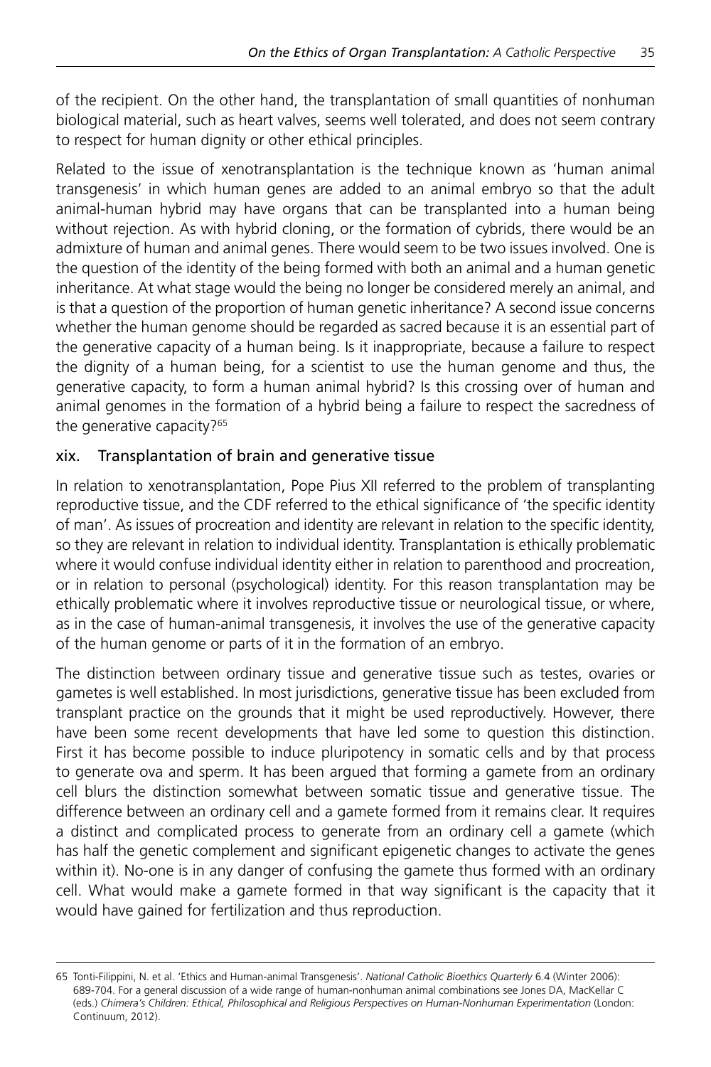of the recipient. On the other hand, the transplantation of small quantities of nonhuman biological material, such as heart valves, seems well tolerated, and does not seem contrary to respect for human dignity or other ethical principles.

Related to the issue of xenotransplantation is the technique known as 'human animal transgenesis' in which human genes are added to an animal embryo so that the adult animal-human hybrid may have organs that can be transplanted into a human being without rejection. As with hybrid cloning, or the formation of cybrids, there would be an admixture of human and animal genes. There would seem to be two issues involved. One is the question of the identity of the being formed with both an animal and a human genetic inheritance. At what stage would the being no longer be considered merely an animal, and is that a question of the proportion of human genetic inheritance? A second issue concerns whether the human genome should be regarded as sacred because it is an essential part of the generative capacity of a human being. Is it inappropriate, because a failure to respect the dignity of a human being, for a scientist to use the human genome and thus, the generative capacity, to form a human animal hybrid? Is this crossing over of human and animal genomes in the formation of a hybrid being a failure to respect the sacredness of the generative capacity?[65]

### xix. Transplantation of brain and generative tissue

In relation to xenotransplantation, Pope Pius XII referred to the problem of transplanting reproductive tissue, and the CDF referred to the ethical significance of 'the specific identity of man'. As issues of procreation and identity are relevant in relation to the specific identity, so they are relevant in relation to individual identity. Transplantation is ethically problematic where it would confuse individual identity either in relation to parenthood and procreation, or in relation to personal (psychological) identity. For this reason transplantation may be ethically problematic where it involves reproductive tissue or neurological tissue, or where, as in the case of human-animal transgenesis, it involves the use of the generative capacity of the human genome or parts of it in the formation of an embryo.

The distinction between ordinary tissue and generative tissue such as testes, ovaries or gametes is well established. In most jurisdictions, generative tissue has been excluded from transplant practice on the grounds that it might be used reproductively. However, there have been some recent developments that have led some to question this distinction. First it has become possible to induce pluripotency in somatic cells and by that process to generate ova and sperm. It has been argued that forming a gamete from an ordinary cell blurs the distinction somewhat between somatic tissue and generative tissue. The difference between an ordinary cell and a gamete formed from it remains clear. It requires a distinct and complicated process to generate from an ordinary cell a gamete (which has half the genetic complement and significant epigenetic changes to activate the genes within it). No-one is in any danger of confusing the gamete thus formed with an ordinary cell. What would make a gamete formed in that way significant is the capacity that it would have gained for fertilization and thus reproduction.

---

65 Tonti-Filippini, N. et al. 'Ethics and Human-animal Transgenesis'. *National Catholic Bioethics Quarterly* 6.4 (Winter 2006): 689-704. For a general discussion of a wide range of human-nonhuman animal combinations see Jones DA, MacKellar C (eds.) *Chimera's Children: Ethical, Philosophical and Religious Perspectives on Human-Nonhuman Experimentation* (London: Continuum, 2012).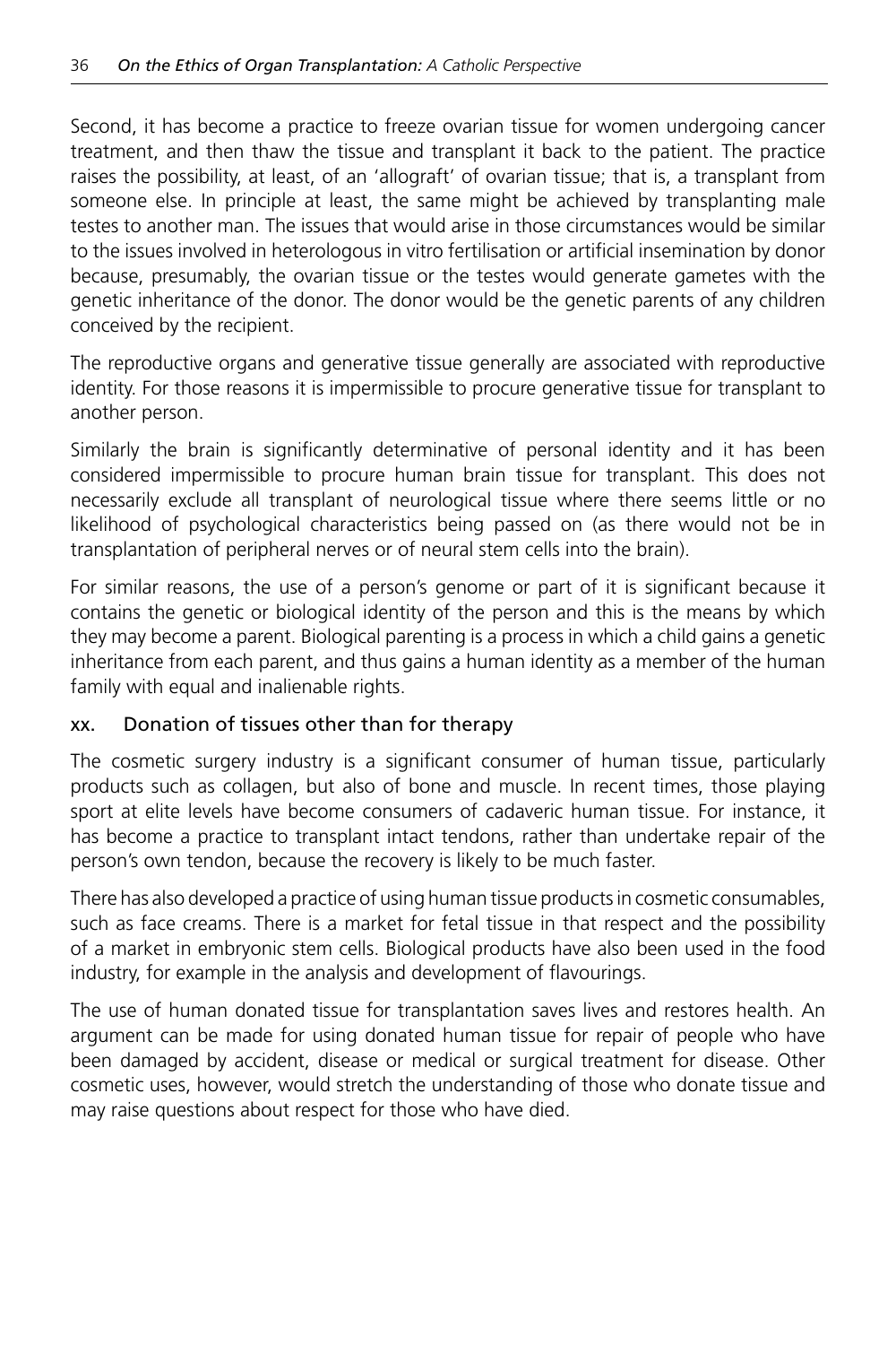Second, it has become a practice to freeze ovarian tissue for women undergoing cancer treatment, and then thaw the tissue and transplant it back to the patient. The practice raises the possibility, at least, of an 'allograft' of ovarian tissue; that is, a transplant from someone else. In principle at least, the same might be achieved by transplanting male testes to another man. The issues that would arise in those circumstances would be similar to the issues involved in heterologous in vitro fertilisation or artificial insemination by donor because, presumably, the ovarian tissue or the testes would generate gametes with the genetic inheritance of the donor. The donor would be the genetic parents of any children conceived by the recipient.

The reproductive organs and generative tissue generally are associated with reproductive identity. For those reasons it is impermissible to procure generative tissue for transplant to another person.

Similarly the brain is significantly determinative of personal identity and it has been considered impermissible to procure human brain tissue for transplant. This does not necessarily exclude all transplant of neurological tissue where there seems little or no likelihood of psychological characteristics being passed on (as there would not be in transplantation of peripheral nerves or of neural stem cells into the brain).

For similar reasons, the use of a person's genome or part of it is significant because it contains the genetic or biological identity of the person and this is the means by which they may become a parent. Biological parenting is a process in which a child gains a genetic inheritance from each parent, and thus gains a human identity as a member of the human family with equal and inalienable rights.

### xx. Donation of tissues other than for therapy

The cosmetic surgery industry is a significant consumer of human tissue, particularly products such as collagen, but also of bone and muscle. In recent times, those playing sport at elite levels have become consumers of cadaveric human tissue. For instance, it has become a practice to transplant intact tendons, rather than undertake repair of the person's own tendon, because the recovery is likely to be much faster.

There has also developed a practice of using human tissue products in cosmetic consumables, such as face creams. There is a market for fetal tissue in that respect and the possibility of a market in embryonic stem cells. Biological products have also been used in the food industry, for example in the analysis and development of flavourings.

The use of human donated tissue for transplantation saves lives and restores health. An argument can be made for using donated human tissue for repair of people who have been damaged by accident, disease or medical or surgical treatment for disease. Other cosmetic uses, however, would stretch the understanding of those who donate tissue and may raise questions about respect for those who have died.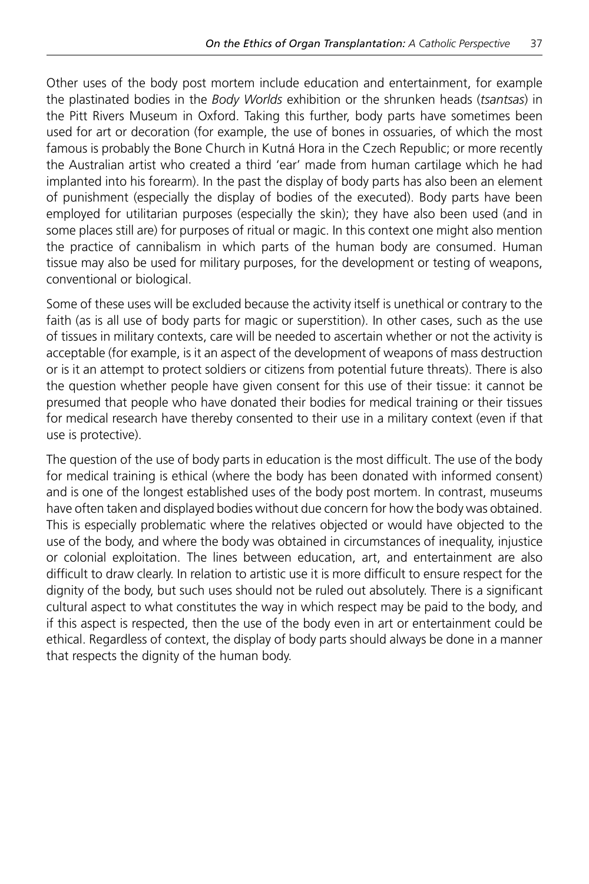Other uses of the body post mortem include education and entertainment, for example the plastinated bodies in the *Body Worlds* exhibition or the shrunken heads (*tsantsas*) in the Pitt Rivers Museum in Oxford. Taking this further, body parts have sometimes been used for art or decoration (for example, the use of bones in ossuaries, of which the most famous is probably the Bone Church in Kutná Hora in the Czech Republic; or more recently the Australian artist who created a third 'ear' made from human cartilage which he had implanted into his forearm). In the past the display of body parts has also been an element of punishment (especially the display of bodies of the executed). Body parts have been employed for utilitarian purposes (especially the skin); they have also been used (and in some places still are) for purposes of ritual or magic. In this context one might also mention the practice of cannibalism in which parts of the human body are consumed. Human tissue may also be used for military purposes, for the development or testing of weapons, conventional or biological.

Some of these uses will be excluded because the activity itself is unethical or contrary to the faith (as is all use of body parts for magic or superstition). In other cases, such as the use of tissues in military contexts, care will be needed to ascertain whether or not the activity is acceptable (for example, is it an aspect of the development of weapons of mass destruction or is it an attempt to protect soldiers or citizens from potential future threats). There is also the question whether people have given consent for this use of their tissue: it cannot be presumed that people who have donated their bodies for medical training or their tissues for medical research have thereby consented to their use in a military context (even if that use is protective).

The question of the use of body parts in education is the most difficult. The use of the body for medical training is ethical (where the body has been donated with informed consent) and is one of the longest established uses of the body post mortem. In contrast, museums have often taken and displayed bodies without due concern for how the body was obtained. This is especially problematic where the relatives objected or would have objected to the use of the body, and where the body was obtained in circumstances of inequality, injustice or colonial exploitation. The lines between education, art, and entertainment are also difficult to draw clearly. In relation to artistic use it is more difficult to ensure respect for the dignity of the body, but such uses should not be ruled out absolutely. There is a significant cultural aspect to what constitutes the way in which respect may be paid to the body, and if this aspect is respected, then the use of the body even in art or entertainment could be ethical. Regardless of context, the display of body parts should always be done in a manner that respects the dignity of the human body.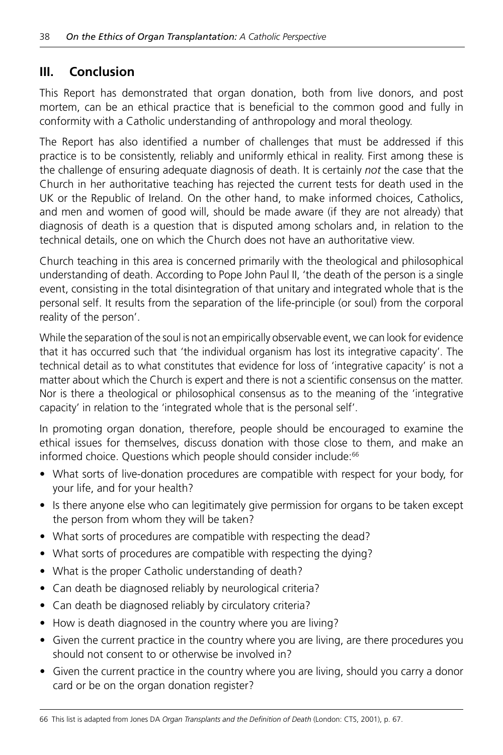## III. Conclusion

This Report has demonstrated that organ donation, both from live donors, and post mortem, can be an ethical practice that is beneficial to the common good and fully in conformity with a Catholic understanding of anthropology and moral theology.

The Report has also identified a number of challenges that must be addressed if this practice is to be consistently, reliably and uniformly ethical in reality. First among these is the challenge of ensuring adequate diagnosis of death. It is certainly *not* the case that the Church in her authoritative teaching has rejected the current tests for death used in the UK or the Republic of Ireland. On the other hand, to make informed choices, Catholics, and men and women of good will, should be made aware (if they are not already) that diagnosis of death is a question that is disputed among scholars and, in relation to the technical details, one on which the Church does not have an authoritative view.

Church teaching in this area is concerned primarily with the theological and philosophical understanding of death. According to Pope John Paul II, 'the death of the person is a single event, consisting in the total disintegration of that unitary and integrated whole that is the personal self. It results from the separation of the life-principle (or soul) from the corporal reality of the person'.

While the separation of the soul is not an empirically observable event, we can look for evidence that it has occurred such that 'the individual organism has lost its integrative capacity'. The technical detail as to what constitutes that evidence for loss of 'integrative capacity' is not a matter about which the Church is expert and there is not a scientific consensus on the matter. Nor is there a theological or philosophical consensus as to the meaning of the 'integrative capacity' in relation to the 'integrated whole that is the personal self'.

In promoting organ donation, therefore, people should be encouraged to examine the ethical issues for themselves, discuss donation with those close to them, and make an informed choice. Questions which people should consider include:[66]

- What sorts of live-donation procedures are compatible with respect for your body, for your life, and for your health?
- Is there anyone else who can legitimately give permission for organs to be taken except the person from whom they will be taken?
- What sorts of procedures are compatible with respecting the dead?
- What sorts of procedures are compatible with respecting the dying?
- What is the proper Catholic understanding of death?
- Can death be diagnosed reliably by neurological criteria?
- Can death be diagnosed reliably by circulatory criteria?
- How is death diagnosed in the country where you are living?
- Given the current practice in the country where you are living, are there procedures you should not consent to or otherwise be involved in?
- Given the current practice in the country where you are living, should you carry a donor card or be on the organ donation register?

---

66 This list is adapted from Jones DA *Organ Transplants and the Definition of Death* (London: CTS, 2001), p. 67.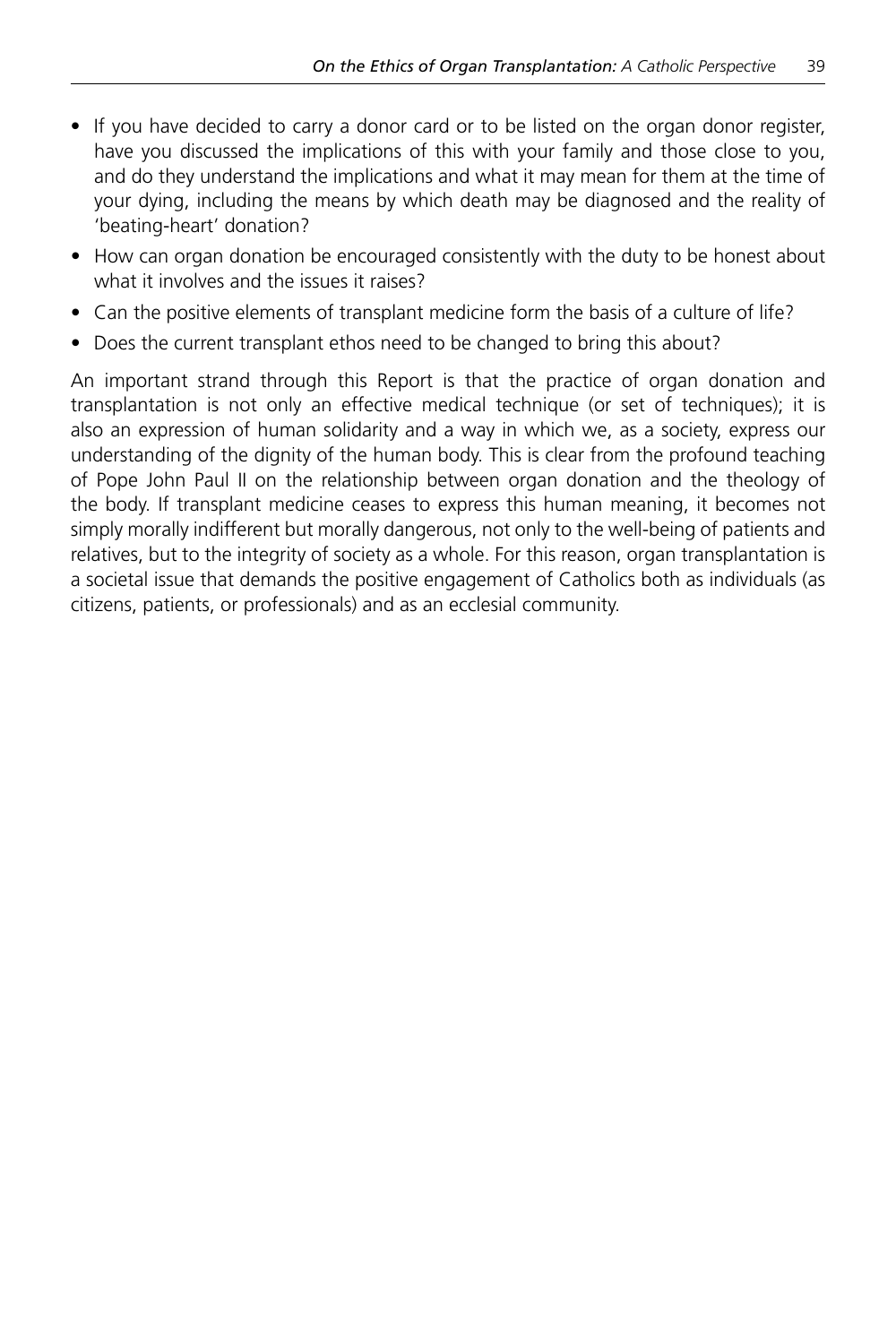- If you have decided to carry a donor card or to be listed on the organ donor register, have you discussed the implications of this with your family and those close to you, and do they understand the implications and what it may mean for them at the time of your dying, including the means by which death may be diagnosed and the reality of 'beating-heart' donation?
- How can organ donation be encouraged consistently with the duty to be honest about what it involves and the issues it raises?
- Can the positive elements of transplant medicine form the basis of a culture of life?
- Does the current transplant ethos need to be changed to bring this about?

An important strand through this Report is that the practice of organ donation and transplantation is not only an effective medical technique (or set of techniques); it is also an expression of human solidarity and a way in which we, as a society, express our understanding of the dignity of the human body. This is clear from the profound teaching of Pope John Paul II on the relationship between organ donation and the theology of the body. If transplant medicine ceases to express this human meaning, it becomes not simply morally indifferent but morally dangerous, not only to the well-being of patients and relatives, but to the integrity of society as a whole. For this reason, organ transplantation is a societal issue that demands the positive engagement of Catholics both as individuals (as citizens, patients, or professionals) and as an ecclesial community.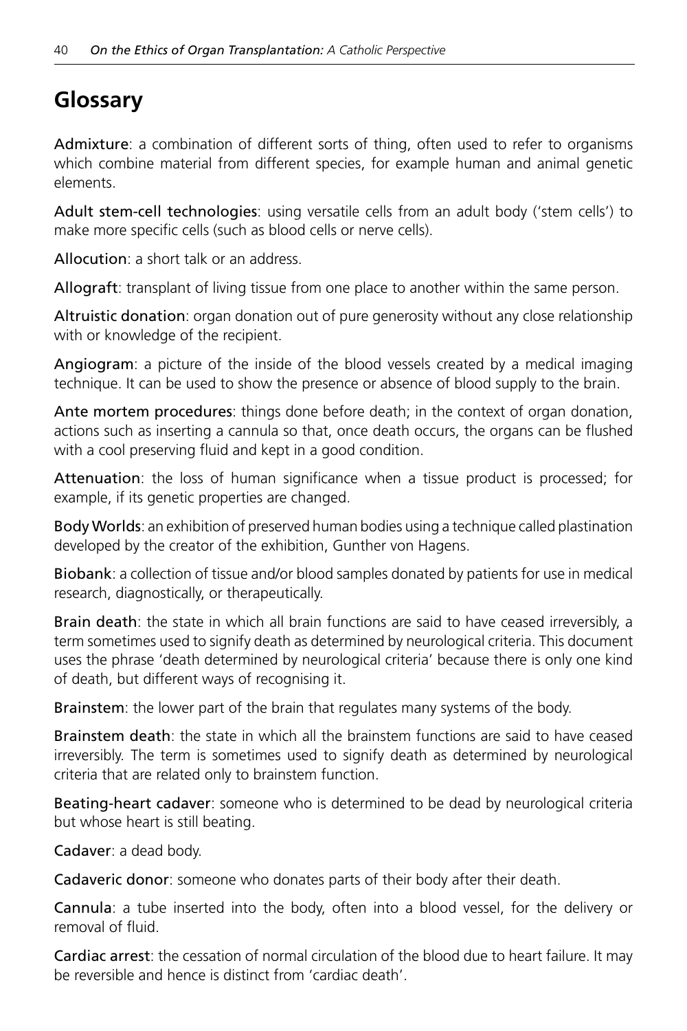# Glossary

**Admixture**: a combination of different sorts of thing, often used to refer to organisms which combine material from different species, for example human and animal genetic elements.

**Adult stem-cell technologies**: using versatile cells from an adult body ('stem cells') to make more specific cells (such as blood cells or nerve cells).

**Allocution**: a short talk or an address.

**Allograft**: transplant of living tissue from one place to another within the same person.

**Altruistic donation**: organ donation out of pure generosity without any close relationship with or knowledge of the recipient.

**Angiogram**: a picture of the inside of the blood vessels created by a medical imaging technique. It can be used to show the presence or absence of blood supply to the brain.

**Ante mortem procedures**: things done before death; in the context of organ donation, actions such as inserting a cannula so that, once death occurs, the organs can be flushed with a cool preserving fluid and kept in a good condition.

**Attenuation**: the loss of human significance when a tissue product is processed; for example, if its genetic properties are changed.

**Body Worlds**: an exhibition of preserved human bodies using a technique called plastination developed by the creator of the exhibition, Gunther von Hagens.

**Biobank**: a collection of tissue and/or blood samples donated by patients for use in medical research, diagnostically, or therapeutically.

**Brain death**: the state in which all brain functions are said to have ceased irreversibly, a term sometimes used to signify death as determined by neurological criteria. This document uses the phrase 'death determined by neurological criteria' because there is only one kind of death, but different ways of recognising it.

**Brainstem**: the lower part of the brain that regulates many systems of the body.

**Brainstem death**: the state in which all the brainstem functions are said to have ceased irreversibly. The term is sometimes used to signify death as determined by neurological criteria that are related only to brainstem function.

**Beating-heart cadaver**: someone who is determined to be dead by neurological criteria but whose heart is still beating.

**Cadaver**: a dead body.

**Cadaveric donor**: someone who donates parts of their body after their death.

**Cannula**: a tube inserted into the body, often into a blood vessel, for the delivery or removal of fluid.

**Cardiac arrest**: the cessation of normal circulation of the blood due to heart failure. It may be reversible and hence is distinct from 'cardiac death'.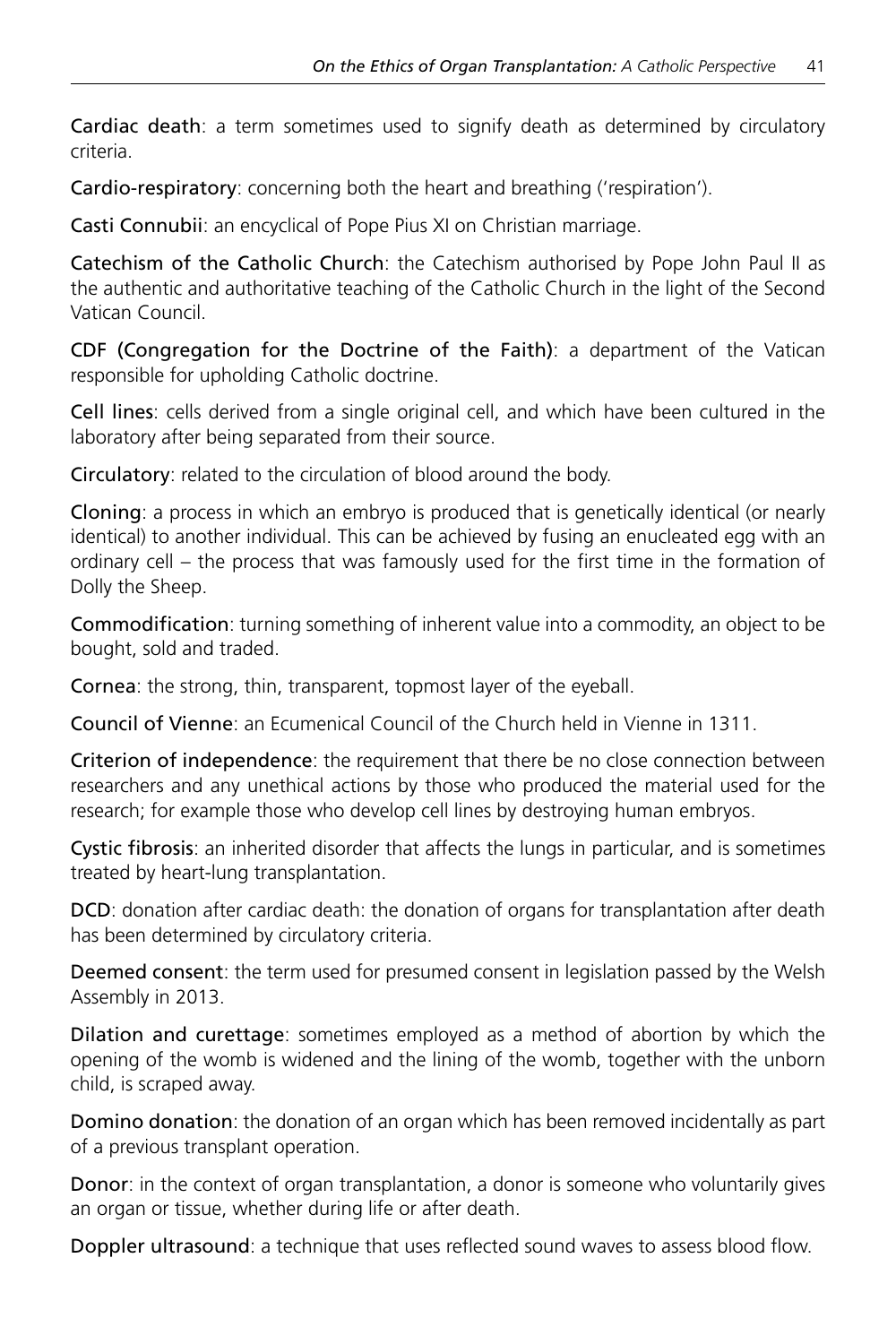**Cardiac death**: a term sometimes used to signify death as determined by circulatory criteria.

**Cardio-respiratory**: concerning both the heart and breathing ('respiration').

**Casti Connubii**: an encyclical of Pope Pius XI on Christian marriage.

**Catechism of the Catholic Church**: the Catechism authorised by Pope John Paul II as the authentic and authoritative teaching of the Catholic Church in the light of the Second Vatican Council.

**CDF (Congregation for the Doctrine of the Faith)**: a department of the Vatican responsible for upholding Catholic doctrine.

**Cell lines**: cells derived from a single original cell, and which have been cultured in the laboratory after being separated from their source.

**Circulatory**: related to the circulation of blood around the body.

**Cloning**: a process in which an embryo is produced that is genetically identical (or nearly identical) to another individual. This can be achieved by fusing an enucleated egg with an ordinary cell – the process that was famously used for the first time in the formation of Dolly the Sheep.

**Commodification**: turning something of inherent value into a commodity, an object to be bought, sold and traded.

**Cornea**: the strong, thin, transparent, topmost layer of the eyeball.

**Council of Vienne**: an Ecumenical Council of the Church held in Vienne in 1311.

**Criterion of independence**: the requirement that there be no close connection between researchers and any unethical actions by those who produced the material used for the research; for example those who develop cell lines by destroying human embryos.

**Cystic fibrosis**: an inherited disorder that affects the lungs in particular, and is sometimes treated by heart-lung transplantation.

**DCD**: donation after cardiac death: the donation of organs for transplantation after death has been determined by circulatory criteria.

**Deemed consent**: the term used for presumed consent in legislation passed by the Welsh Assembly in 2013.

**Dilation and curettage**: sometimes employed as a method of abortion by which the opening of the womb is widened and the lining of the womb, together with the unborn child, is scraped away.

**Domino donation**: the donation of an organ which has been removed incidentally as part of a previous transplant operation.

**Donor**: in the context of organ transplantation, a donor is someone who voluntarily gives an organ or tissue, whether during life or after death.

**Doppler ultrasound**: a technique that uses reflected sound waves to assess blood flow.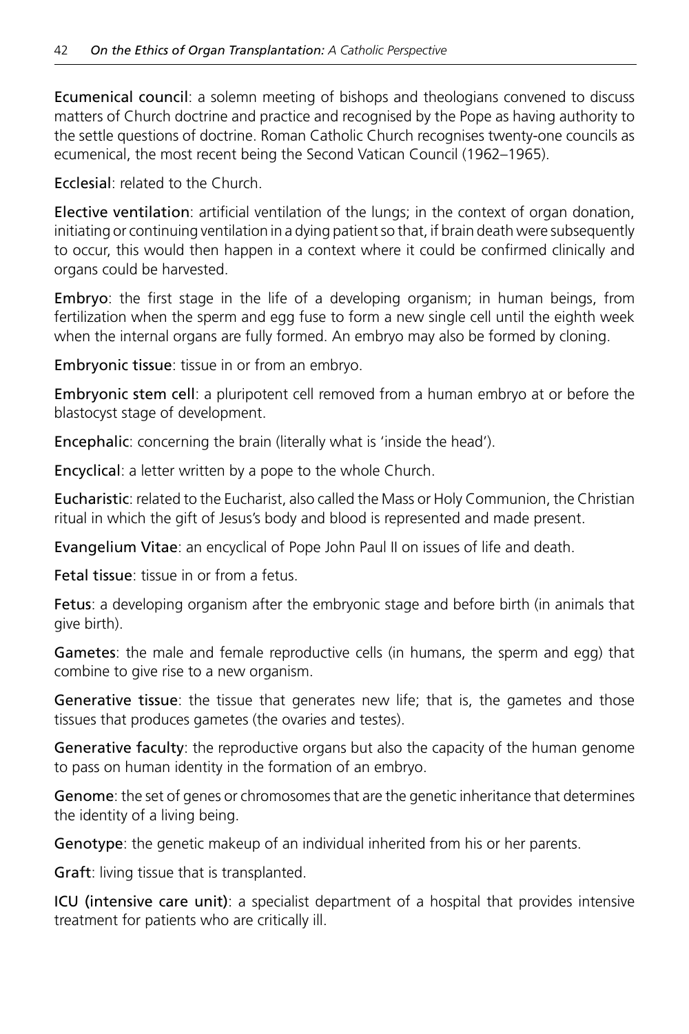**Ecumenical council**: a solemn meeting of bishops and theologians convened to discuss matters of Church doctrine and practice and recognised by the Pope as having authority to the settle questions of doctrine. Roman Catholic Church recognises twenty-one councils as ecumenical, the most recent being the Second Vatican Council (1962–1965).

**Ecclesial**: related to the Church.

**Elective ventilation**: artificial ventilation of the lungs; in the context of organ donation, initiating or continuing ventilation in a dying patient so that, if brain death were subsequently to occur, this would then happen in a context where it could be confirmed clinically and organs could be harvested.

**Embryo**: the first stage in the life of a developing organism; in human beings, from fertilization when the sperm and egg fuse to form a new single cell until the eighth week when the internal organs are fully formed. An embryo may also be formed by cloning.

**Embryonic tissue**: tissue in or from an embryo.

**Embryonic stem cell**: a pluripotent cell removed from a human embryo at or before the blastocyst stage of development.

**Encephalic**: concerning the brain (literally what is 'inside the head').

**Encyclical**: a letter written by a pope to the whole Church.

**Eucharistic**: related to the Eucharist, also called the Mass or Holy Communion, the Christian ritual in which the gift of Jesus's body and blood is represented and made present.

**Evangelium Vitae**: an encyclical of Pope John Paul II on issues of life and death.

**Fetal tissue**: tissue in or from a fetus.

**Fetus**: a developing organism after the embryonic stage and before birth (in animals that give birth).

**Gametes**: the male and female reproductive cells (in humans, the sperm and egg) that combine to give rise to a new organism.

**Generative tissue**: the tissue that generates new life; that is, the gametes and those tissues that produces gametes (the ovaries and testes).

**Generative faculty**: the reproductive organs but also the capacity of the human genome to pass on human identity in the formation of an embryo.

**Genome**: the set of genes or chromosomes that are the genetic inheritance that determines the identity of a living being.

**Genotype**: the genetic makeup of an individual inherited from his or her parents.

**Graft**: living tissue that is transplanted.

**ICU (intensive care unit)**: a specialist department of a hospital that provides intensive treatment for patients who are critically ill.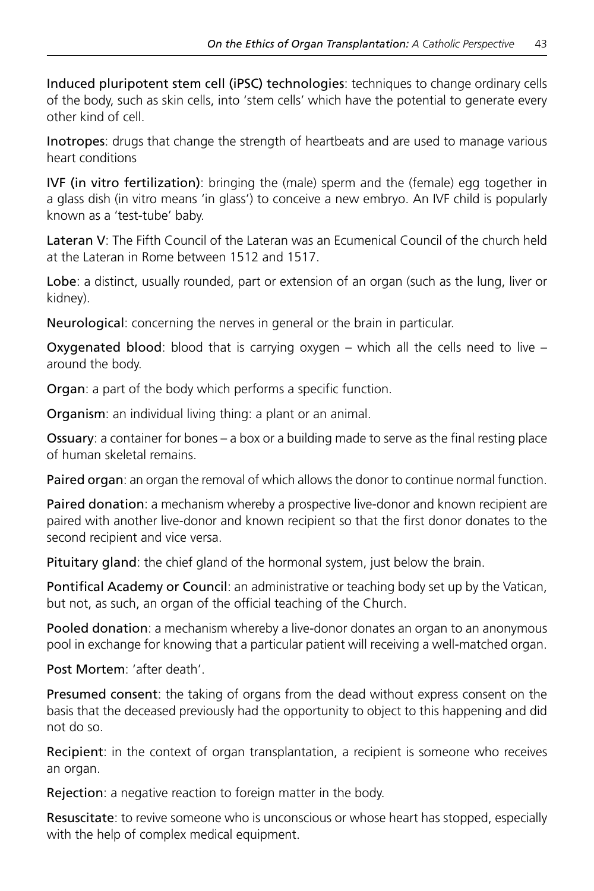**Induced pluripotent stem cell (iPSC) technologies**: techniques to change ordinary cells of the body, such as skin cells, into 'stem cells' which have the potential to generate every other kind of cell.

**Inotropes**: drugs that change the strength of heartbeats and are used to manage various heart conditions

**IVF (in vitro fertilization)**: bringing the (male) sperm and the (female) egg together in a glass dish (in vitro means 'in glass') to conceive a new embryo. An IVF child is popularly known as a 'test-tube' baby.

**Lateran V**: The Fifth Council of the Lateran was an Ecumenical Council of the church held at the Lateran in Rome between 1512 and 1517.

**Lobe**: a distinct, usually rounded, part or extension of an organ (such as the lung, liver or kidney).

**Neurological**: concerning the nerves in general or the brain in particular.

**Oxygenated blood**: blood that is carrying oxygen – which all the cells need to live – around the body.

**Organ**: a part of the body which performs a specific function.

**Organism**: an individual living thing: a plant or an animal.

**Ossuary**: a container for bones – a box or a building made to serve as the final resting place of human skeletal remains.

**Paired organ**: an organ the removal of which allows the donor to continue normal function.

**Paired donation**: a mechanism whereby a prospective live-donor and known recipient are paired with another live-donor and known recipient so that the first donor donates to the second recipient and vice versa.

**Pituitary gland**: the chief gland of the hormonal system, just below the brain.

**Pontifical Academy or Council**: an administrative or teaching body set up by the Vatican, but not, as such, an organ of the official teaching of the Church.

**Pooled donation**: a mechanism whereby a live-donor donates an organ to an anonymous pool in exchange for knowing that a particular patient will receiving a well-matched organ.

**Post Mortem**: 'after death'.

**Presumed consent**: the taking of organs from the dead without express consent on the basis that the deceased previously had the opportunity to object to this happening and did not do so.

**Recipient**: in the context of organ transplantation, a recipient is someone who receives an organ.

**Rejection**: a negative reaction to foreign matter in the body.

**Resuscitate**: to revive someone who is unconscious or whose heart has stopped, especially with the help of complex medical equipment.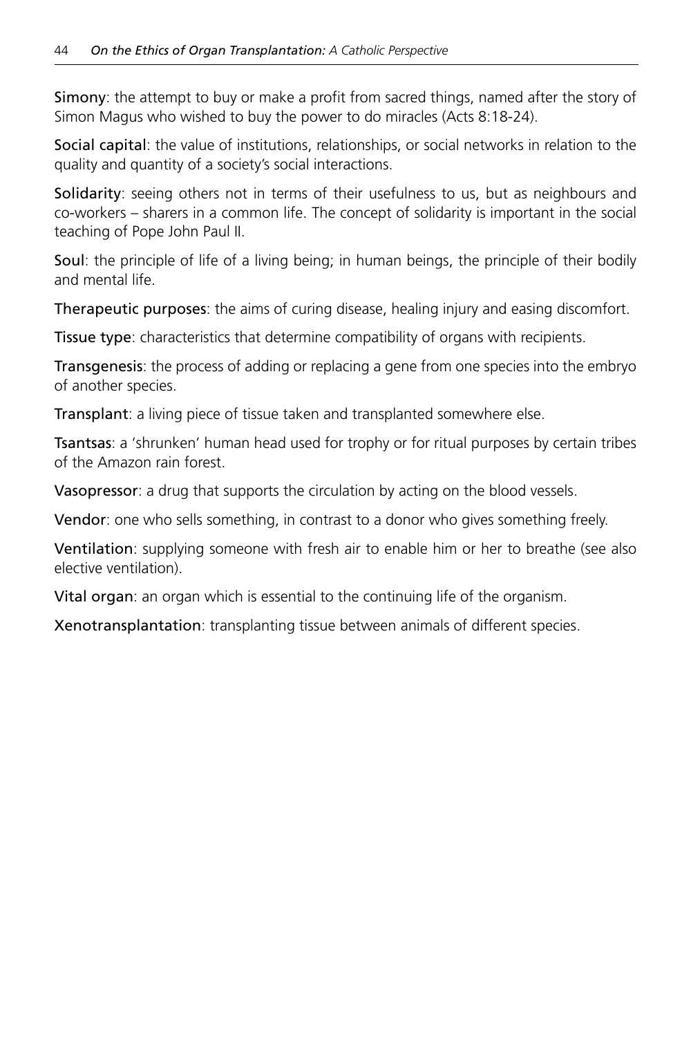**Simony**: the attempt to buy or make a profit from sacred things, named after the story of Simon Magus who wished to buy the power to do miracles (Acts 8:18-24).

**Social capital**: the value of institutions, relationships, or social networks in relation to the quality and quantity of a society's social interactions.

**Solidarity**: seeing others not in terms of their usefulness to us, but as neighbours and co-workers – sharers in a common life. The concept of solidarity is important in the social teaching of Pope John Paul II.

**Soul**: the principle of life of a living being; in human beings, the principle of their bodily and mental life.

**Therapeutic purposes**: the aims of curing disease, healing injury and easing discomfort.

**Tissue type**: characteristics that determine compatibility of organs with recipients.

**Transgenesis**: the process of adding or replacing a gene from one species into the embryo of another species.

**Transplant**: a living piece of tissue taken and transplanted somewhere else.

**Tsantsas**: a 'shrunken' human head used for trophy or for ritual purposes by certain tribes of the Amazon rain forest.

**Vasopressor**: a drug that supports the circulation by acting on the blood vessels.

**Vendor**: one who sells something, in contrast to a donor who gives something freely.

**Ventilation**: supplying someone with fresh air to enable him or her to breathe (see also elective ventilation).

**Vital organ**: an organ which is essential to the continuing life of the organism.

**Xenotransplantation**: transplanting tissue between animals of different species.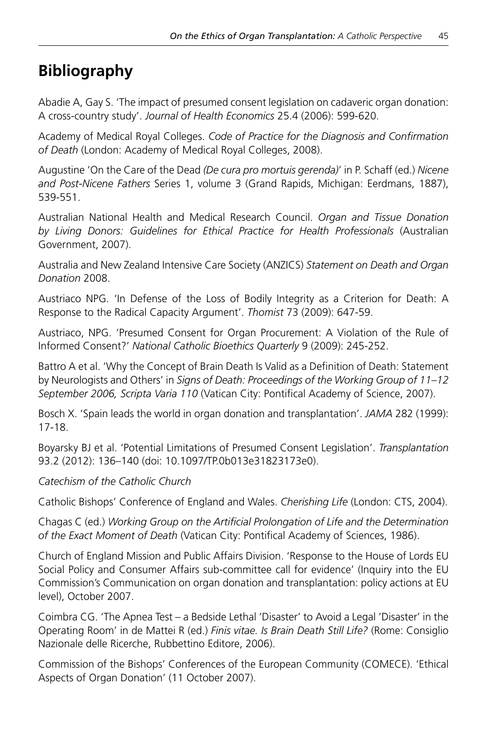# Bibliography

Abadie A, Gay S. 'The impact of presumed consent legislation on cadaveric organ donation: A cross-country study'. *Journal of Health Economics* 25.4 (2006): 599-620.

Academy of Medical Royal Colleges. *Code of Practice for the Diagnosis and Confirmation of Death* (London: Academy of Medical Royal Colleges, 2008).

Augustine 'On the Care of the Dead *(De cura pro mortuis gerenda)*' in P. Schaff (ed.) *Nicene and Post-Nicene Fathers* Series 1, volume 3 (Grand Rapids, Michigan: Eerdmans, 1887), 539-551.

Australian National Health and Medical Research Council. *Organ and Tissue Donation by Living Donors: Guidelines for Ethical Practice for Health Professionals* (Australian Government, 2007).

Australia and New Zealand Intensive Care Society (ANZICS) *Statement on Death and Organ Donation* 2008.

Austriaco NPG. 'In Defense of the Loss of Bodily Integrity as a Criterion for Death: A Response to the Radical Capacity Argument'. *Thomist* 73 (2009): 647-59.

Austriaco, NPG. 'Presumed Consent for Organ Procurement: A Violation of the Rule of Informed Consent?' *National Catholic Bioethics Quarterly* 9 (2009): 245-252.

Battro A et al. 'Why the Concept of Brain Death Is Valid as a Definition of Death: Statement by Neurologists and Others' in *Signs of Death: Proceedings of the Working Group of 11–12 September 2006, Scripta Varia 110* (Vatican City: Pontifical Academy of Science, 2007).

Bosch X. 'Spain leads the world in organ donation and transplantation'. *JAMA* 282 (1999): 17-18.

Boyarsky BJ et al. 'Potential Limitations of Presumed Consent Legislation'. *Transplantation* 93.2 (2012): 136–140 (doi: 10.1097/TP.0b013e31823173e0).

*Catechism of the Catholic Church*

Catholic Bishops' Conference of England and Wales. *Cherishing Life* (London: CTS, 2004).

Chagas C (ed.) *Working Group on the Artificial Prolongation of Life and the Determination of the Exact Moment of Death* (Vatican City: Pontifical Academy of Sciences, 1986).

Church of England Mission and Public Affairs Division. 'Response to the House of Lords EU Social Policy and Consumer Affairs sub-committee call for evidence' (Inquiry into the EU Commission's Communication on organ donation and transplantation: policy actions at EU level), October 2007.

Coimbra CG. 'The Apnea Test – a Bedside Lethal 'Disaster' to Avoid a Legal 'Disaster' in the Operating Room' in de Mattei R (ed.) *Finis vitae. Is Brain Death Still Life?* (Rome: Consiglio Nazionale delle Ricerche, Rubbettino Editore, 2006).

Commission of the Bishops' Conferences of the European Community (COMECE). 'Ethical Aspects of Organ Donation' (11 October 2007).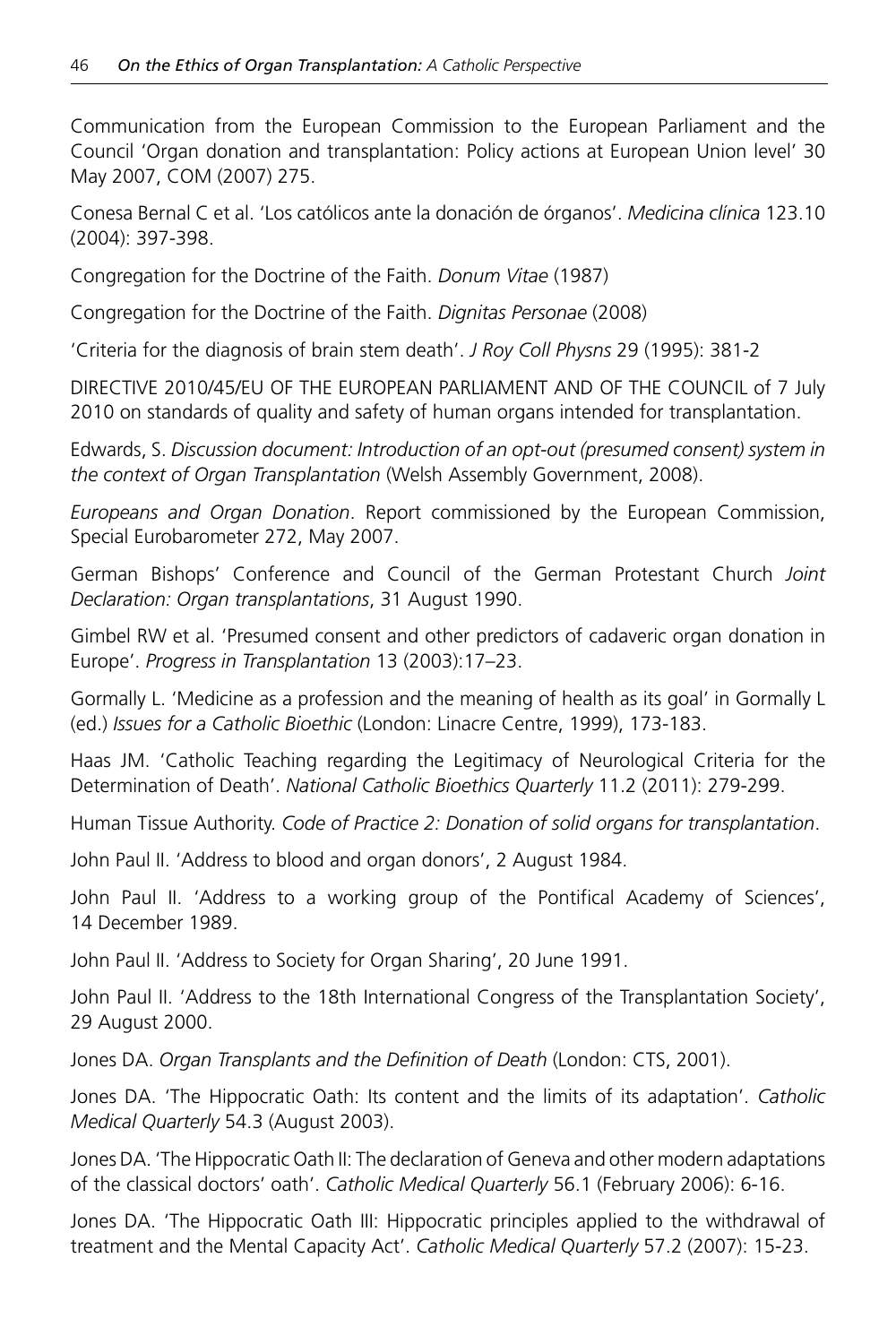Communication from the European Commission to the European Parliament and the Council 'Organ donation and transplantation: Policy actions at European Union level' 30 May 2007, COM (2007) 275.

Conesa Bernal C et al. 'Los católicos ante la donación de órganos'. *Medicina clínica* 123.10 (2004): 397-398.

Congregation for the Doctrine of the Faith. *Donum Vitae* (1987)

Congregation for the Doctrine of the Faith. *Dignitas Personae* (2008)

'Criteria for the diagnosis of brain stem death'. *J Roy Coll Physns* 29 (1995): 381-2

DIRECTIVE 2010/45/EU OF THE EUROPEAN PARLIAMENT AND OF THE COUNCIL of 7 July 2010 on standards of quality and safety of human organs intended for transplantation.

Edwards, S. *Discussion document: Introduction of an opt-out (presumed consent) system in the context of Organ Transplantation* (Welsh Assembly Government, 2008).

*Europeans and Organ Donation*. Report commissioned by the European Commission, Special Eurobarometer 272, May 2007.

German Bishops' Conference and Council of the German Protestant Church *Joint Declaration: Organ transplantations*, 31 August 1990.

Gimbel RW et al. 'Presumed consent and other predictors of cadaveric organ donation in Europe'. *Progress in Transplantation* 13 (2003):17–23.

Gormally L. 'Medicine as a profession and the meaning of health as its goal' in Gormally L (ed.) *Issues for a Catholic Bioethic* (London: Linacre Centre, 1999), 173-183.

Haas JM. 'Catholic Teaching regarding the Legitimacy of Neurological Criteria for the Determination of Death'. *National Catholic Bioethics Quarterly* 11.2 (2011): 279-299.

Human Tissue Authority. *Code of Practice 2: Donation of solid organs for transplantation*.

John Paul II. 'Address to blood and organ donors', 2 August 1984.

John Paul II. 'Address to a working group of the Pontifical Academy of Sciences', 14 December 1989.

John Paul II. 'Address to Society for Organ Sharing', 20 June 1991.

John Paul II. 'Address to the 18th International Congress of the Transplantation Society', 29 August 2000.

Jones DA. *Organ Transplants and the Definition of Death* (London: CTS, 2001).

Jones DA. 'The Hippocratic Oath: Its content and the limits of its adaptation'. *Catholic Medical Quarterly* 54.3 (August 2003).

Jones DA. 'The Hippocratic Oath II: The declaration of Geneva and other modern adaptations of the classical doctors' oath'. *Catholic Medical Quarterly* 56.1 (February 2006): 6-16.

Jones DA. 'The Hippocratic Oath III: Hippocratic principles applied to the withdrawal of treatment and the Mental Capacity Act'. *Catholic Medical Quarterly* 57.2 (2007): 15-23.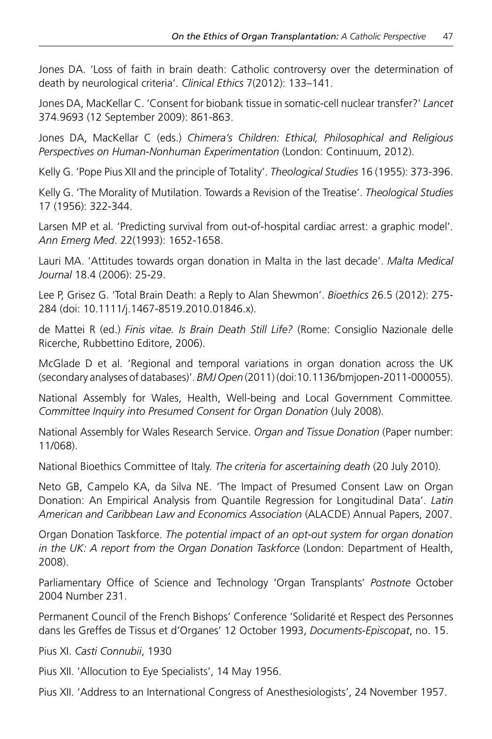Jones DA. 'Loss of faith in brain death: Catholic controversy over the determination of death by neurological criteria'. *Clinical Ethics* 7(2012): 133–141.

Jones DA, MacKellar C. 'Consent for biobank tissue in somatic-cell nuclear transfer?' *Lancet* 374.9693 (12 September 2009): 861-863.

Jones DA, MacKellar C (eds.) *Chimera's Children: Ethical, Philosophical and Religious Perspectives on Human-Nonhuman Experimentation* (London: Continuum, 2012).

Kelly G. 'Pope Pius XII and the principle of Totality'. *Theological Studies* 16 (1955): 373-396.

Kelly G. 'The Morality of Mutilation. Towards a Revision of the Treatise'. *Theological Studies* 17 (1956): 322-344.

Larsen MP et al. 'Predicting survival from out-of-hospital cardiac arrest: a graphic model'. *Ann Emerg Med*. 22(1993): 1652-1658.

Lauri MA. 'Attitudes towards organ donation in Malta in the last decade'. *Malta Medical Journal* 18.4 (2006): 25-29.

Lee P, Grisez G. 'Total Brain Death: a Reply to Alan Shewmon'. *Bioethics* 26.5 (2012): 275-284 (doi: 10.1111/j.1467-8519.2010.01846.x).

de Mattei R (ed.) *Finis vitae. Is Brain Death Still Life?* (Rome: Consiglio Nazionale delle Ricerche, Rubbettino Editore, 2006).

McGlade D et al. 'Regional and temporal variations in organ donation across the UK (secondary analyses of databases)'. *BMJ Open* (2011) (doi:10.1136/bmjopen-2011-000055).

National Assembly for Wales, Health, Well-being and Local Government Committee. *Committee Inquiry into Presumed Consent for Organ Donation* (July 2008).

National Assembly for Wales Research Service. *Organ and Tissue Donation* (Paper number: 11/068).

National Bioethics Committee of Italy. *The criteria for ascertaining death* (20 July 2010).

Neto GB, Campelo KA, da Silva NE. 'The Impact of Presumed Consent Law on Organ Donation: An Empirical Analysis from Quantile Regression for Longitudinal Data'. *Latin American and Caribbean Law and Economics Association* (ALACDE) Annual Papers, 2007.

Organ Donation Taskforce. *The potential impact of an opt-out system for organ donation in the UK: A report from the Organ Donation Taskforce* (London: Department of Health, 2008).

Parliamentary Office of Science and Technology 'Organ Transplants' *Postnote* October 2004 Number 231.

Permanent Council of the French Bishops' Conference 'Solidarité et Respect des Personnes dans les Greffes de Tissus et d'Organes' 12 October 1993, *Documents-Episcopat*, no. 15.

Pius XI. *Casti Connubii*, 1930

Pius XII. 'Allocution to Eye Specialists', 14 May 1956.

Pius XII. 'Address to an International Congress of Anesthesiologists', 24 November 1957.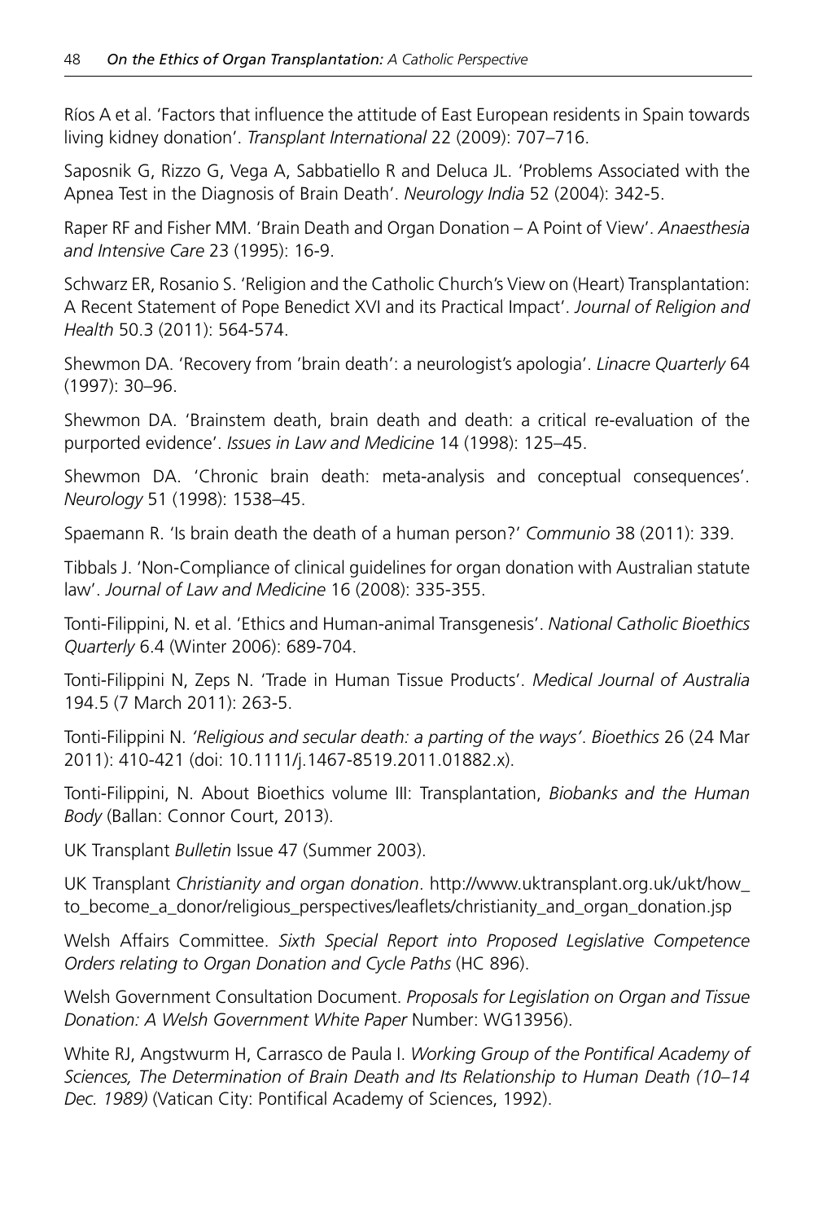Ríos A et al. 'Factors that influence the attitude of East European residents in Spain towards living kidney donation'. *Transplant International* 22 (2009): 707–716.

Saposnik G, Rizzo G, Vega A, Sabbatiello R and Deluca JL. 'Problems Associated with the Apnea Test in the Diagnosis of Brain Death'. *Neurology India* 52 (2004): 342-5.

Raper RF and Fisher MM. 'Brain Death and Organ Donation – A Point of View'. *Anaesthesia and Intensive Care* 23 (1995): 16-9.

Schwarz ER, Rosanio S. 'Religion and the Catholic Church's View on (Heart) Transplantation: A Recent Statement of Pope Benedict XVI and its Practical Impact'. *Journal of Religion and Health* 50.3 (2011): 564-574.

Shewmon DA. 'Recovery from 'brain death': a neurologist's apologia'. *Linacre Quarterly* 64 (1997): 30–96.

Shewmon DA. 'Brainstem death, brain death and death: a critical re-evaluation of the purported evidence'. *Issues in Law and Medicine* 14 (1998): 125–45.

Shewmon DA. 'Chronic brain death: meta-analysis and conceptual consequences'. *Neurology* 51 (1998): 1538–45.

Spaemann R. 'Is brain death the death of a human person?' *Communio* 38 (2011): 339.

Tibbals J. 'Non-Compliance of clinical guidelines for organ donation with Australian statute law'. *Journal of Law and Medicine* 16 (2008): 335-355.

Tonti-Filippini, N. et al. 'Ethics and Human-animal Transgenesis'. *National Catholic Bioethics Quarterly* 6.4 (Winter 2006): 689-704.

Tonti-Filippini N, Zeps N. 'Trade in Human Tissue Products'. *Medical Journal of Australia* 194.5 (7 March 2011): 263-5.

Tonti-Filippini N. *'Religious and secular death: a parting of the ways'*. *Bioethics* 26 (24 Mar 2011): 410-421 (doi: 10.1111/j.1467-8519.2011.01882.x).

Tonti-Filippini, N. About Bioethics volume III: Transplantation, *Biobanks and the Human Body* (Ballan: Connor Court, 2013).

UK Transplant *Bulletin* Issue 47 (Summer 2003).

UK Transplant *Christianity and organ donation*. http://www.uktransplant.org.uk/ukt/how_to_become_a_donor/religious_perspectives/leaflets/christianity_and_organ_donation.jsp

Welsh Affairs Committee. *Sixth Special Report into Proposed Legislative Competence Orders relating to Organ Donation and Cycle Paths* (HC 896).

Welsh Government Consultation Document. *Proposals for Legislation on Organ and Tissue Donation: A Welsh Government White Paper* Number: WG13956).

White RJ, Angstwurm H, Carrasco de Paula I. *Working Group of the Pontifical Academy of Sciences, The Determination of Brain Death and Its Relationship to Human Death (10–14 Dec. 1989)* (Vatican City: Pontifical Academy of Sciences, 1992).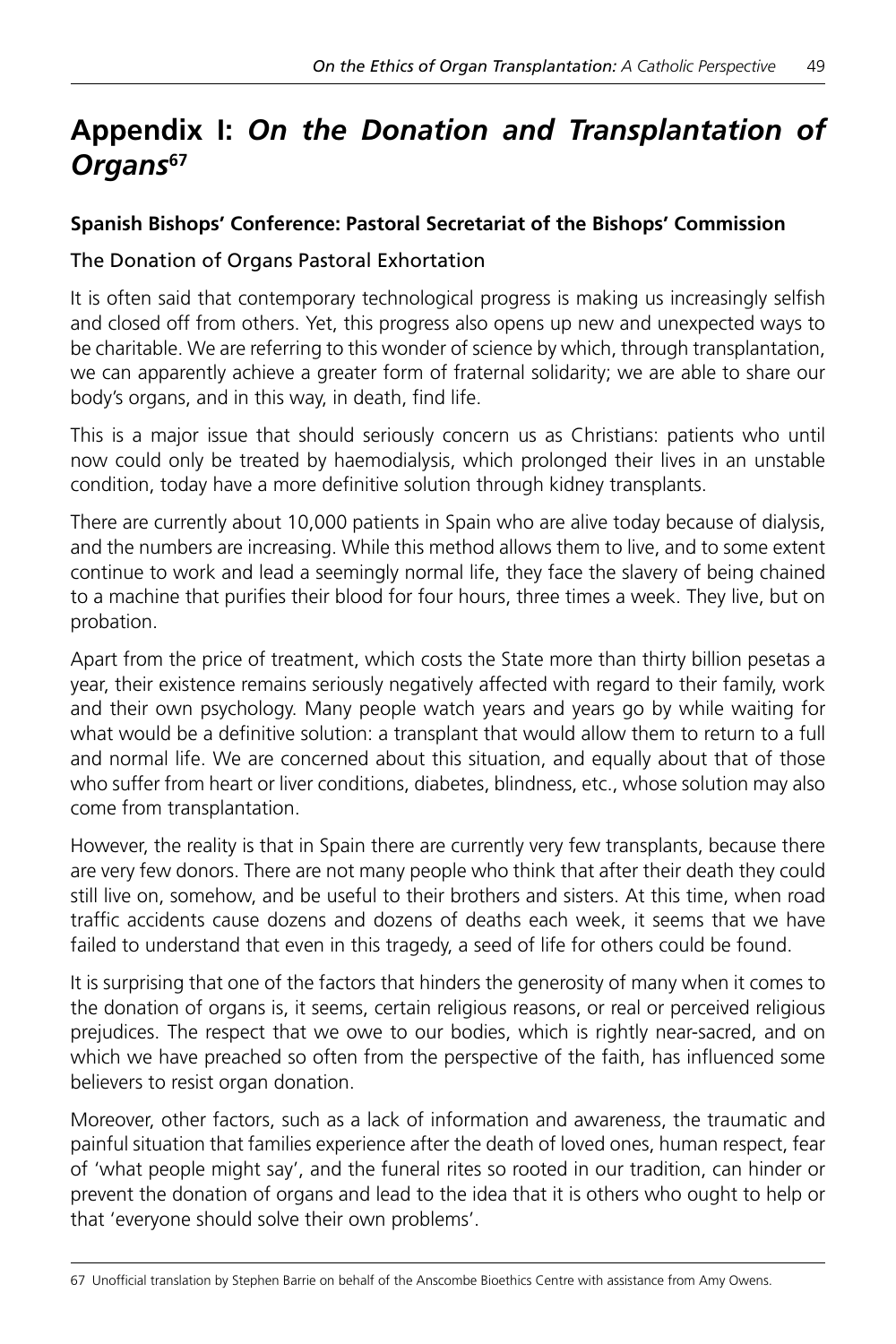# Appendix I: *On the Donation and Transplantation of Organs*[67]

**Spanish Bishops' Conference: Pastoral Secretariat of the Bishops' Commission**

The Donation of Organs Pastoral Exhortation

It is often said that contemporary technological progress is making us increasingly selfish and closed off from others. Yet, this progress also opens up new and unexpected ways to be charitable. We are referring to this wonder of science by which, through transplantation, we can apparently achieve a greater form of fraternal solidarity; we are able to share our body's organs, and in this way, in death, find life.

This is a major issue that should seriously concern us as Christians: patients who until now could only be treated by haemodialysis, which prolonged their lives in an unstable condition, today have a more definitive solution through kidney transplants.

There are currently about 10,000 patients in Spain who are alive today because of dialysis, and the numbers are increasing. While this method allows them to live, and to some extent continue to work and lead a seemingly normal life, they face the slavery of being chained to a machine that purifies their blood for four hours, three times a week. They live, but on probation.

Apart from the price of treatment, which costs the State more than thirty billion pesetas a year, their existence remains seriously negatively affected with regard to their family, work and their own psychology. Many people watch years and years go by while waiting for what would be a definitive solution: a transplant that would allow them to return to a full and normal life. We are concerned about this situation, and equally about that of those who suffer from heart or liver conditions, diabetes, blindness, etc., whose solution may also come from transplantation.

However, the reality is that in Spain there are currently very few transplants, because there are very few donors. There are not many people who think that after their death they could still live on, somehow, and be useful to their brothers and sisters. At this time, when road traffic accidents cause dozens and dozens of deaths each week, it seems that we have failed to understand that even in this tragedy, a seed of life for others could be found.

It is surprising that one of the factors that hinders the generosity of many when it comes to the donation of organs is, it seems, certain religious reasons, or real or perceived religious prejudices. The respect that we owe to our bodies, which is rightly near-sacred, and on which we have preached so often from the perspective of the faith, has influenced some believers to resist organ donation.

Moreover, other factors, such as a lack of information and awareness, the traumatic and painful situation that families experience after the death of loved ones, human respect, fear of 'what people might say', and the funeral rites so rooted in our tradition, can hinder or prevent the donation of organs and lead to the idea that it is others who ought to help or that 'everyone should solve their own problems'.

---

67 Unofficial translation by Stephen Barrie on behalf of the Anscombe Bioethics Centre with assistance from Amy Owens.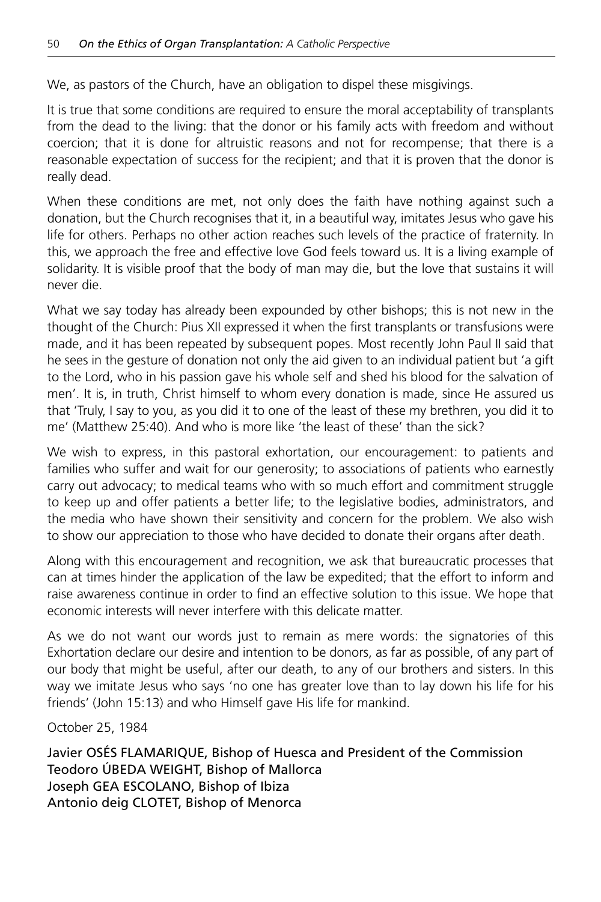We, as pastors of the Church, have an obligation to dispel these misgivings.

It is true that some conditions are required to ensure the moral acceptability of transplants from the dead to the living: that the donor or his family acts with freedom and without coercion; that it is done for altruistic reasons and not for recompense; that there is a reasonable expectation of success for the recipient; and that it is proven that the donor is really dead.

When these conditions are met, not only does the faith have nothing against such a donation, but the Church recognises that it, in a beautiful way, imitates Jesus who gave his life for others. Perhaps no other action reaches such levels of the practice of fraternity. In this, we approach the free and effective love God feels toward us. It is a living example of solidarity. It is visible proof that the body of man may die, but the love that sustains it will never die.

What we say today has already been expounded by other bishops; this is not new in the thought of the Church: Pius XII expressed it when the first transplants or transfusions were made, and it has been repeated by subsequent popes. Most recently John Paul II said that he sees in the gesture of donation not only the aid given to an individual patient but 'a gift to the Lord, who in his passion gave his whole self and shed his blood for the salvation of men'. It is, in truth, Christ himself to whom every donation is made, since He assured us that 'Truly, I say to you, as you did it to one of the least of these my brethren, you did it to me' (Matthew 25:40). And who is more like 'the least of these' than the sick?

We wish to express, in this pastoral exhortation, our encouragement: to patients and families who suffer and wait for our generosity; to associations of patients who earnestly carry out advocacy; to medical teams who with so much effort and commitment struggle to keep up and offer patients a better life; to the legislative bodies, administrators, and the media who have shown their sensitivity and concern for the problem. We also wish to show our appreciation to those who have decided to donate their organs after death.

Along with this encouragement and recognition, we ask that bureaucratic processes that can at times hinder the application of the law be expedited; that the effort to inform and raise awareness continue in order to find an effective solution to this issue. We hope that economic interests will never interfere with this delicate matter.

As we do not want our words just to remain as mere words: the signatories of this Exhortation declare our desire and intention to be donors, as far as possible, of any part of our body that might be useful, after our death, to any of our brothers and sisters. In this way we imitate Jesus who says 'no one has greater love than to lay down his life for his friends' (John 15:13) and who Himself gave His life for mankind.

October 25, 1984

Javier OSÉS FLAMARIQUE, Bishop of Huesca and President of the Commission
Teodoro ÚBEDA WEIGHT, Bishop of Mallorca
Joseph GEA ESCOLANO, Bishop of Ibiza
Antonio deig CLOTET, Bishop of Menorca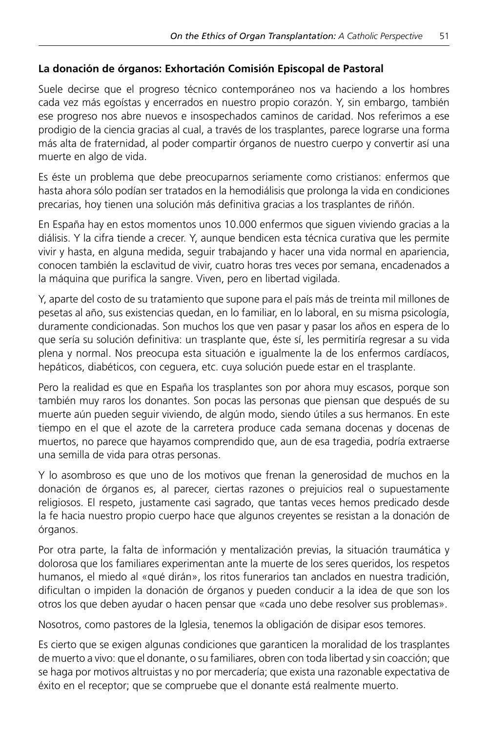### La donación de órganos: Exhortación Comisión Episcopal de Pastoral

Suele decirse que el progreso técnico contemporáneo nos va haciendo a los hombres cada vez más egoístas y encerrados en nuestro propio corazón. Y, sin embargo, también ese progreso nos abre nuevos e insospechados caminos de caridad. Nos referimos a ese prodigio de la ciencia gracias al cual, a través de los trasplantes, parece lograrse una forma más alta de fraternidad, al poder compartir órganos de nuestro cuerpo y convertir así una muerte en algo de vida.

Es éste un problema que debe preocuparnos seriamente como cristianos: enfermos que hasta ahora sólo podían ser tratados en la hemodiálisis que prolonga la vida en condiciones precarias, hoy tienen una solución más definitiva gracias a los trasplantes de riñón.

En España hay en estos momentos unos 10.000 enfermos que siguen viviendo gracias a la diálisis. Y la cifra tiende a crecer. Y, aunque bendicen esta técnica curativa que les permite vivir y hasta, en alguna medida, seguir trabajando y hacer una vida normal en apariencia, conocen también la esclavitud de vivir, cuatro horas tres veces por semana, encadenados a la máquina que purifica la sangre. Viven, pero en libertad vigilada.

Y, aparte del costo de su tratamiento que supone para el país más de treinta mil millones de pesetas al año, sus existencias quedan, en lo familiar, en lo laboral, en su misma psicología, duramente condicionadas. Son muchos los que ven pasar y pasar los años en espera de lo que sería su solución definitiva: un trasplante que, éste sí, les permitiría regresar a su vida plena y normal. Nos preocupa esta situación e igualmente la de los enfermos cardíacos, hepáticos, diabéticos, con ceguera, etc. cuya solución puede estar en el trasplante.

Pero la realidad es que en España los trasplantes son por ahora muy escasos, porque son también muy raros los donantes. Son pocas las personas que piensan que después de su muerte aún pueden seguir viviendo, de algún modo, siendo útiles a sus hermanos. En este tiempo en el que el azote de la carretera produce cada semana docenas y docenas de muertos, no parece que hayamos comprendido que, aun de esa tragedia, podría extraerse una semilla de vida para otras personas.

Y lo asombroso es que uno de los motivos que frenan la generosidad de muchos en la donación de órganos es, al parecer, ciertas razones o prejuicios real o supuestamente religiosos. El respeto, justamente casi sagrado, que tantas veces hemos predicado desde la fe hacia nuestro propio cuerpo hace que algunos creyentes se resistan a la donación de órganos.

Por otra parte, la falta de información y mentalización previas, la situación traumática y dolorosa que los familiares experimentan ante la muerte de los seres queridos, los respetos humanos, el miedo al «qué dirán», los ritos funerarios tan anclados en nuestra tradición, dificultan o impiden la donación de órganos y pueden conducir a la idea de que son los otros los que deben ayudar o hacen pensar que «cada uno debe resolver sus problemas».

Nosotros, como pastores de la Iglesia, tenemos la obligación de disipar esos temores.

Es cierto que se exigen algunas condiciones que garanticen la moralidad de los trasplantes de muerto a vivo: que el donante, o su familiares, obren con toda libertad y sin coacción; que se haga por motivos altruistas y no por mercadería; que exista una razonable expectativa de éxito en el receptor; que se compruebe que el donante está realmente muerto.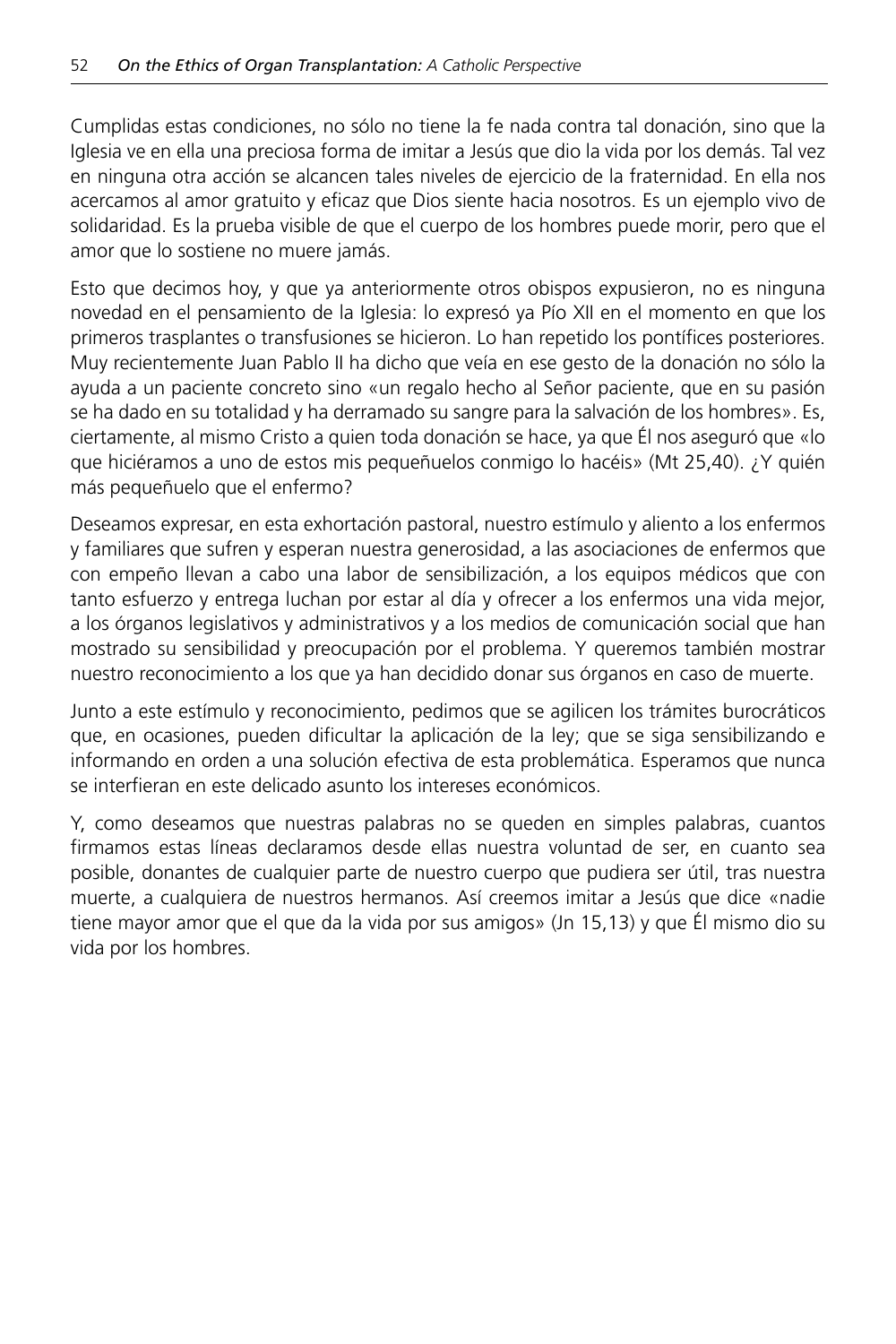Cumplidas estas condiciones, no sólo no tiene la fe nada contra tal donación, sino que la Iglesia ve en ella una preciosa forma de imitar a Jesús que dio la vida por los demás. Tal vez en ninguna otra acción se alcancen tales niveles de ejercicio de la fraternidad. En ella nos acercamos al amor gratuito y eficaz que Dios siente hacia nosotros. Es un ejemplo vivo de solidaridad. Es la prueba visible de que el cuerpo de los hombres puede morir, pero que el amor que lo sostiene no muere jamás.

Esto que decimos hoy, y que ya anteriormente otros obispos expusieron, no es ninguna novedad en el pensamiento de la Iglesia: lo expresó ya Pío XII en el momento en que los primeros trasplantes o transfusiones se hicieron. Lo han repetido los pontífices posteriores. Muy recientemente Juan Pablo II ha dicho que veía en ese gesto de la donación no sólo la ayuda a un paciente concreto sino «un regalo hecho al Señor paciente, que en su pasión se ha dado en su totalidad y ha derramado su sangre para la salvación de los hombres». Es, ciertamente, al mismo Cristo a quien toda donación se hace, ya que Él nos aseguró que «lo que hiciéramos a uno de estos mis pequeñuelos conmigo lo hacéis» (Mt 25,40). ¿Y quién más pequeñuelo que el enfermo?

Deseamos expresar, en esta exhortación pastoral, nuestro estímulo y aliento a los enfermos y familiares que sufren y esperan nuestra generosidad, a las asociaciones de enfermos que con empeño llevan a cabo una labor de sensibilización, a los equipos médicos que con tanto esfuerzo y entrega luchan por estar al día y ofrecer a los enfermos una vida mejor, a los órganos legislativos y administrativos y a los medios de comunicación social que han mostrado su sensibilidad y preocupación por el problema. Y queremos también mostrar nuestro reconocimiento a los que ya han decidido donar sus órganos en caso de muerte.

Junto a este estímulo y reconocimiento, pedimos que se agilicen los trámites burocráticos que, en ocasiones, pueden dificultar la aplicación de la ley; que se siga sensibilizando e informando en orden a una solución efectiva de esta problemática. Esperamos que nunca se interfieran en este delicado asunto los intereses económicos.

Y, como deseamos que nuestras palabras no se queden en simples palabras, cuantos firmamos estas líneas declaramos desde ellas nuestra voluntad de ser, en cuanto sea posible, donantes de cualquier parte de nuestro cuerpo que pudiera ser útil, tras nuestra muerte, a cualquiera de nuestros hermanos. Así creemos imitar a Jesús que dice «nadie tiene mayor amor que el que da la vida por sus amigos» (Jn 15,13) y que Él mismo dio su vida por los hombres.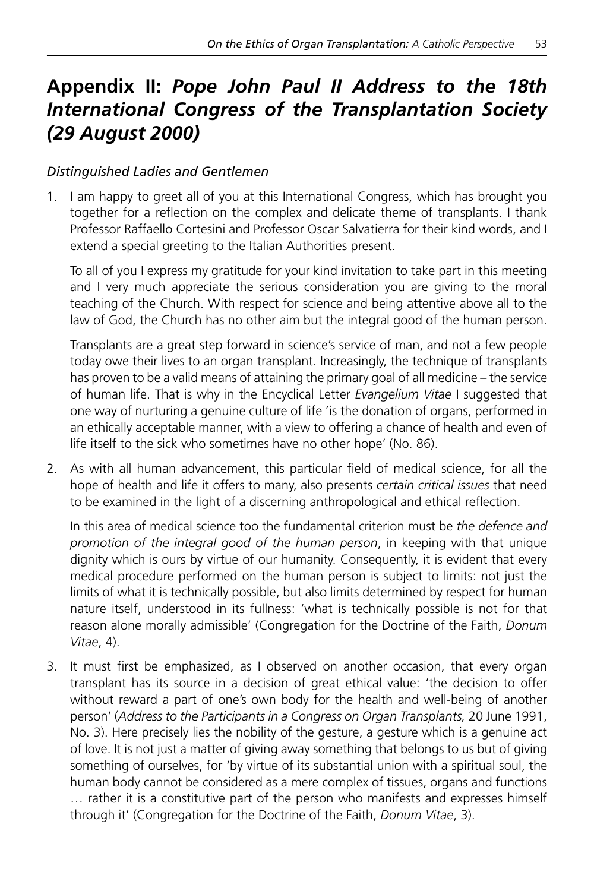## Appendix II: *Pope John Paul II Address to the 18th International Congress of the Transplantation Society (29 August 2000)*

*Distinguished Ladies and Gentlemen*

1. I am happy to greet all of you at this International Congress, which has brought you together for a reflection on the complex and delicate theme of transplants. I thank Professor Raffaello Cortesini and Professor Oscar Salvatierra for their kind words, and I extend a special greeting to the Italian Authorities present.

   To all of you I express my gratitude for your kind invitation to take part in this meeting and I very much appreciate the serious consideration you are giving to the moral teaching of the Church. With respect for science and being attentive above all to the law of God, the Church has no other aim but the integral good of the human person.

   Transplants are a great step forward in science's service of man, and not a few people today owe their lives to an organ transplant. Increasingly, the technique of transplants has proven to be a valid means of attaining the primary goal of all medicine – the service of human life. That is why in the Encyclical Letter *Evangelium Vitae* I suggested that one way of nurturing a genuine culture of life 'is the donation of organs, performed in an ethically acceptable manner, with a view to offering a chance of health and even of life itself to the sick who sometimes have no other hope' (No. 86).

2. As with all human advancement, this particular field of medical science, for all the hope of health and life it offers to many, also presents *certain critical issues* that need to be examined in the light of a discerning anthropological and ethical reflection.

   In this area of medical science too the fundamental criterion must be *the defence and promotion of the integral good of the human person*, in keeping with that unique dignity which is ours by virtue of our humanity. Consequently, it is evident that every medical procedure performed on the human person is subject to limits: not just the limits of what it is technically possible, but also limits determined by respect for human nature itself, understood in its fullness: 'what is technically possible is not for that reason alone morally admissible' (Congregation for the Doctrine of the Faith, *Donum Vitae*, 4).

3. It must first be emphasized, as I observed on another occasion, that every organ transplant has its source in a decision of great ethical value: 'the decision to offer without reward a part of one's own body for the health and well-being of another person' (*Address to the Participants in a Congress on Organ Transplants,* 20 June 1991, No. 3). Here precisely lies the nobility of the gesture, a gesture which is a genuine act of love. It is not just a matter of giving away something that belongs to us but of giving something of ourselves, for 'by virtue of its substantial union with a spiritual soul, the human body cannot be considered as a mere complex of tissues, organs and functions … rather it is a constitutive part of the person who manifests and expresses himself through it' (Congregation for the Doctrine of the Faith, *Donum Vitae*, 3).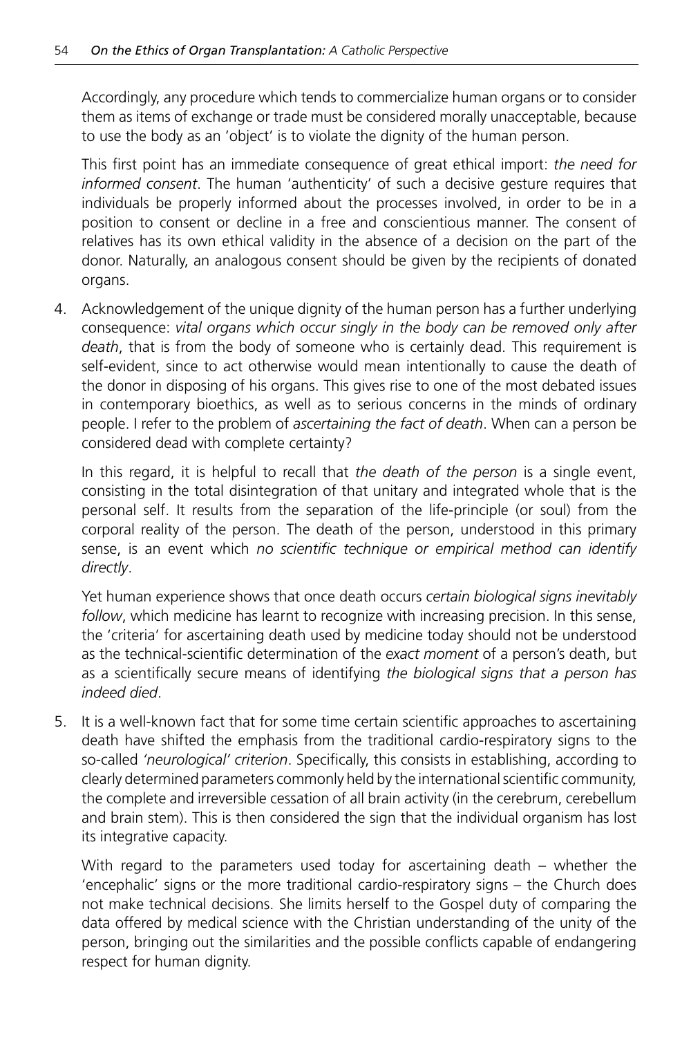Accordingly, any procedure which tends to commercialize human organs or to consider them as items of exchange or trade must be considered morally unacceptable, because to use the body as an 'object' is to violate the dignity of the human person.

This first point has an immediate consequence of great ethical import: *the need for informed consent*. The human 'authenticity' of such a decisive gesture requires that individuals be properly informed about the processes involved, in order to be in a position to consent or decline in a free and conscientious manner. The consent of relatives has its own ethical validity in the absence of a decision on the part of the donor. Naturally, an analogous consent should be given by the recipients of donated organs.

4. Acknowledgement of the unique dignity of the human person has a further underlying consequence: *vital organs which occur singly in the body can be removed only after death*, that is from the body of someone who is certainly dead. This requirement is self-evident, since to act otherwise would mean intentionally to cause the death of the donor in disposing of his organs. This gives rise to one of the most debated issues in contemporary bioethics, as well as to serious concerns in the minds of ordinary people. I refer to the problem of *ascertaining the fact of death*. When can a person be considered dead with complete certainty?

   In this regard, it is helpful to recall that *the death of the person* is a single event, consisting in the total disintegration of that unitary and integrated whole that is the personal self. It results from the separation of the life-principle (or soul) from the corporal reality of the person. The death of the person, understood in this primary sense, is an event which *no scientific technique or empirical method can identify directly*.

   Yet human experience shows that once death occurs *certain biological signs inevitably follow*, which medicine has learnt to recognize with increasing precision. In this sense, the 'criteria' for ascertaining death used by medicine today should not be understood as the technical-scientific determination of the *exact moment* of a person's death, but as a scientifically secure means of identifying *the biological signs that a person has indeed died*.

5. It is a well-known fact that for some time certain scientific approaches to ascertaining death have shifted the emphasis from the traditional cardio-respiratory signs to the so-called *'neurological' criterion*. Specifically, this consists in establishing, according to clearly determined parameters commonly held by the international scientific community, the complete and irreversible cessation of all brain activity (in the cerebrum, cerebellum and brain stem). This is then considered the sign that the individual organism has lost its integrative capacity.

   With regard to the parameters used today for ascertaining death – whether the 'encephalic' signs or the more traditional cardio-respiratory signs – the Church does not make technical decisions. She limits herself to the Gospel duty of comparing the data offered by medical science with the Christian understanding of the unity of the person, bringing out the similarities and the possible conflicts capable of endangering respect for human dignity.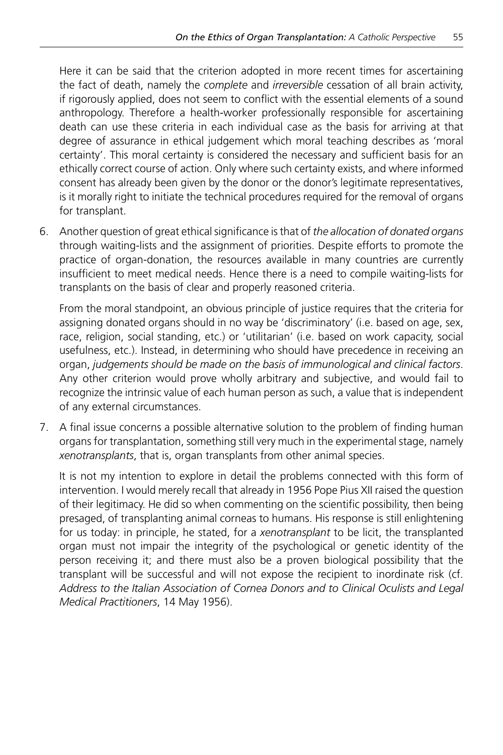Here it can be said that the criterion adopted in more recent times for ascertaining the fact of death, namely the *complete* and *irreversible* cessation of all brain activity, if rigorously applied, does not seem to conflict with the essential elements of a sound anthropology. Therefore a health-worker professionally responsible for ascertaining death can use these criteria in each individual case as the basis for arriving at that degree of assurance in ethical judgement which moral teaching describes as 'moral certainty'. This moral certainty is considered the necessary and sufficient basis for an ethically correct course of action. Only where such certainty exists, and where informed consent has already been given by the donor or the donor's legitimate representatives, is it morally right to initiate the technical procedures required for the removal of organs for transplant.

6. Another question of great ethical significance is that of *the allocation of donated organs* through waiting-lists and the assignment of priorities. Despite efforts to promote the practice of organ-donation, the resources available in many countries are currently insufficient to meet medical needs. Hence there is a need to compile waiting-lists for transplants on the basis of clear and properly reasoned criteria.

   From the moral standpoint, an obvious principle of justice requires that the criteria for assigning donated organs should in no way be 'discriminatory' (i.e. based on age, sex, race, religion, social standing, etc.) or 'utilitarian' (i.e. based on work capacity, social usefulness, etc.). Instead, in determining who should have precedence in receiving an organ, *judgements should be made on the basis of immunological and clinical factors*. Any other criterion would prove wholly arbitrary and subjective, and would fail to recognize the intrinsic value of each human person as such, a value that is independent of any external circumstances.

7. A final issue concerns a possible alternative solution to the problem of finding human organs for transplantation, something still very much in the experimental stage, namely *xenotransplants*, that is, organ transplants from other animal species.

   It is not my intention to explore in detail the problems connected with this form of intervention. I would merely recall that already in 1956 Pope Pius XII raised the question of their legitimacy. He did so when commenting on the scientific possibility, then being presaged, of transplanting animal corneas to humans. His response is still enlightening for us today: in principle, he stated, for a *xenotransplant* to be licit, the transplanted organ must not impair the integrity of the psychological or genetic identity of the person receiving it; and there must also be a proven biological possibility that the transplant will be successful and will not expose the recipient to inordinate risk (cf. *Address to the Italian Association of Cornea Donors and to Clinical Oculists and Legal Medical Practitioners*, 14 May 1956).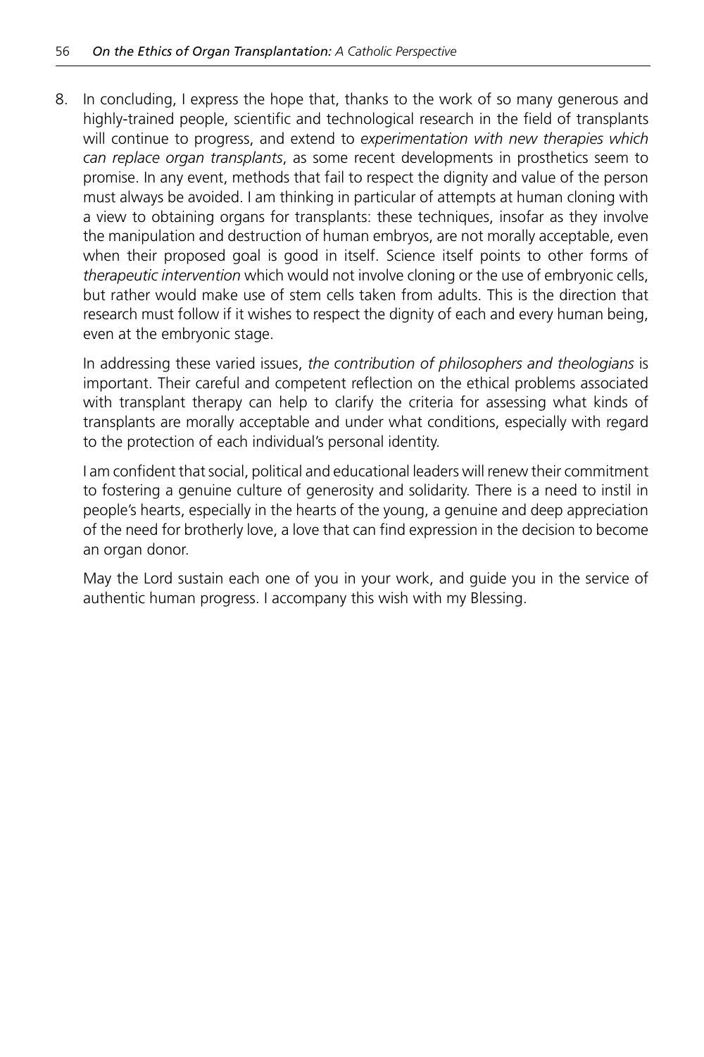8. In concluding, I express the hope that, thanks to the work of so many generous and highly-trained people, scientific and technological research in the field of transplants will continue to progress, and extend to *experimentation with new therapies which can replace organ transplants*, as some recent developments in prosthetics seem to promise. In any event, methods that fail to respect the dignity and value of the person must always be avoided. I am thinking in particular of attempts at human cloning with a view to obtaining organs for transplants: these techniques, insofar as they involve the manipulation and destruction of human embryos, are not morally acceptable, even when their proposed goal is good in itself. Science itself points to other forms of *therapeutic intervention* which would not involve cloning or the use of embryonic cells, but rather would make use of stem cells taken from adults. This is the direction that research must follow if it wishes to respect the dignity of each and every human being, even at the embryonic stage.

   In addressing these varied issues, *the contribution of philosophers and theologians* is important. Their careful and competent reflection on the ethical problems associated with transplant therapy can help to clarify the criteria for assessing what kinds of transplants are morally acceptable and under what conditions, especially with regard to the protection of each individual's personal identity.

   I am confident that social, political and educational leaders will renew their commitment to fostering a genuine culture of generosity and solidarity. There is a need to instil in people's hearts, especially in the hearts of the young, a genuine and deep appreciation of the need for brotherly love, a love that can find expression in the decision to become an organ donor.

   May the Lord sustain each one of you in your work, and guide you in the service of authentic human progress. I accompany this wish with my Blessing.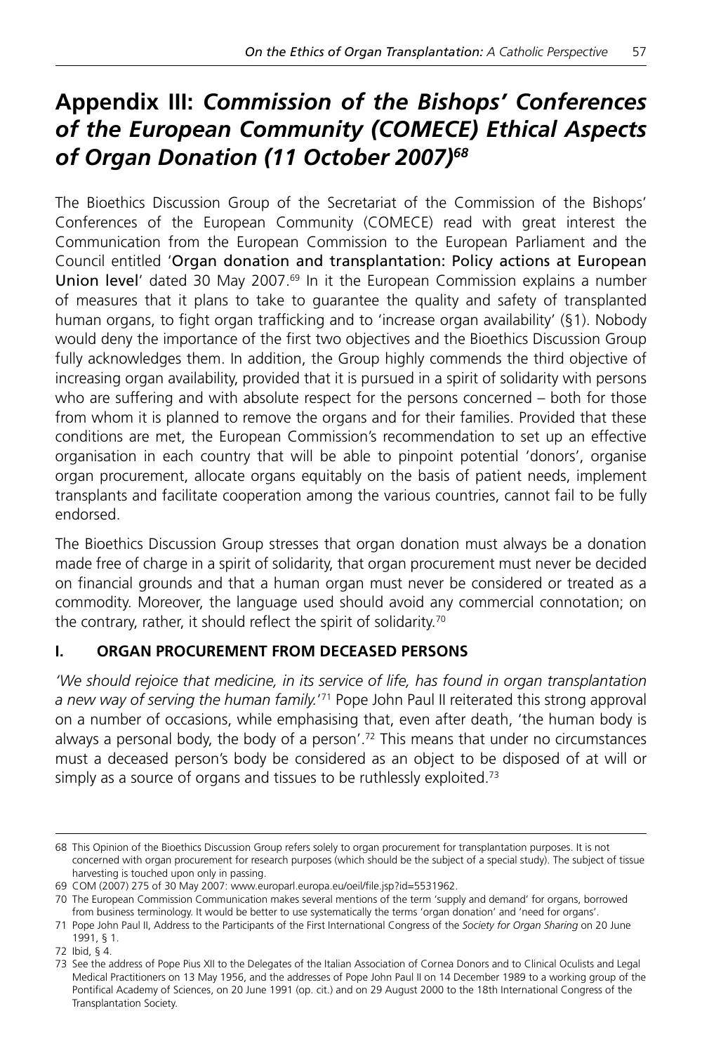# Appendix III: *Commission of the Bishops' Conferences of the European Community (COMECE) Ethical Aspects of Organ Donation (11 October 2007)*[68]

The Bioethics Discussion Group of the Secretariat of the Commission of the Bishops' Conferences of the European Community (COMECE) read with great interest the Communication from the European Commission to the European Parliament and the Council entitled '**Organ donation and transplantation: Policy actions at European Union level**' dated 30 May 2007.[69] In it the European Commission explains a number of measures that it plans to take to guarantee the quality and safety of transplanted human organs, to fight organ trafficking and to 'increase organ availability' (§1). Nobody would deny the importance of the first two objectives and the Bioethics Discussion Group fully acknowledges them. In addition, the Group highly commends the third objective of increasing organ availability, provided that it is pursued in a spirit of solidarity with persons who are suffering and with absolute respect for the persons concerned – both for those from whom it is planned to remove the organs and for their families. Provided that these conditions are met, the European Commission's recommendation to set up an effective organisation in each country that will be able to pinpoint potential 'donors', organise organ procurement, allocate organs equitably on the basis of patient needs, implement transplants and facilitate cooperation among the various countries, cannot fail to be fully endorsed.

The Bioethics Discussion Group stresses that organ donation must always be a donation made free of charge in a spirit of solidarity, that organ procurement must never be decided on financial grounds and that a human organ must never be considered or treated as a commodity. Moreover, the language used should avoid any commercial connotation; on the contrary, rather, it should reflect the spirit of solidarity.[70]

## I. ORGAN PROCUREMENT FROM DECEASED PERSONS

*'We should rejoice that medicine, in its service of life, has found in organ transplantation a new way of serving the human family.'*[71] Pope John Paul II reiterated this strong approval on a number of occasions, while emphasising that, even after death, 'the human body is always a personal body, the body of a person'.[72] This means that under no circumstances must a deceased person's body be considered as an object to be disposed of at will or simply as a source of organs and tissues to be ruthlessly exploited.[73]

---

68 This Opinion of the Bioethics Discussion Group refers solely to organ procurement for transplantation purposes. It is not concerned with organ procurement for research purposes (which should be the subject of a special study). The subject of tissue harvesting is touched upon only in passing.

69 COM (2007) 275 of 30 May 2007: www.europarl.europa.eu/oeil/file.jsp?id=5531962.

70 The European Commission Communication makes several mentions of the term 'supply and demand' for organs, borrowed from business terminology. It would be better to use systematically the terms 'organ donation' and 'need for organs'.

71 Pope John Paul II, Address to the Participants of the First International Congress of the *Society for Organ Sharing* on 20 June 1991, § 1.

72 Ibid, § 4.

73 See the address of Pope Pius XII to the Delegates of the Italian Association of Cornea Donors and to Clinical Oculists and Legal Medical Practitioners on 13 May 1956, and the addresses of Pope John Paul II on 14 December 1989 to a working group of the Pontifical Academy of Sciences, on 20 June 1991 (op. cit.) and on 29 August 2000 to the 18th International Congress of the Transplantation Society.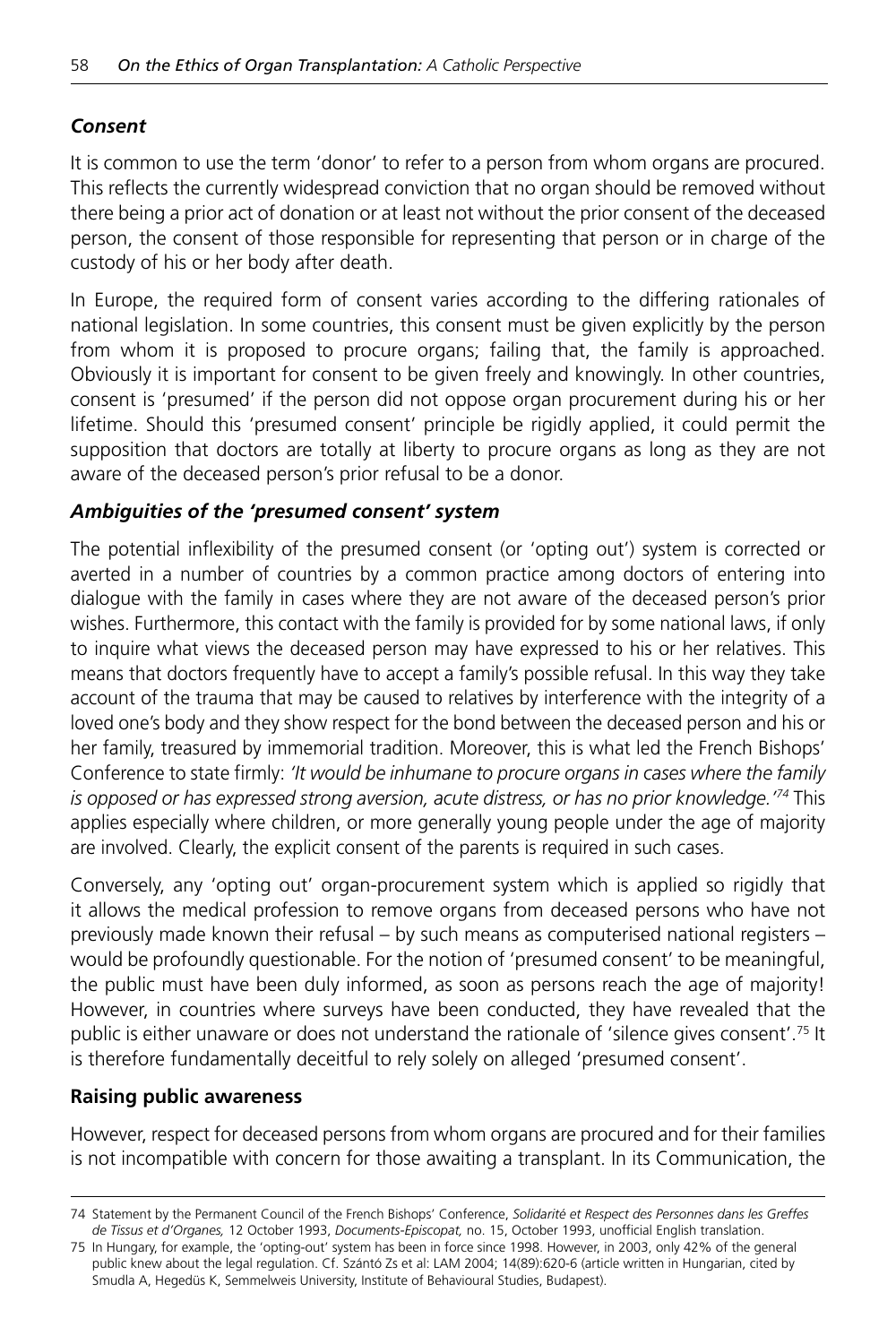### *Consent*

It is common to use the term 'donor' to refer to a person from whom organs are procured. This reflects the currently widespread conviction that no organ should be removed without there being a prior act of donation or at least not without the prior consent of the deceased person, the consent of those responsible for representing that person or in charge of the custody of his or her body after death.

In Europe, the required form of consent varies according to the differing rationales of national legislation. In some countries, this consent must be given explicitly by the person from whom it is proposed to procure organs; failing that, the family is approached. Obviously it is important for consent to be given freely and knowingly. In other countries, consent is 'presumed' if the person did not oppose organ procurement during his or her lifetime. Should this 'presumed consent' principle be rigidly applied, it could permit the supposition that doctors are totally at liberty to procure organs as long as they are not aware of the deceased person's prior refusal to be a donor.

### *Ambiguities of the 'presumed consent' system*

The potential inflexibility of the presumed consent (or 'opting out') system is corrected or averted in a number of countries by a common practice among doctors of entering into dialogue with the family in cases where they are not aware of the deceased person's prior wishes. Furthermore, this contact with the family is provided for by some national laws, if only to inquire what views the deceased person may have expressed to his or her relatives. This means that doctors frequently have to accept a family's possible refusal. In this way they take account of the trauma that may be caused to relatives by interference with the integrity of a loved one's body and they show respect for the bond between the deceased person and his or her family, treasured by immemorial tradition. Moreover, this is what led the French Bishops' Conference to state firmly: *'It would be inhumane to procure organs in cases where the family is opposed or has expressed strong aversion, acute distress, or has no prior knowledge.'*[74] This applies especially where children, or more generally young people under the age of majority are involved. Clearly, the explicit consent of the parents is required in such cases.

Conversely, any 'opting out' organ-procurement system which is applied so rigidly that it allows the medical profession to remove organs from deceased persons who have not previously made known their refusal – by such means as computerised national registers – would be profoundly questionable. For the notion of 'presumed consent' to be meaningful, the public must have been duly informed, as soon as persons reach the age of majority! However, in countries where surveys have been conducted, they have revealed that the public is either unaware or does not understand the rationale of 'silence gives consent'.[75] It is therefore fundamentally deceitful to rely solely on alleged 'presumed consent'.

### **Raising public awareness**

However, respect for deceased persons from whom organs are procured and for their families is not incompatible with concern for those awaiting a transplant. In its Communication, the

---

74 Statement by the Permanent Council of the French Bishops' Conference, *Solidarité et Respect des Personnes dans les Greffes de Tissus et d'Organes,* 12 October 1993, *Documents-Episcopat,* no. 15, October 1993, unofficial English translation.

75 In Hungary, for example, the 'opting-out' system has been in force since 1998. However, in 2003, only 42% of the general public knew about the legal regulation. Cf. Szántó Zs et al: LAM 2004; 14(89):620-6 (article written in Hungarian, cited by Smudla A, Hegedüs K, Semmelweis University, Institute of Behavioural Studies, Budapest).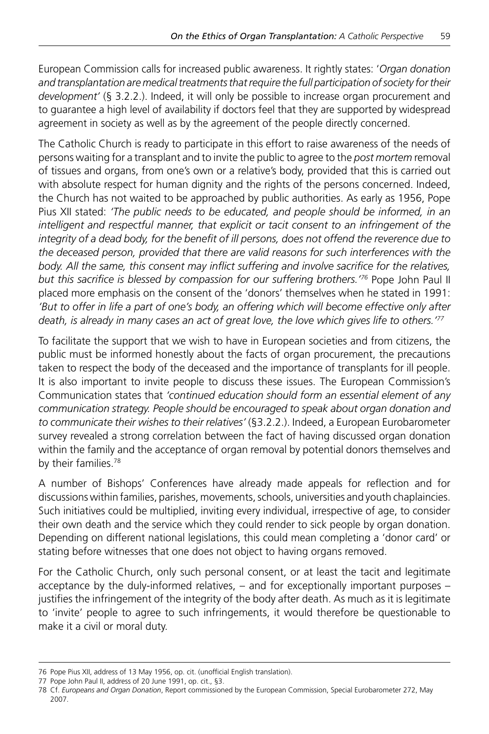European Commission calls for increased public awareness. It rightly states: '*Organ donation and transplantation are medical treatments that require the full participation of society for their development*' (§ 3.2.2.). Indeed, it will only be possible to increase organ procurement and to guarantee a high level of availability if doctors feel that they are supported by widespread agreement in society as well as by the agreement of the people directly concerned.

The Catholic Church is ready to participate in this effort to raise awareness of the needs of persons waiting for a transplant and to invite the public to agree to the *post mortem* removal of tissues and organs, from one's own or a relative's body, provided that this is carried out with absolute respect for human dignity and the rights of the persons concerned. Indeed, the Church has not waited to be approached by public authorities. As early as 1956, Pope Pius XII stated: *'The public needs to be educated, and people should be informed, in an intelligent and respectful manner, that explicit or tacit consent to an infringement of the integrity of a dead body, for the benefit of ill persons, does not offend the reverence due to the deceased person, provided that there are valid reasons for such interferences with the body. All the same, this consent may inflict suffering and involve sacrifice for the relatives, but this sacrifice is blessed by compassion for our suffering brothers.'*[76] Pope John Paul II placed more emphasis on the consent of the 'donors' themselves when he stated in 1991: *'But to offer in life a part of one's body, an offering which will become effective only after death, is already in many cases an act of great love, the love which gives life to others.'*[77]

To facilitate the support that we wish to have in European societies and from citizens, the public must be informed honestly about the facts of organ procurement, the precautions taken to respect the body of the deceased and the importance of transplants for ill people. It is also important to invite people to discuss these issues. The European Commission's Communication states that *'continued education should form an essential element of any communication strategy. People should be encouraged to speak about organ donation and to communicate their wishes to their relatives'* (§3.2.2.). Indeed, a European Eurobarometer survey revealed a strong correlation between the fact of having discussed organ donation within the family and the acceptance of organ removal by potential donors themselves and by their families.[78]

A number of Bishops' Conferences have already made appeals for reflection and for discussions within families, parishes, movements, schools, universities and youth chaplaincies. Such initiatives could be multiplied, inviting every individual, irrespective of age, to consider their own death and the service which they could render to sick people by organ donation. Depending on different national legislations, this could mean completing a 'donor card' or stating before witnesses that one does not object to having organs removed.

For the Catholic Church, only such personal consent, or at least the tacit and legitimate acceptance by the duly-informed relatives, – and for exceptionally important purposes – justifies the infringement of the integrity of the body after death. As much as it is legitimate to 'invite' people to agree to such infringements, it would therefore be questionable to make it a civil or moral duty.

---

76 Pope Pius XII, address of 13 May 1956, op. cit. (unofficial English translation).

77 Pope John Paul II, address of 20 June 1991, op. cit., §3.

78 Cf. *Europeans and Organ Donation*, Report commissioned by the European Commission, Special Eurobarometer 272, May 2007.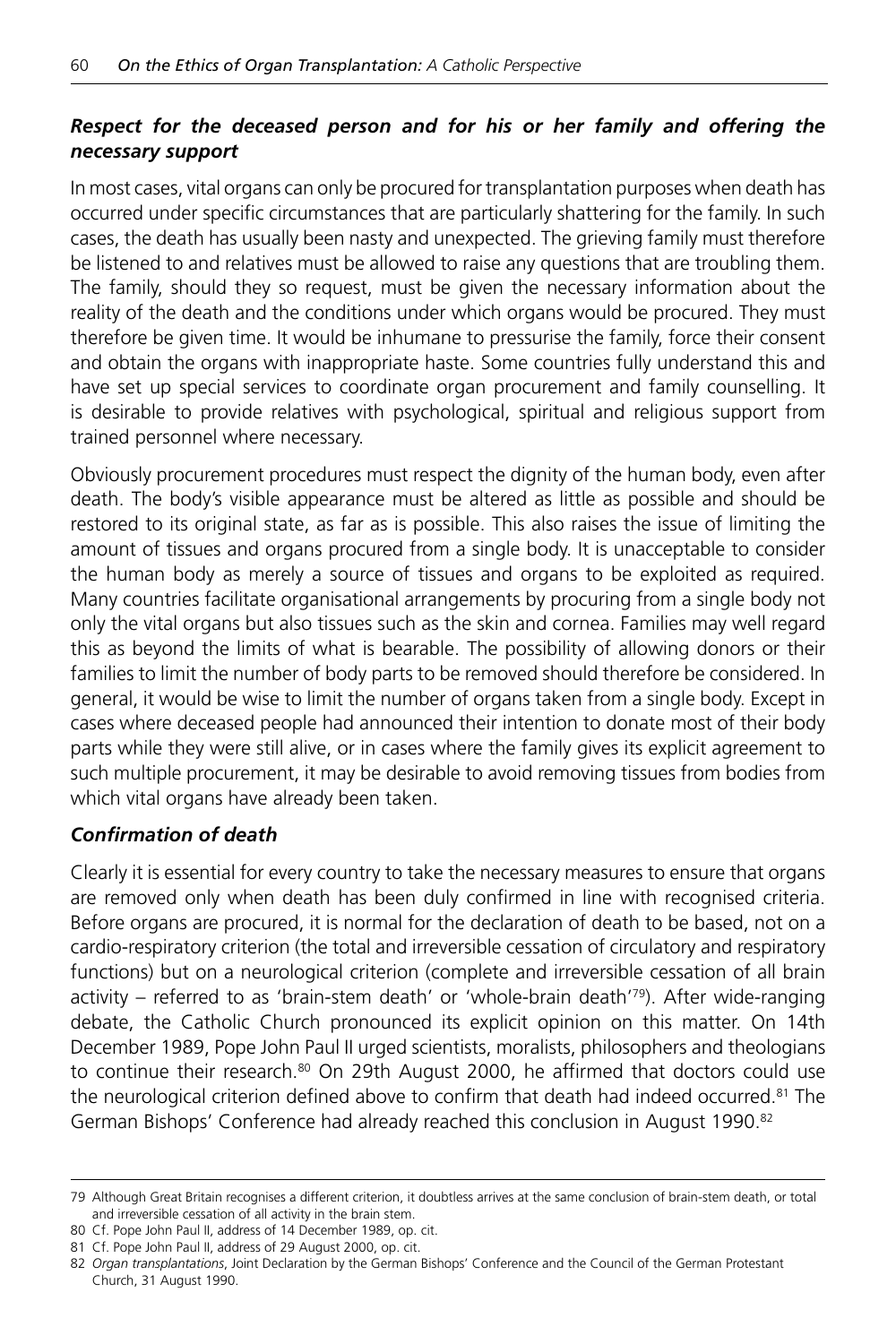### *Respect for the deceased person and for his or her family and offering the necessary support*

In most cases, vital organs can only be procured for transplantation purposes when death has occurred under specific circumstances that are particularly shattering for the family. In such cases, the death has usually been nasty and unexpected. The grieving family must therefore be listened to and relatives must be allowed to raise any questions that are troubling them. The family, should they so request, must be given the necessary information about the reality of the death and the conditions under which organs would be procured. They must therefore be given time. It would be inhumane to pressurise the family, force their consent and obtain the organs with inappropriate haste. Some countries fully understand this and have set up special services to coordinate organ procurement and family counselling. It is desirable to provide relatives with psychological, spiritual and religious support from trained personnel where necessary.

Obviously procurement procedures must respect the dignity of the human body, even after death. The body's visible appearance must be altered as little as possible and should be restored to its original state, as far as is possible. This also raises the issue of limiting the amount of tissues and organs procured from a single body. It is unacceptable to consider the human body as merely a source of tissues and organs to be exploited as required. Many countries facilitate organisational arrangements by procuring from a single body not only the vital organs but also tissues such as the skin and cornea. Families may well regard this as beyond the limits of what is bearable. The possibility of allowing donors or their families to limit the number of body parts to be removed should therefore be considered. In general, it would be wise to limit the number of organs taken from a single body. Except in cases where deceased people had announced their intention to donate most of their body parts while they were still alive, or in cases where the family gives its explicit agreement to such multiple procurement, it may be desirable to avoid removing tissues from bodies from which vital organs have already been taken.

### *Confirmation of death*

Clearly it is essential for every country to take the necessary measures to ensure that organs are removed only when death has been duly confirmed in line with recognised criteria. Before organs are procured, it is normal for the declaration of death to be based, not on a cardio-respiratory criterion (the total and irreversible cessation of circulatory and respiratory functions) but on a neurological criterion (complete and irreversible cessation of all brain activity – referred to as 'brain-stem death' or 'whole-brain death'[79]). After wide-ranging debate, the Catholic Church pronounced its explicit opinion on this matter. On 14th December 1989, Pope John Paul II urged scientists, moralists, philosophers and theologians to continue their research.[80] On 29th August 2000, he affirmed that doctors could use the neurological criterion defined above to confirm that death had indeed occurred.[81] The German Bishops' Conference had already reached this conclusion in August 1990.[82]

---

79 Although Great Britain recognises a different criterion, it doubtless arrives at the same conclusion of brain-stem death, or total and irreversible cessation of all activity in the brain stem.

80 Cf. Pope John Paul II, address of 14 December 1989, op. cit.

81 Cf. Pope John Paul II, address of 29 August 2000, op. cit.

82 *Organ transplantations*, Joint Declaration by the German Bishops' Conference and the Council of the German Protestant Church, 31 August 1990.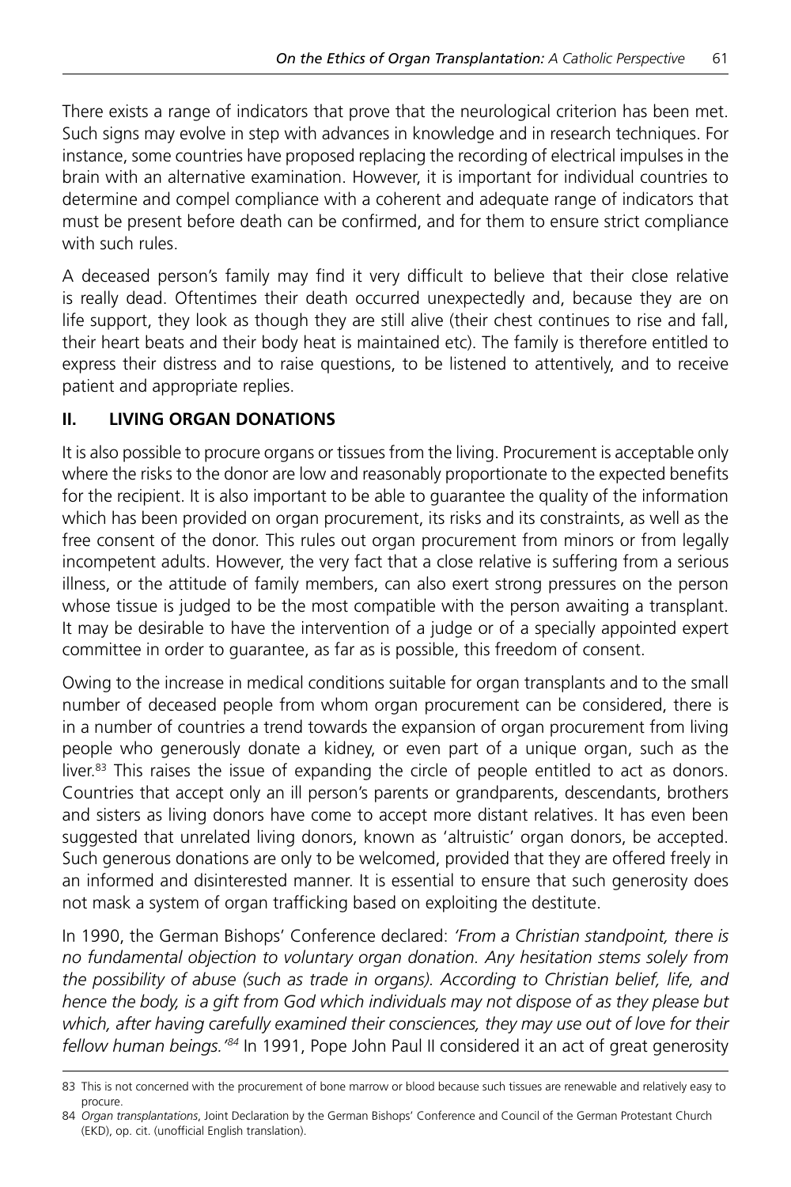There exists a range of indicators that prove that the neurological criterion has been met. Such signs may evolve in step with advances in knowledge and in research techniques. For instance, some countries have proposed replacing the recording of electrical impulses in the brain with an alternative examination. However, it is important for individual countries to determine and compel compliance with a coherent and adequate range of indicators that must be present before death can be confirmed, and for them to ensure strict compliance with such rules.

A deceased person's family may find it very difficult to believe that their close relative is really dead. Oftentimes their death occurred unexpectedly and, because they are on life support, they look as though they are still alive (their chest continues to rise and fall, their heart beats and their body heat is maintained etc). The family is therefore entitled to express their distress and to raise questions, to be listened to attentively, and to receive patient and appropriate replies.

## II. LIVING ORGAN DONATIONS

It is also possible to procure organs or tissues from the living. Procurement is acceptable only where the risks to the donor are low and reasonably proportionate to the expected benefits for the recipient. It is also important to be able to guarantee the quality of the information which has been provided on organ procurement, its risks and its constraints, as well as the free consent of the donor. This rules out organ procurement from minors or from legally incompetent adults. However, the very fact that a close relative is suffering from a serious illness, or the attitude of family members, can also exert strong pressures on the person whose tissue is judged to be the most compatible with the person awaiting a transplant. It may be desirable to have the intervention of a judge or of a specially appointed expert committee in order to guarantee, as far as is possible, this freedom of consent.

Owing to the increase in medical conditions suitable for organ transplants and to the small number of deceased people from whom organ procurement can be considered, there is in a number of countries a trend towards the expansion of organ procurement from living people who generously donate a kidney, or even part of a unique organ, such as the liver.[83] This raises the issue of expanding the circle of people entitled to act as donors. Countries that accept only an ill person's parents or grandparents, descendants, brothers and sisters as living donors have come to accept more distant relatives. It has even been suggested that unrelated living donors, known as 'altruistic' organ donors, be accepted. Such generous donations are only to be welcomed, provided that they are offered freely in an informed and disinterested manner. It is essential to ensure that such generosity does not mask a system of organ trafficking based on exploiting the destitute.

In 1990, the German Bishops' Conference declared: *'From a Christian standpoint, there is no fundamental objection to voluntary organ donation. Any hesitation stems solely from the possibility of abuse (such as trade in organs). According to Christian belief, life, and hence the body, is a gift from God which individuals may not dispose of as they please but which, after having carefully examined their consciences, they may use out of love for their fellow human beings.'*[84] In 1991, Pope John Paul II considered it an act of great generosity

---

83 This is not concerned with the procurement of bone marrow or blood because such tissues are renewable and relatively easy to procure.

84 *Organ transplantations*, Joint Declaration by the German Bishops' Conference and Council of the German Protestant Church (EKD), op. cit. (unofficial English translation).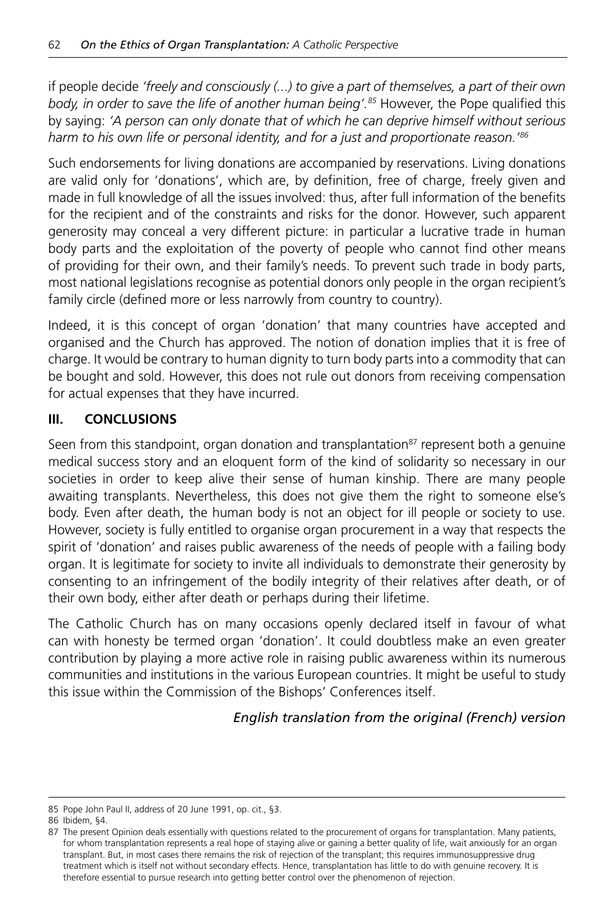if people decide *'freely and consciously (...) to give a part of themselves, a part of their own body, in order to save the life of another human being'.*[85] However, the Pope qualified this by saying: *'A person can only donate that of which he can deprive himself without serious harm to his own life or personal identity, and for a just and proportionate reason.'*[86]

Such endorsements for living donations are accompanied by reservations. Living donations are valid only for 'donations', which are, by definition, free of charge, freely given and made in full knowledge of all the issues involved: thus, after full information of the benefits for the recipient and of the constraints and risks for the donor. However, such apparent generosity may conceal a very different picture: in particular a lucrative trade in human body parts and the exploitation of the poverty of people who cannot find other means of providing for their own, and their family's needs. To prevent such trade in body parts, most national legislations recognise as potential donors only people in the organ recipient's family circle (defined more or less narrowly from country to country).

Indeed, it is this concept of organ 'donation' that many countries have accepted and organised and the Church has approved. The notion of donation implies that it is free of charge. It would be contrary to human dignity to turn body parts into a commodity that can be bought and sold. However, this does not rule out donors from receiving compensation for actual expenses that they have incurred.

## III. CONCLUSIONS

Seen from this standpoint, organ donation and transplantation[87] represent both a genuine medical success story and an eloquent form of the kind of solidarity so necessary in our societies in order to keep alive their sense of human kinship. There are many people awaiting transplants. Nevertheless, this does not give them the right to someone else's body. Even after death, the human body is not an object for ill people or society to use. However, society is fully entitled to organise organ procurement in a way that respects the spirit of 'donation' and raises public awareness of the needs of people with a failing body organ. It is legitimate for society to invite all individuals to demonstrate their generosity by consenting to an infringement of the bodily integrity of their relatives after death, or of their own body, either after death or perhaps during their lifetime.

The Catholic Church has on many occasions openly declared itself in favour of what can with honesty be termed organ 'donation'. It could doubtless make an even greater contribution by playing a more active role in raising public awareness within its numerous communities and institutions in the various European countries. It might be useful to study this issue within the Commission of the Bishops' Conferences itself.

*English translation from the original (French) version*

---

85 Pope John Paul II, address of 20 June 1991, op. cit., §3.

86 Ibidem, §4.

87 The present Opinion deals essentially with questions related to the procurement of organs for transplantation. Many patients, for whom transplantation represents a real hope of staying alive or gaining a better quality of life, wait anxiously for an organ transplant. But, in most cases there remains the risk of rejection of the transplant; this requires immunosuppressive drug treatment which is itself not without secondary effects. Hence, transplantation has little to do with genuine recovery. It is therefore essential to pursue research into getting better control over the phenomenon of rejection.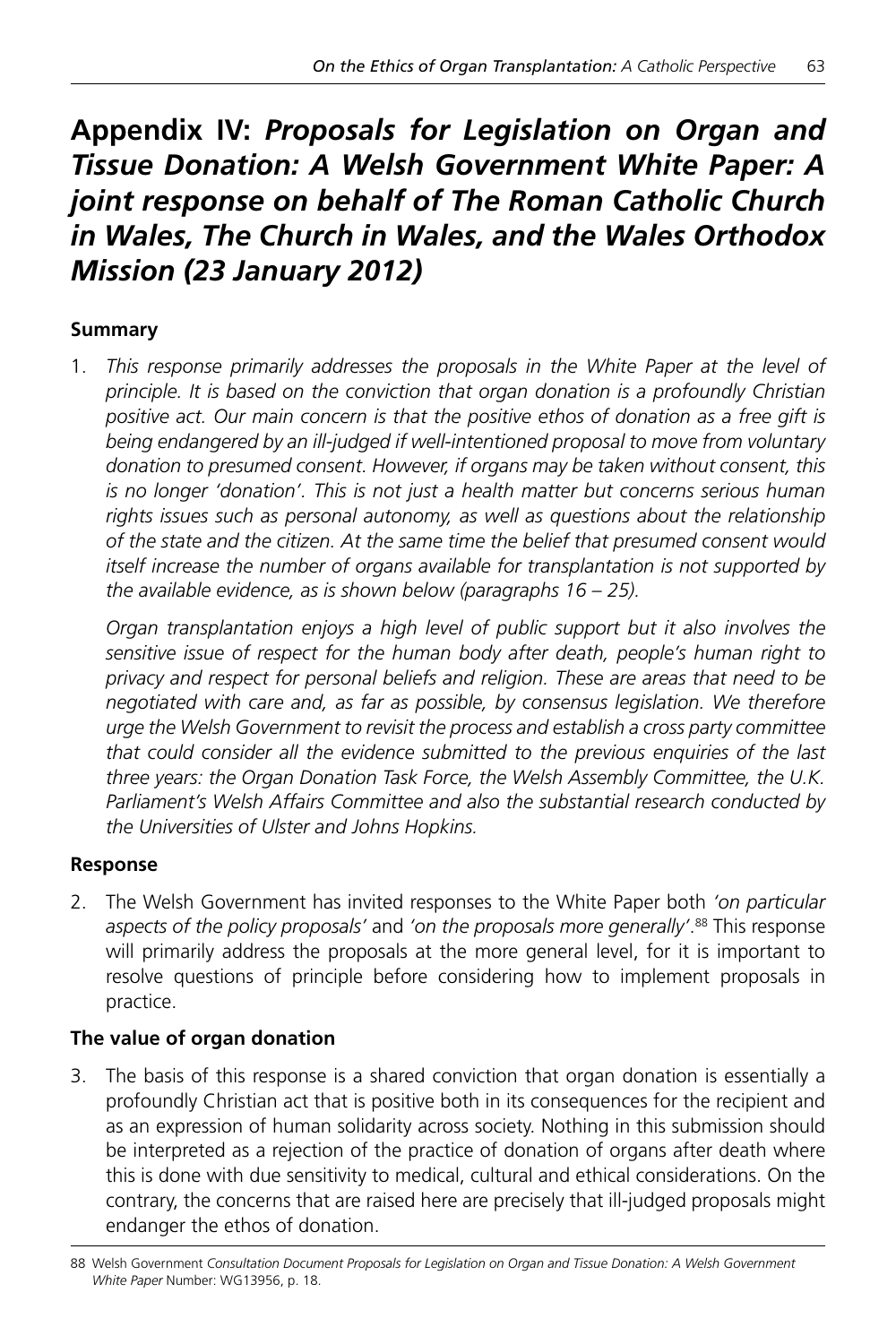# Appendix IV: *Proposals for Legislation on Organ and Tissue Donation: A Welsh Government White Paper: A joint response on behalf of The Roman Catholic Church in Wales, The Church in Wales, and the Wales Orthodox Mission (23 January 2012)*

**Summary**

1. *This response primarily addresses the proposals in the White Paper at the level of principle. It is based on the conviction that organ donation is a profoundly Christian positive act. Our main concern is that the positive ethos of donation as a free gift is being endangered by an ill-judged if well-intentioned proposal to move from voluntary donation to presumed consent. However, if organs may be taken without consent, this is no longer 'donation'. This is not just a health matter but concerns serious human rights issues such as personal autonomy, as well as questions about the relationship of the state and the citizen. At the same time the belief that presumed consent would itself increase the number of organs available for transplantation is not supported by the available evidence, as is shown below (paragraphs 16 – 25).*

   *Organ transplantation enjoys a high level of public support but it also involves the sensitive issue of respect for the human body after death, people's human right to privacy and respect for personal beliefs and religion. These are areas that need to be negotiated with care and, as far as possible, by consensus legislation. We therefore urge the Welsh Government to revisit the process and establish a cross party committee that could consider all the evidence submitted to the previous enquiries of the last three years: the Organ Donation Task Force, the Welsh Assembly Committee, the U.K. Parliament's Welsh Affairs Committee and also the substantial research conducted by the Universities of Ulster and Johns Hopkins.*

**Response**

2. The Welsh Government has invited responses to the White Paper both *'on particular aspects of the policy proposals'* and *'on the proposals more generally'*.[88] This response will primarily address the proposals at the more general level, for it is important to resolve questions of principle before considering how to implement proposals in practice.

**The value of organ donation**

3. The basis of this response is a shared conviction that organ donation is essentially a profoundly Christian act that is positive both in its consequences for the recipient and as an expression of human solidarity across society. Nothing in this submission should be interpreted as a rejection of the practice of donation of organs after death where this is done with due sensitivity to medical, cultural and ethical considerations. On the contrary, the concerns that are raised here are precisely that ill-judged proposals might endanger the ethos of donation.

88 Welsh Government *Consultation Document Proposals for Legislation on Organ and Tissue Donation: A Welsh Government White Paper* Number: WG13956, p. 18.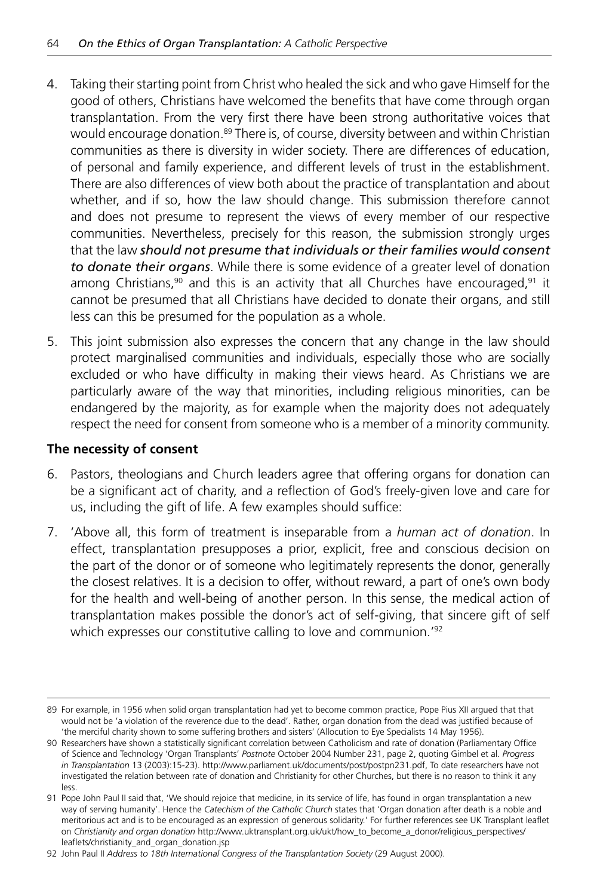4. Taking their starting point from Christ who healed the sick and who gave Himself for the good of others, Christians have welcomed the benefits that have come through organ transplantation. From the very first there have been strong authoritative voices that would encourage donation.[89] There is, of course, diversity between and within Christian communities as there is diversity in wider society. There are differences of education, of personal and family experience, and different levels of trust in the establishment. There are also differences of view both about the practice of transplantation and about whether, and if so, how the law should change. This submission therefore cannot and does not presume to represent the views of every member of our respective communities. Nevertheless, precisely for this reason, the submission strongly urges that the law ***should not presume that individuals or their families would consent to donate their organs***. While there is some evidence of a greater level of donation among Christians,[90] and this is an activity that all Churches have encouraged,[91] it cannot be presumed that all Christians have decided to donate their organs, and still less can this be presumed for the population as a whole.

5. This joint submission also expresses the concern that any change in the law should protect marginalised communities and individuals, especially those who are socially excluded or who have difficulty in making their views heard. As Christians we are particularly aware of the way that minorities, including religious minorities, can be endangered by the majority, as for example when the majority does not adequately respect the need for consent from someone who is a member of a minority community.

### The necessity of consent

6. Pastors, theologians and Church leaders agree that offering organs for donation can be a significant act of charity, and a reflection of God's freely-given love and care for us, including the gift of life. A few examples should suffice:

7. 'Above all, this form of treatment is inseparable from a *human act of donation*. In effect, transplantation presupposes a prior, explicit, free and conscious decision on the part of the donor or of someone who legitimately represents the donor, generally the closest relatives. It is a decision to offer, without reward, a part of one's own body for the health and well-being of another person. In this sense, the medical action of transplantation makes possible the donor's act of self-giving, that sincere gift of self which expresses our constitutive calling to love and communion.'[92]

---

89 For example, in 1956 when solid organ transplantation had yet to become common practice, Pope Pius XII argued that that would not be 'a violation of the reverence due to the dead'. Rather, organ donation from the dead was justified because of 'the merciful charity shown to some suffering brothers and sisters' (Allocution to Eye Specialists 14 May 1956).

90 Researchers have shown a statistically significant correlation between Catholicism and rate of donation (Parliamentary Office of Science and Technology 'Organ Transplants' *Postnote* October 2004 Number 231, page 2, quoting Gimbel et al. *Progress in Transplantation* 13 (2003):15-23). http://www.parliament.uk/documents/post/postpn231.pdf, To date researchers have not investigated the relation between rate of donation and Christianity for other Churches, but there is no reason to think it any less.

91 Pope John Paul II said that, 'We should rejoice that medicine, in its service of life, has found in organ transplantation a new way of serving humanity'. Hence the *Catechism of the Catholic Church* states that 'Organ donation after death is a noble and meritorious act and is to be encouraged as an expression of generous solidarity.' For further references see UK Transplant leaflet on *Christianity and organ donation* http://www.uktransplant.org.uk/ukt/how_to_become_a_donor/religious_perspectives/leaflets/christianity_and_organ_donation.jsp

92 John Paul II *Address to 18th International Congress of the Transplantation Society* (29 August 2000).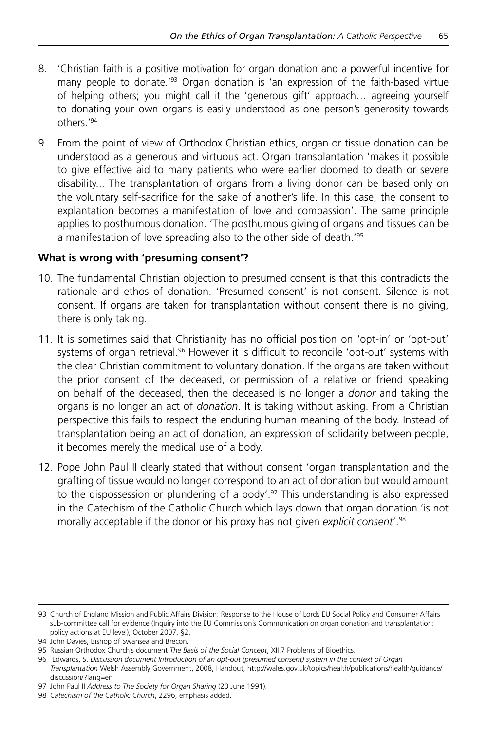8. 'Christian faith is a positive motivation for organ donation and a powerful incentive for many people to donate.'[93] Organ donation is 'an expression of the faith-based virtue of helping others; you might call it the 'generous gift' approach… agreeing yourself to donating your own organs is easily understood as one person's generosity towards others.'[94]

9. From the point of view of Orthodox Christian ethics, organ or tissue donation can be understood as a generous and virtuous act. Organ transplantation 'makes it possible to give effective aid to many patients who were earlier doomed to death or severe disability... The transplantation of organs from a living donor can be based only on the voluntary self-sacrifice for the sake of another's life. In this case, the consent to explantation becomes a manifestation of love and compassion'. The same principle applies to posthumous donation. 'The posthumous giving of organs and tissues can be a manifestation of love spreading also to the other side of death.'[95]

### What is wrong with 'presuming consent'?

10. The fundamental Christian objection to presumed consent is that this contradicts the rationale and ethos of donation. 'Presumed consent' is not consent. Silence is not consent. If organs are taken for transplantation without consent there is no giving, there is only taking.

11. It is sometimes said that Christianity has no official position on 'opt-in' or 'opt-out' systems of organ retrieval.[96] However it is difficult to reconcile 'opt-out' systems with the clear Christian commitment to voluntary donation. If the organs are taken without the prior consent of the deceased, or permission of a relative or friend speaking on behalf of the deceased, then the deceased is no longer a *donor* and taking the organs is no longer an act of *donation*. It is taking without asking. From a Christian perspective this fails to respect the enduring human meaning of the body. Instead of transplantation being an act of donation, an expression of solidarity between people, it becomes merely the medical use of a body.

12. Pope John Paul II clearly stated that without consent 'organ transplantation and the grafting of tissue would no longer correspond to an act of donation but would amount to the dispossession or plundering of a body'.[97] This understanding is also expressed in the Catechism of the Catholic Church which lays down that organ donation 'is not morally acceptable if the donor or his proxy has not given *explicit consent*'.[98]

---

93 Church of England Mission and Public Affairs Division: Response to the House of Lords EU Social Policy and Consumer Affairs sub-committee call for evidence (Inquiry into the EU Commission's Communication on organ donation and transplantation: policy actions at EU level), October 2007, §2.

94 John Davies, Bishop of Swansea and Brecon.

95 Russian Orthodox Church's document *The Basis of the Social Concept*, XII.7 Problems of Bioethics.

96 Edwards, S. *Discussion document Introduction of an opt-out (presumed consent) system in the context of Organ Transplantation* Welsh Assembly Government, 2008, Handout, http://wales.gov.uk/topics/health/publications/health/guidance/discussion/?lang=en

97 John Paul II *Address to The Society for Organ Sharing* (20 June 1991).

98 *Catechism of the Catholic Church*, 2296, emphasis added.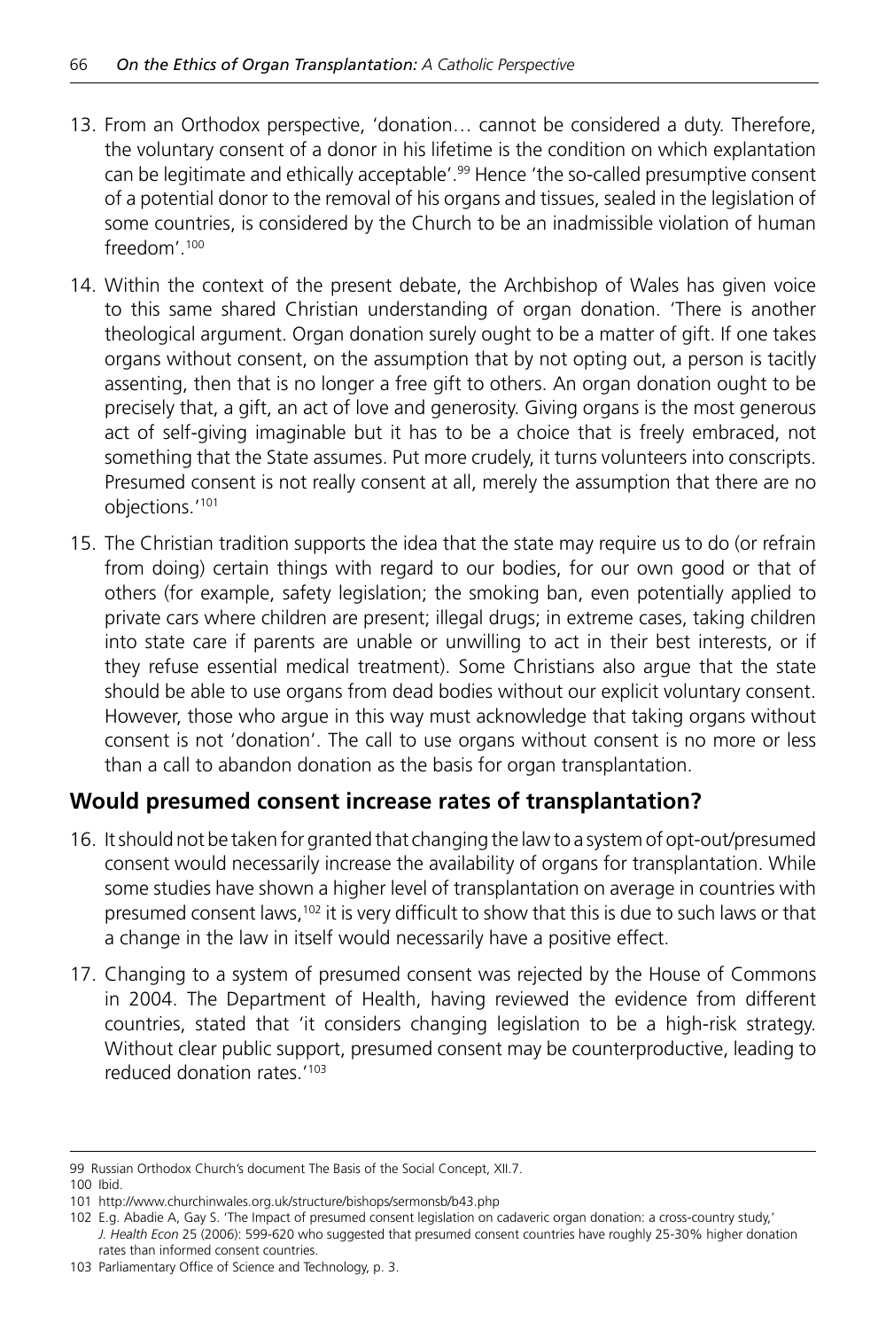13. From an Orthodox perspective, 'donation… cannot be considered a duty. Therefore, the voluntary consent of a donor in his lifetime is the condition on which explantation can be legitimate and ethically acceptable'.[99] Hence 'the so-called presumptive consent of a potential donor to the removal of his organs and tissues, sealed in the legislation of some countries, is considered by the Church to be an inadmissible violation of human freedom'.[100]

14. Within the context of the present debate, the Archbishop of Wales has given voice to this same shared Christian understanding of organ donation. 'There is another theological argument. Organ donation surely ought to be a matter of gift. If one takes organs without consent, on the assumption that by not opting out, a person is tacitly assenting, then that is no longer a free gift to others. An organ donation ought to be precisely that, a gift, an act of love and generosity. Giving organs is the most generous act of self-giving imaginable but it has to be a choice that is freely embraced, not something that the State assumes. Put more crudely, it turns volunteers into conscripts. Presumed consent is not really consent at all, merely the assumption that there are no objections.'[101]

15. The Christian tradition supports the idea that the state may require us to do (or refrain from doing) certain things with regard to our bodies, for our own good or that of others (for example, safety legislation; the smoking ban, even potentially applied to private cars where children are present; illegal drugs; in extreme cases, taking children into state care if parents are unable or unwilling to act in their best interests, or if they refuse essential medical treatment). Some Christians also argue that the state should be able to use organs from dead bodies without our explicit voluntary consent. However, those who argue in this way must acknowledge that taking organs without consent is not 'donation'. The call to use organs without consent is no more or less than a call to abandon donation as the basis for organ transplantation.

## Would presumed consent increase rates of transplantation?

16. It should not be taken for granted that changing the law to a system of opt-out/presumed consent would necessarily increase the availability of organs for transplantation. While some studies have shown a higher level of transplantation on average in countries with presumed consent laws,[102] it is very difficult to show that this is due to such laws or that a change in the law in itself would necessarily have a positive effect.

17. Changing to a system of presumed consent was rejected by the House of Commons in 2004. The Department of Health, having reviewed the evidence from different countries, stated that 'it considers changing legislation to be a high-risk strategy. Without clear public support, presumed consent may be counterproductive, leading to reduced donation rates.'[103]

---

99 Russian Orthodox Church's document The Basis of the Social Concept, XII.7.

100 Ibid.

101 http://www.churchinwales.org.uk/structure/bishops/sermonsb/b43.php

102 E.g. Abadie A, Gay S. 'The Impact of presumed consent legislation on cadaveric organ donation: a cross-country study,' *J. Health Econ* 25 (2006): 599-620 who suggested that presumed consent countries have roughly 25-30% higher donation rates than informed consent countries.

103 Parliamentary Office of Science and Technology, p. 3.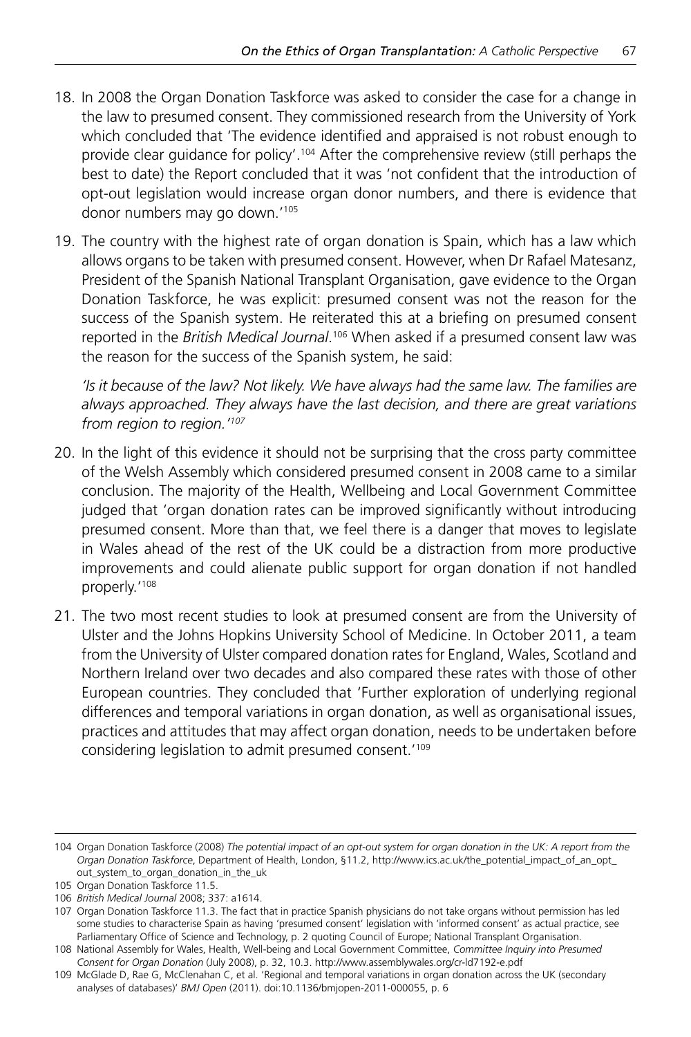18. In 2008 the Organ Donation Taskforce was asked to consider the case for a change in the law to presumed consent. They commissioned research from the University of York which concluded that 'The evidence identified and appraised is not robust enough to provide clear guidance for policy'.[104] After the comprehensive review (still perhaps the best to date) the Report concluded that it was 'not confident that the introduction of opt-out legislation would increase organ donor numbers, and there is evidence that donor numbers may go down.'[105]

19. The country with the highest rate of organ donation is Spain, which has a law which allows organs to be taken with presumed consent. However, when Dr Rafael Matesanz, President of the Spanish National Transplant Organisation, gave evidence to the Organ Donation Taskforce, he was explicit: presumed consent was not the reason for the success of the Spanish system. He reiterated this at a briefing on presumed consent reported in the *British Medical Journal*.[106] When asked if a presumed consent law was the reason for the success of the Spanish system, he said:

   *'Is it because of the law? Not likely. We have always had the same law. The families are always approached. They always have the last decision, and there are great variations from region to region.'*[107]

20. In the light of this evidence it should not be surprising that the cross party committee of the Welsh Assembly which considered presumed consent in 2008 came to a similar conclusion. The majority of the Health, Wellbeing and Local Government Committee judged that 'organ donation rates can be improved significantly without introducing presumed consent. More than that, we feel there is a danger that moves to legislate in Wales ahead of the rest of the UK could be a distraction from more productive improvements and could alienate public support for organ donation if not handled properly.'[108]

21. The two most recent studies to look at presumed consent are from the University of Ulster and the Johns Hopkins University School of Medicine. In October 2011, a team from the University of Ulster compared donation rates for England, Wales, Scotland and Northern Ireland over two decades and also compared these rates with those of other European countries. They concluded that 'Further exploration of underlying regional differences and temporal variations in organ donation, as well as organisational issues, practices and attitudes that may affect organ donation, needs to be undertaken before considering legislation to admit presumed consent.'[109]

---

104 Organ Donation Taskforce (2008) *The potential impact of an opt-out system for organ donation in the UK: A report from the Organ Donation Taskforce*, Department of Health, London, §11.2, http://www.ics.ac.uk/the_potential_impact_of_an_opt_out_system_to_organ_donation_in_the_uk

105 Organ Donation Taskforce 11.5.

106 *British Medical Journal* 2008; 337: a1614.

107 Organ Donation Taskforce 11.3. The fact that in practice Spanish physicians do not take organs without permission has led some studies to characterise Spain as having 'presumed consent' legislation with 'informed consent' as actual practice, see Parliamentary Office of Science and Technology, p. 2 quoting Council of Europe; National Transplant Organisation.

108 National Assembly for Wales, Health, Well-being and Local Government Committee, *Committee Inquiry into Presumed Consent for Organ Donation* (July 2008), p. 32, 10.3. http://www.assemblywales.org/cr-ld7192-e.pdf

109 McGlade D, Rae G, McClenahan C, et al. 'Regional and temporal variations in organ donation across the UK (secondary analyses of databases)' *BMJ Open* (2011). doi:10.1136/bmjopen-2011-000055, p. 6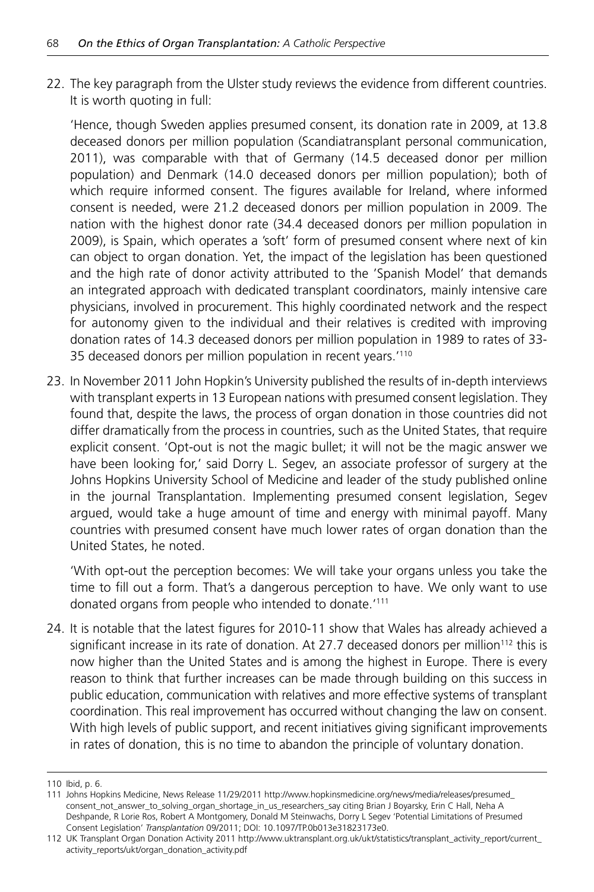22. The key paragraph from the Ulster study reviews the evidence from different countries. It is worth quoting in full:

    'Hence, though Sweden applies presumed consent, its donation rate in 2009, at 13.8 deceased donors per million population (Scandiatransplant personal communication, 2011), was comparable with that of Germany (14.5 deceased donor per million population) and Denmark (14.0 deceased donors per million population); both of which require informed consent. The figures available for Ireland, where informed consent is needed, were 21.2 deceased donors per million population in 2009. The nation with the highest donor rate (34.4 deceased donors per million population in 2009), is Spain, which operates a 'soft' form of presumed consent where next of kin can object to organ donation. Yet, the impact of the legislation has been questioned and the high rate of donor activity attributed to the 'Spanish Model' that demands an integrated approach with dedicated transplant coordinators, mainly intensive care physicians, involved in procurement. This highly coordinated network and the respect for autonomy given to the individual and their relatives is credited with improving donation rates of 14.3 deceased donors per million population in 1989 to rates of 33-35 deceased donors per million population in recent years.'[110]

23. In November 2011 John Hopkin's University published the results of in-depth interviews with transplant experts in 13 European nations with presumed consent legislation. They found that, despite the laws, the process of organ donation in those countries did not differ dramatically from the process in countries, such as the United States, that require explicit consent. 'Opt-out is not the magic bullet; it will not be the magic answer we have been looking for,' said Dorry L. Segev, an associate professor of surgery at the Johns Hopkins University School of Medicine and leader of the study published online in the journal Transplantation. Implementing presumed consent legislation, Segev argued, would take a huge amount of time and energy with minimal payoff. Many countries with presumed consent have much lower rates of organ donation than the United States, he noted.

    'With opt-out the perception becomes: We will take your organs unless you take the time to fill out a form. That's a dangerous perception to have. We only want to use donated organs from people who intended to donate.'[111]

24. It is notable that the latest figures for 2010-11 show that Wales has already achieved a significant increase in its rate of donation. At 27.7 deceased donors per million[112] this is now higher than the United States and is among the highest in Europe. There is every reason to think that further increases can be made through building on this success in public education, communication with relatives and more effective systems of transplant coordination. This real improvement has occurred without changing the law on consent. With high levels of public support, and recent initiatives giving significant improvements in rates of donation, this is no time to abandon the principle of voluntary donation.

---

110 Ibid, p. 6.

111 Johns Hopkins Medicine, News Release 11/29/2011 http://www.hopkinsmedicine.org/news/media/releases/presumed_consent_not_answer_to_solving_organ_shortage_in_us_researchers_say citing Brian J Boyarsky, Erin C Hall, Neha A Deshpande, R Lorie Ros, Robert A Montgomery, Donald M Steinwachs, Dorry L Segev 'Potential Limitations of Presumed Consent Legislation' *Transplantation* 09/2011; DOI: 10.1097/TP.0b013e31823173e0.

112 UK Transplant Organ Donation Activity 2011 http://www.uktransplant.org.uk/ukt/statistics/transplant_activity_report/current_activity_reports/ukt/organ_donation_activity.pdf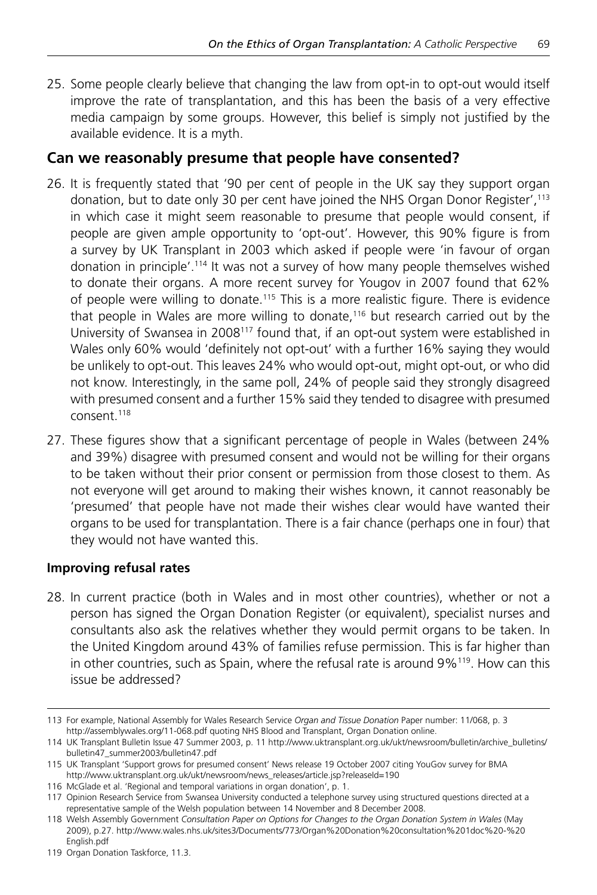25. Some people clearly believe that changing the law from opt-in to opt-out would itself improve the rate of transplantation, and this has been the basis of a very effective media campaign by some groups. However, this belief is simply not justified by the available evidence. It is a myth.

## Can we reasonably presume that people have consented?

26. It is frequently stated that '90 per cent of people in the UK say they support organ donation, but to date only 30 per cent have joined the NHS Organ Donor Register',[113] in which case it might seem reasonable to presume that people would consent, if people are given ample opportunity to 'opt-out'. However, this 90% figure is from a survey by UK Transplant in 2003 which asked if people were 'in favour of organ donation in principle'.[114] It was not a survey of how many people themselves wished to donate their organs. A more recent survey for Yougov in 2007 found that 62% of people were willing to donate.[115] This is a more realistic figure. There is evidence that people in Wales are more willing to donate,[116] but research carried out by the University of Swansea in 2008[117] found that, if an opt-out system were established in Wales only 60% would 'definitely not opt-out' with a further 16% saying they would be unlikely to opt-out. This leaves 24% who would opt-out, might opt-out, or who did not know. Interestingly, in the same poll, 24% of people said they strongly disagreed with presumed consent and a further 15% said they tended to disagree with presumed consent.[118]

27. These figures show that a significant percentage of people in Wales (between 24% and 39%) disagree with presumed consent and would not be willing for their organs to be taken without their prior consent or permission from those closest to them. As not everyone will get around to making their wishes known, it cannot reasonably be 'presumed' that people have not made their wishes clear would have wanted their organs to be used for transplantation. There is a fair chance (perhaps one in four) that they would not have wanted this.

### Improving refusal rates

28. In current practice (both in Wales and in most other countries), whether or not a person has signed the Organ Donation Register (or equivalent), specialist nurses and consultants also ask the relatives whether they would permit organs to be taken. In the United Kingdom around 43% of families refuse permission. This is far higher than in other countries, such as Spain, where the refusal rate is around 9%[119]. How can this issue be addressed?

---

113 For example, National Assembly for Wales Research Service *Organ and Tissue Donation* Paper number: 11/068, p. 3 http://assemblywales.org/11-068.pdf quoting NHS Blood and Transplant, Organ Donation online.

114 UK Transplant Bulletin Issue 47 Summer 2003, p. 11 http://www.uktransplant.org.uk/ukt/newsroom/bulletin/archive_bulletins/bulletin47_summer2003/bulletin47.pdf

115 UK Transplant 'Support grows for presumed consent' News release 19 October 2007 citing YouGov survey for BMA http://www.uktransplant.org.uk/ukt/newsroom/news_releases/article.jsp?releaseId=190

116 McGlade et al. 'Regional and temporal variations in organ donation', p. 1.

117 Opinion Research Service from Swansea University conducted a telephone survey using structured questions directed at a representative sample of the Welsh population between 14 November and 8 December 2008.

118 Welsh Assembly Government *Consultation Paper on Options for Changes to the Organ Donation System in Wales* (May 2009), p.27. http://www.wales.nhs.uk/sites3/Documents/773/Organ%20Donation%20consultation%201doc%20-%20English.pdf

119 Organ Donation Taskforce, 11.3.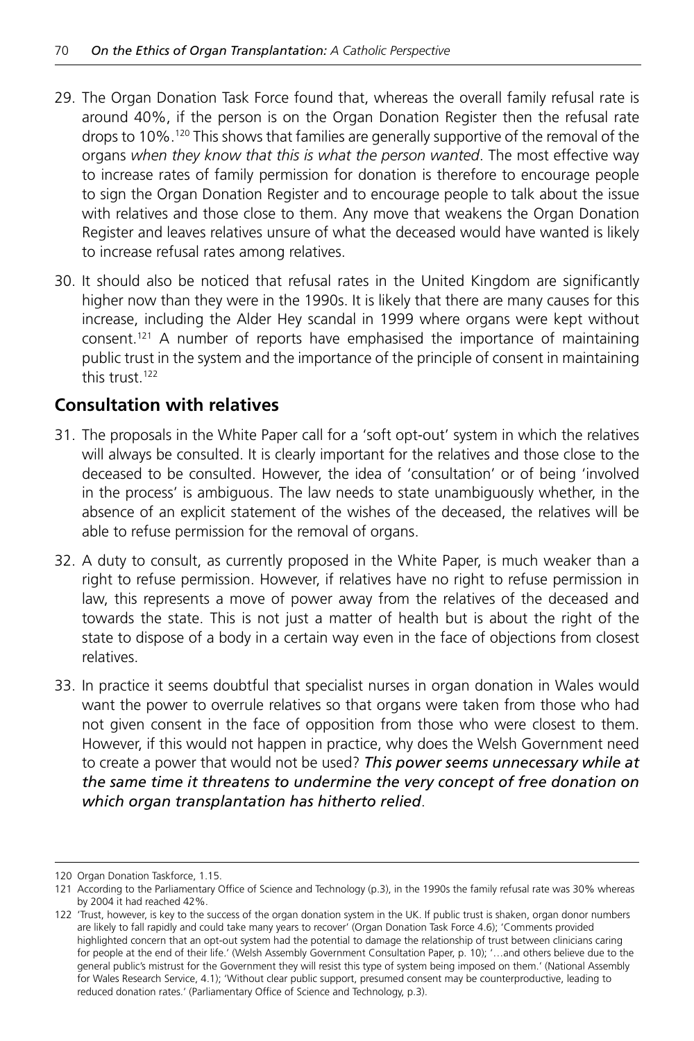29. The Organ Donation Task Force found that, whereas the overall family refusal rate is around 40%, if the person is on the Organ Donation Register then the refusal rate drops to 10%.[120] This shows that families are generally supportive of the removal of the organs *when they know that this is what the person wanted*. The most effective way to increase rates of family permission for donation is therefore to encourage people to sign the Organ Donation Register and to encourage people to talk about the issue with relatives and those close to them. Any move that weakens the Organ Donation Register and leaves relatives unsure of what the deceased would have wanted is likely to increase refusal rates among relatives.

30. It should also be noticed that refusal rates in the United Kingdom are significantly higher now than they were in the 1990s. It is likely that there are many causes for this increase, including the Alder Hey scandal in 1999 where organs were kept without consent.[121] A number of reports have emphasised the importance of maintaining public trust in the system and the importance of the principle of consent in maintaining this trust.[122]

## Consultation with relatives

31. The proposals in the White Paper call for a 'soft opt-out' system in which the relatives will always be consulted. It is clearly important for the relatives and those close to the deceased to be consulted. However, the idea of 'consultation' or of being 'involved in the process' is ambiguous. The law needs to state unambiguously whether, in the absence of an explicit statement of the wishes of the deceased, the relatives will be able to refuse permission for the removal of organs.

32. A duty to consult, as currently proposed in the White Paper, is much weaker than a right to refuse permission. However, if relatives have no right to refuse permission in law, this represents a move of power away from the relatives of the deceased and towards the state. This is not just a matter of health but is about the right of the state to dispose of a body in a certain way even in the face of objections from closest relatives.

33. In practice it seems doubtful that specialist nurses in organ donation in Wales would want the power to overrule relatives so that organs were taken from those who had not given consent in the face of opposition from those who were closest to them. However, if this would not happen in practice, why does the Welsh Government need to create a power that would not be used? ***This power seems unnecessary while at the same time it threatens to undermine the very concept of free donation on which organ transplantation has hitherto relied***.

---

120 Organ Donation Taskforce, 1.15.

121 According to the Parliamentary Office of Science and Technology (p.3), in the 1990s the family refusal rate was 30% whereas by 2004 it had reached 42%.

122 'Trust, however, is key to the success of the organ donation system in the UK. If public trust is shaken, organ donor numbers are likely to fall rapidly and could take many years to recover' (Organ Donation Task Force 4.6); 'Comments provided highlighted concern that an opt-out system had the potential to damage the relationship of trust between clinicians caring for people at the end of their life.' (Welsh Assembly Government Consultation Paper, p. 10); '…and others believe due to the general public's mistrust for the Government they will resist this type of system being imposed on them.' (National Assembly for Wales Research Service, 4.1); 'Without clear public support, presumed consent may be counterproductive, leading to reduced donation rates.' (Parliamentary Office of Science and Technology, p.3).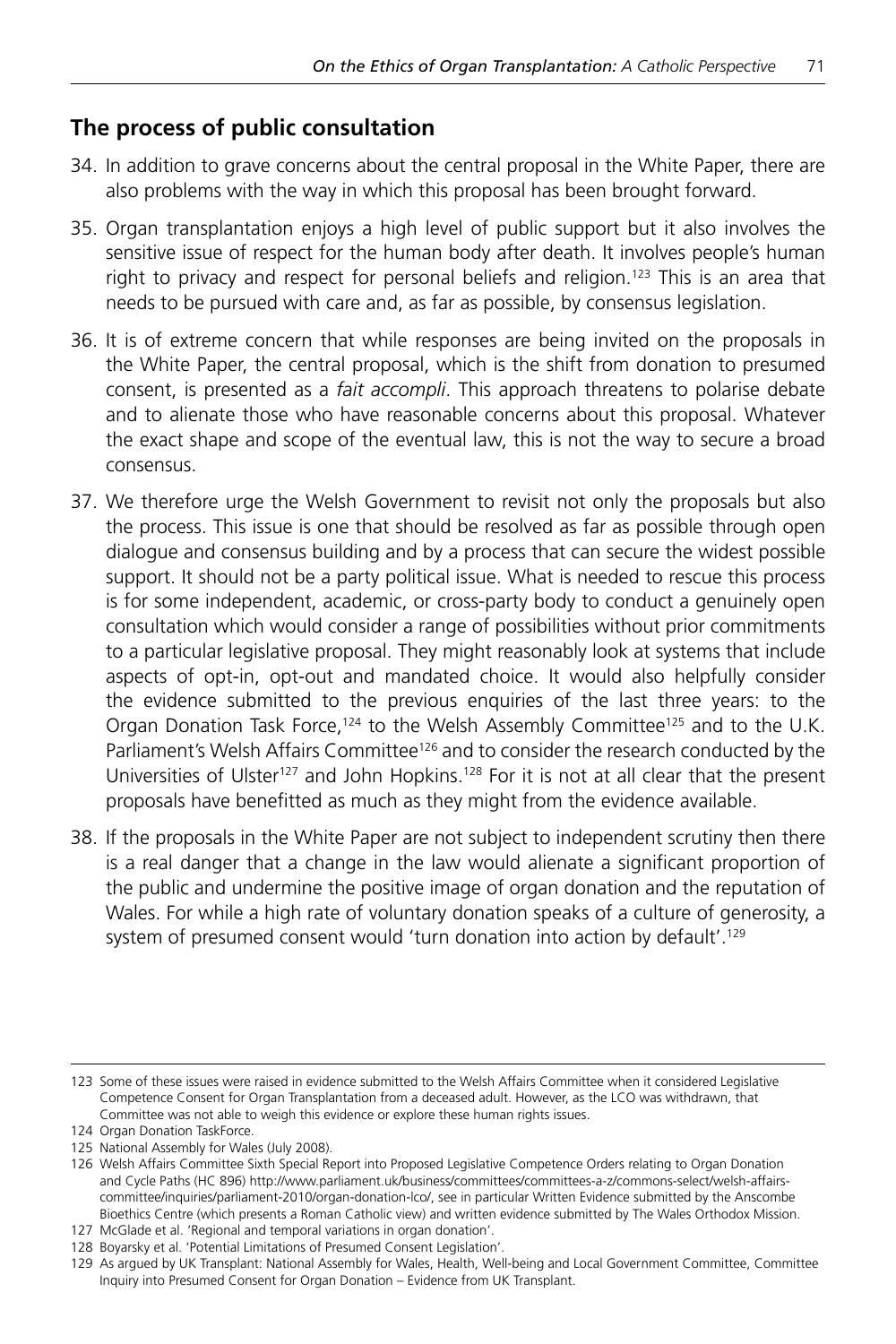## The process of public consultation

34. In addition to grave concerns about the central proposal in the White Paper, there are also problems with the way in which this proposal has been brought forward.

35. Organ transplantation enjoys a high level of public support but it also involves the sensitive issue of respect for the human body after death. It involves people's human right to privacy and respect for personal beliefs and religion.[123] This is an area that needs to be pursued with care and, as far as possible, by consensus legislation.

36. It is of extreme concern that while responses are being invited on the proposals in the White Paper, the central proposal, which is the shift from donation to presumed consent, is presented as a *fait accompli*. This approach threatens to polarise debate and to alienate those who have reasonable concerns about this proposal. Whatever the exact shape and scope of the eventual law, this is not the way to secure a broad consensus.

37. We therefore urge the Welsh Government to revisit not only the proposals but also the process. This issue is one that should be resolved as far as possible through open dialogue and consensus building and by a process that can secure the widest possible support. It should not be a party political issue. What is needed to rescue this process is for some independent, academic, or cross-party body to conduct a genuinely open consultation which would consider a range of possibilities without prior commitments to a particular legislative proposal. They might reasonably look at systems that include aspects of opt-in, opt-out and mandated choice. It would also helpfully consider the evidence submitted to the previous enquiries of the last three years: to the Organ Donation Task Force,[124] to the Welsh Assembly Committee[125] and to the U.K. Parliament's Welsh Affairs Committee[126] and to consider the research conducted by the Universities of Ulster[127] and John Hopkins.[128] For it is not at all clear that the present proposals have benefitted as much as they might from the evidence available.

38. If the proposals in the White Paper are not subject to independent scrutiny then there is a real danger that a change in the law would alienate a significant proportion of the public and undermine the positive image of organ donation and the reputation of Wales. For while a high rate of voluntary donation speaks of a culture of generosity, a system of presumed consent would 'turn donation into action by default'.[129]

---

123 Some of these issues were raised in evidence submitted to the Welsh Affairs Committee when it considered Legislative Competence Consent for Organ Transplantation from a deceased adult. However, as the LCO was withdrawn, that Committee was not able to weigh this evidence or explore these human rights issues.

124 Organ Donation TaskForce.

125 National Assembly for Wales (July 2008).

126 Welsh Affairs Committee Sixth Special Report into Proposed Legislative Competence Orders relating to Organ Donation and Cycle Paths (HC 896) http://www.parliament.uk/business/committees/committees-a-z/commons-select/welsh-affairs-committee/inquiries/parliament-2010/organ-donation-lco/, see in particular Written Evidence submitted by the Anscombe Bioethics Centre (which presents a Roman Catholic view) and written evidence submitted by The Wales Orthodox Mission.

127 McGlade et al. 'Regional and temporal variations in organ donation'.

128 Boyarsky et al. 'Potential Limitations of Presumed Consent Legislation'.

129 As argued by UK Transplant: National Assembly for Wales, Health, Well-being and Local Government Committee, Committee Inquiry into Presumed Consent for Organ Donation – Evidence from UK Transplant.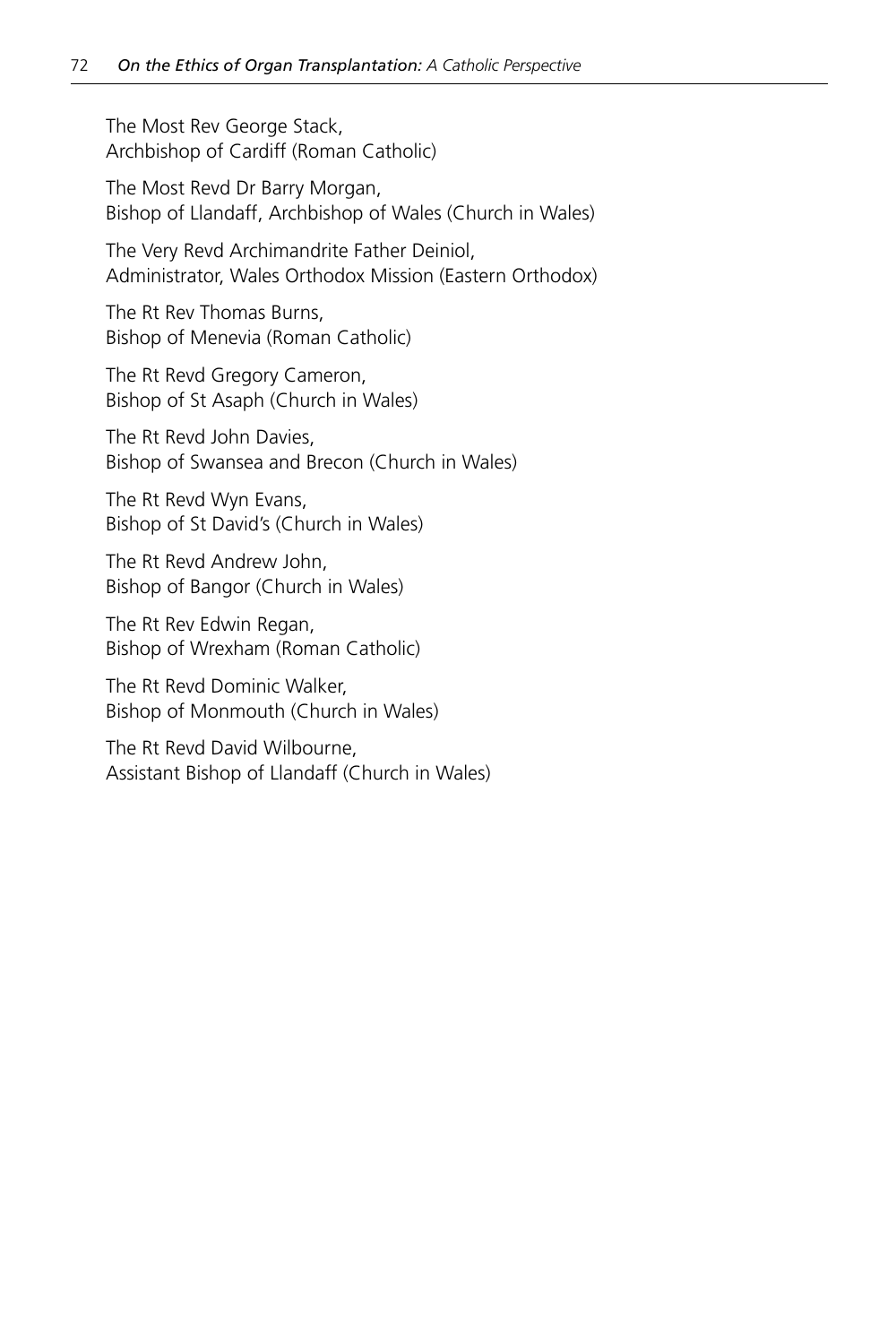The Most Rev George Stack,
Archbishop of Cardiff (Roman Catholic)

The Most Revd Dr Barry Morgan,
Bishop of Llandaff, Archbishop of Wales (Church in Wales)

The Very Revd Archimandrite Father Deiniol,
Administrator, Wales Orthodox Mission (Eastern Orthodox)

The Rt Rev Thomas Burns,
Bishop of Menevia (Roman Catholic)

The Rt Revd Gregory Cameron,
Bishop of St Asaph (Church in Wales)

The Rt Revd John Davies,
Bishop of Swansea and Brecon (Church in Wales)

The Rt Revd Wyn Evans,
Bishop of St David's (Church in Wales)

The Rt Revd Andrew John,
Bishop of Bangor (Church in Wales)

The Rt Rev Edwin Regan,
Bishop of Wrexham (Roman Catholic)

The Rt Revd Dominic Walker,
Bishop of Monmouth (Church in Wales)

The Rt Revd David Wilbourne,
Assistant Bishop of Llandaff (Church in Wales)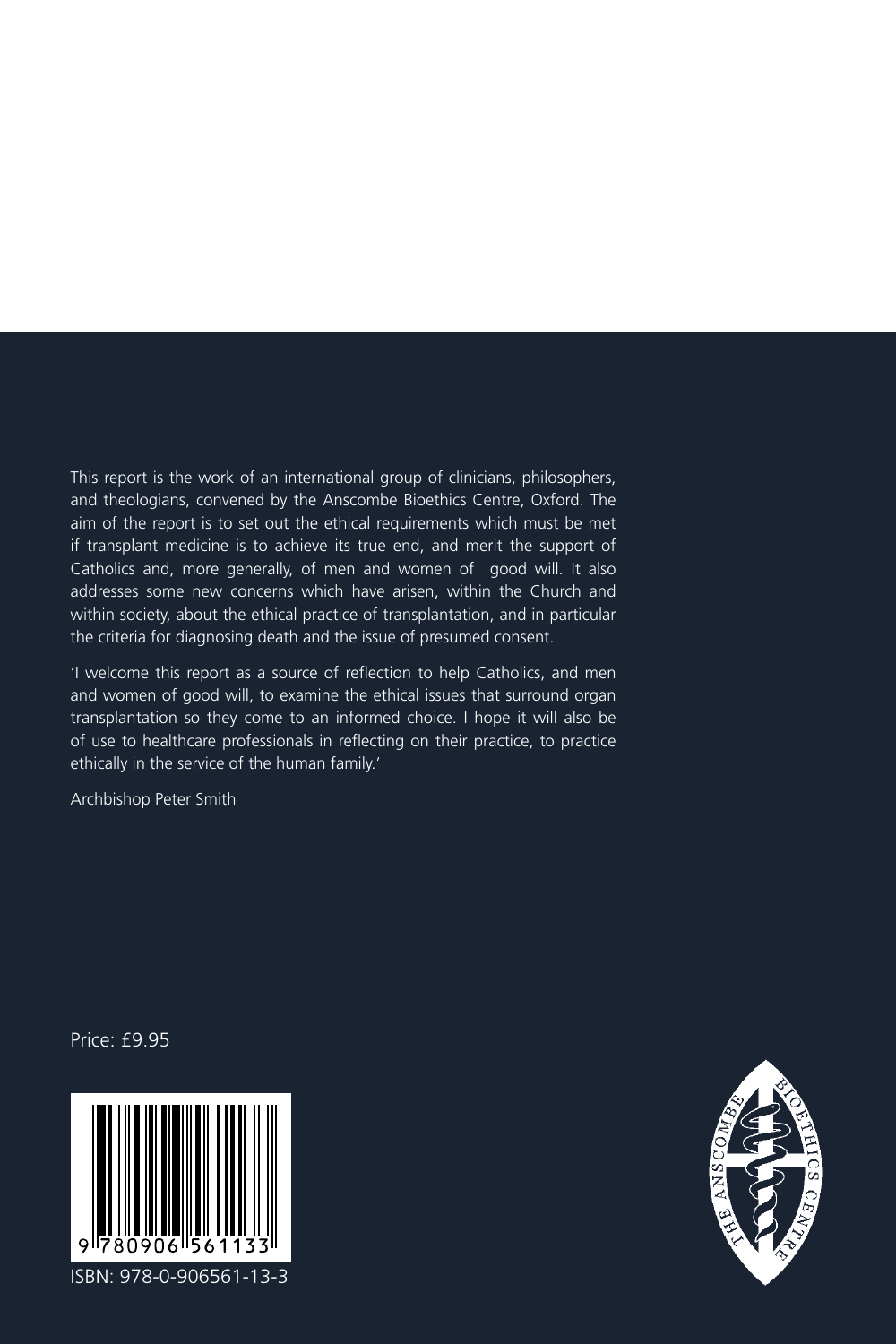This report is the work of an international group of clinicians, philosophers, and theologians, convened by the Anscombe Bioethics Centre, Oxford. The aim of the report is to set out the ethical requirements which must be met if transplant medicine is to achieve its true end, and merit the support of Catholics and, more generally, of men and women of good will. It also addresses some new concerns which have arisen, within the Church and within society, about the ethical practice of transplantation, and in particular the criteria for diagnosing death and the issue of presumed consent.

'I welcome this report as a source of reflection to help Catholics, and men and women of good will, to examine the ethical issues that surround organ transplantation so they come to an informed choice. I hope it will also be of use to healthcare professionals in reflecting on their practice, to practice ethically in the service of the human family.'

Archbishop Peter Smith

Price: £9.95

9 780906 561133

ISBN: 978-0-906561-13-3

THE ANSCOMBE BIOETHICS CENTRE